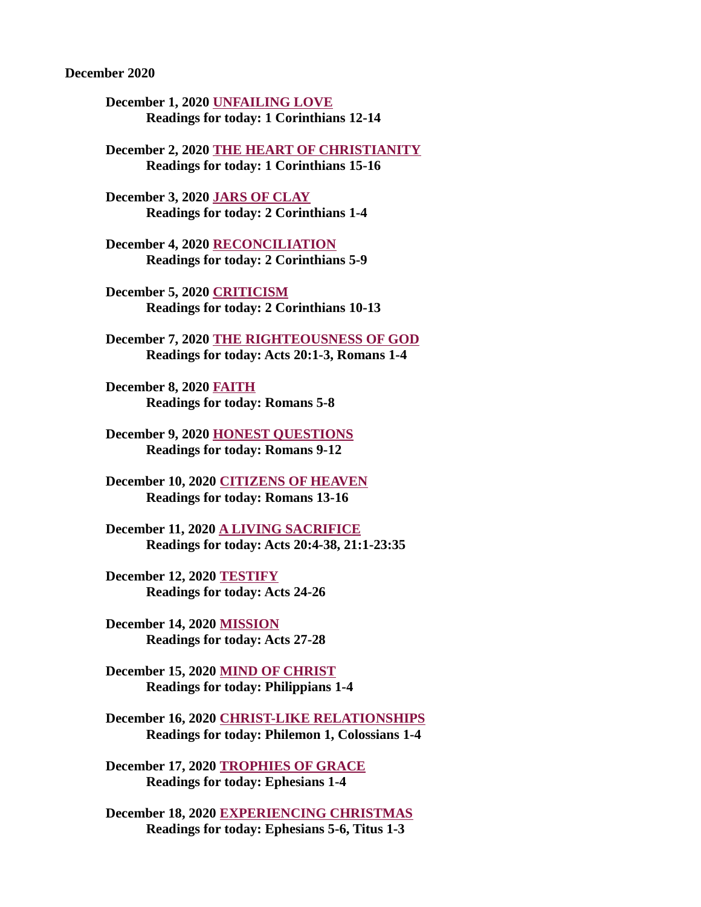**December 2020**

**December 1, 2020 UNFAILING LOVE**
**Readings for today: 1 Corinthians 12-14**

**December 2, 2020 THE HEART OF CHRISTIANITY**
**Readings for today: 1 Corinthians 15-16**

**December 3, 2020 JARS OF CLAY**
**Readings for today: 2 Corinthians 1-4**

**December 4, 2020 RECONCILIATION**
**Readings for today: 2 Corinthians 5-9**

**December 5, 2020 CRITICISM**
**Readings for today: 2 Corinthians 10-13**

**December 7, 2020 THE RIGHTEOUSNESS OF GOD**
**Readings for today: Acts 20:1-3, Romans 1-4**

**December 8, 2020 FAITH**
**Readings for today: Romans 5-8**

**December 9, 2020 HONEST QUESTIONS**
**Readings for today: Romans 9-12**

**December 10, 2020 CITIZENS OF HEAVEN**
**Readings for today: Romans 13-16**

**December 11, 2020 A LIVING SACRIFICE**
**Readings for today: Acts 20:4-38, 21:1-23:35**

**December 12, 2020 TESTIFY**
**Readings for today: Acts 24-26**

**December 14, 2020 MISSION**
**Readings for today: Acts 27-28**

**December 15, 2020 MIND OF CHRIST**
**Readings for today: Philippians 1-4**

**December 16, 2020 CHRIST-LIKE RELATIONSHIPS**
**Readings for today: Philemon 1, Colossians 1-4**

**December 17, 2020 TROPHIES OF GRACE**
**Readings for today: Ephesians 1-4**

**December 18, 2020 EXPERIENCING CHRISTMAS**
**Readings for today: Ephesians 5-6, Titus 1-3**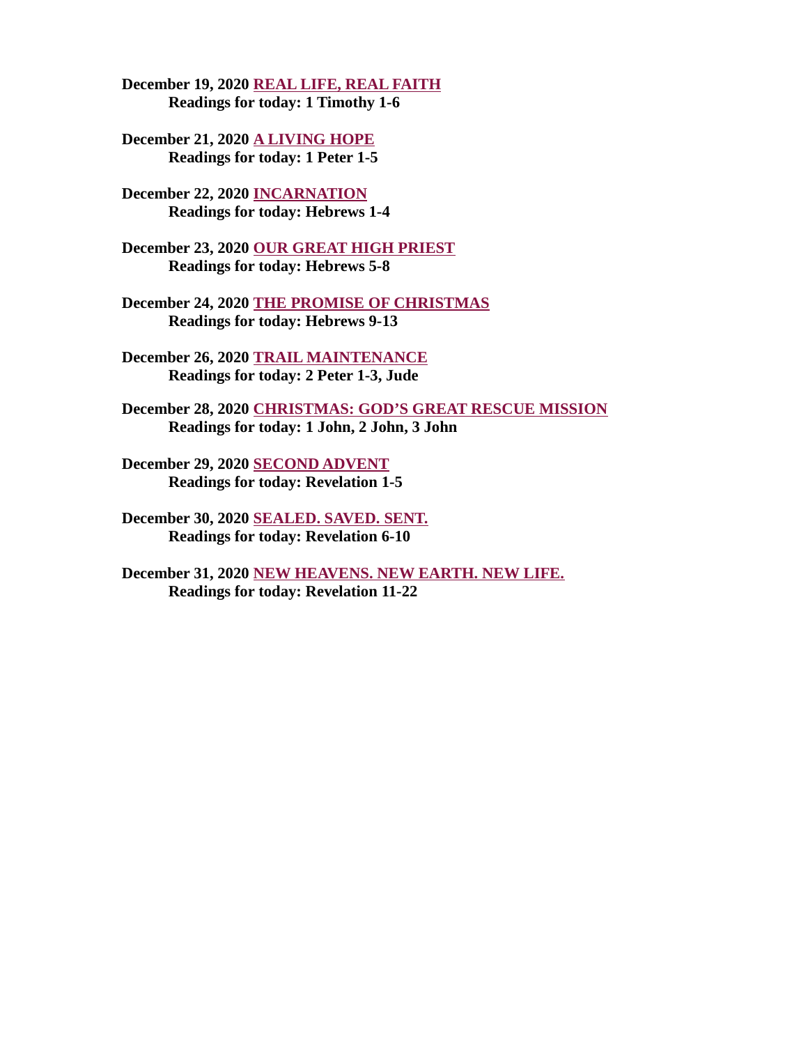**December 19, 2020 REAL LIFE, REAL FAITH**
**Readings for today: 1 Timothy 1-6**

**December 21, 2020 A LIVING HOPE**
**Readings for today: 1 Peter 1-5**

**December 22, 2020 INCARNATION**
**Readings for today: Hebrews 1-4**

**December 23, 2020 OUR GREAT HIGH PRIEST**
**Readings for today: Hebrews 5-8**

**December 24, 2020 THE PROMISE OF CHRISTMAS**
**Readings for today: Hebrews 9-13**

**December 26, 2020 TRAIL MAINTENANCE**
**Readings for today: 2 Peter 1-3, Jude**

**December 28, 2020 CHRISTMAS: GOD'S GREAT RESCUE MISSION**
**Readings for today: 1 John, 2 John, 3 John**

**December 29, 2020 SECOND ADVENT**
**Readings for today: Revelation 1-5**

**December 30, 2020 SEALED. SAVED. SENT.**
**Readings for today: Revelation 6-10**

**December 31, 2020 NEW HEAVENS. NEW EARTH. NEW LIFE.**
**Readings for today: Revelation 11-22**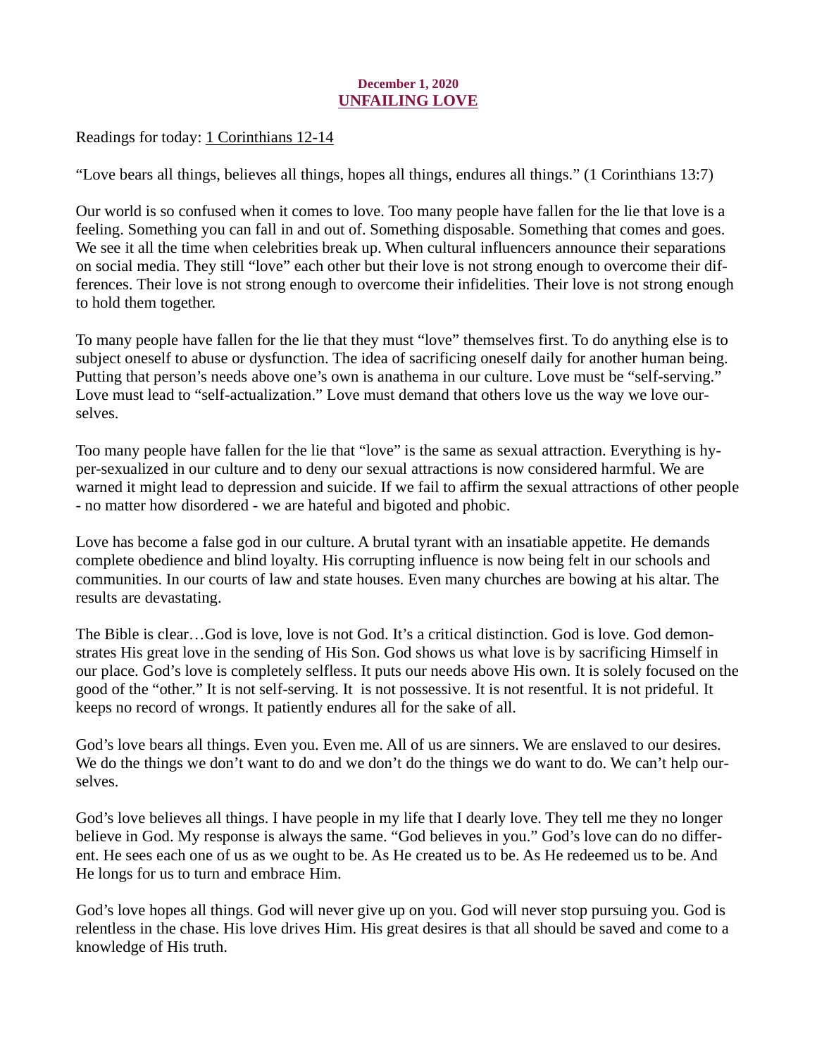**December 1, 2020**
**UNFAILING LOVE**

Readings for today: 1 Corinthians 12-14

"Love bears all things, believes all things, hopes all things, endures all things." (1 Corinthians 13:7)

Our world is so confused when it comes to love. Too many people have fallen for the lie that love is a feeling. Something you can fall in and out of. Something disposable. Something that comes and goes. We see it all the time when celebrities break up. When cultural influencers announce their separations on social media. They still "love" each other but their love is not strong enough to overcome their differences. Their love is not strong enough to overcome their infidelities. Their love is not strong enough to hold them together.

To many people have fallen for the lie that they must "love" themselves first. To do anything else is to subject oneself to abuse or dysfunction. The idea of sacrificing oneself daily for another human being. Putting that person's needs above one's own is anathema in our culture. Love must be "self-serving." Love must lead to "self-actualization." Love must demand that others love us the way we love ourselves.

Too many people have fallen for the lie that "love" is the same as sexual attraction. Everything is hyper-sexualized in our culture and to deny our sexual attractions is now considered harmful. We are warned it might lead to depression and suicide. If we fail to affirm the sexual attractions of other people - no matter how disordered - we are hateful and bigoted and phobic.

Love has become a false god in our culture. A brutal tyrant with an insatiable appetite. He demands complete obedience and blind loyalty. His corrupting influence is now being felt in our schools and communities. In our courts of law and state houses. Even many churches are bowing at his altar. The results are devastating.

The Bible is clear…God is love, love is not God. It's a critical distinction. God is love. God demonstrates His great love in the sending of His Son. God shows us what love is by sacrificing Himself in our place. God's love is completely selfless. It puts our needs above His own. It is solely focused on the good of the "other." It is not self-serving. It is not possessive. It is not resentful. It is not prideful. It keeps no record of wrongs. It patiently endures all for the sake of all.

God's love bears all things. Even you. Even me. All of us are sinners. We are enslaved to our desires. We do the things we don't want to do and we don't do the things we do want to do. We can't help ourselves.

God's love believes all things. I have people in my life that I dearly love. They tell me they no longer believe in God. My response is always the same. "God believes in you." God's love can do no different. He sees each one of us as we ought to be. As He created us to be. As He redeemed us to be. And He longs for us to turn and embrace Him.

God's love hopes all things. God will never give up on you. God will never stop pursuing you. God is relentless in the chase. His love drives Him. His great desires is that all should be saved and come to a knowledge of His truth.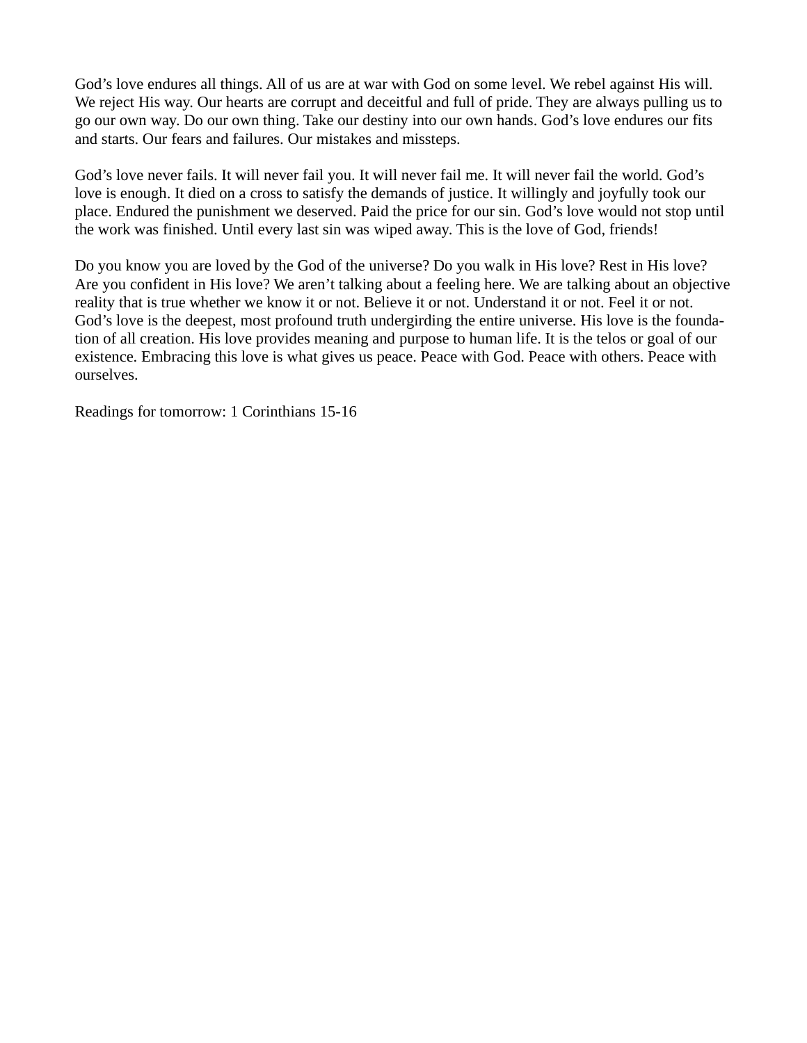God’s love endures all things. All of us are at war with God on some level. We rebel against His will. We reject His way. Our hearts are corrupt and deceitful and full of pride. They are always pulling us to go our own way. Do our own thing. Take our destiny into our own hands. God’s love endures our fits and starts. Our fears and failures. Our mistakes and missteps.

God’s love never fails. It will never fail you. It will never fail me. It will never fail the world. God’s love is enough. It died on a cross to satisfy the demands of justice. It willingly and joyfully took our place. Endured the punishment we deserved. Paid the price for our sin. God’s love would not stop until the work was finished. Until every last sin was wiped away. This is the love of God, friends!

Do you know you are loved by the God of the universe? Do you walk in His love? Rest in His love? Are you confident in His love? We aren’t talking about a feeling here. We are talking about an objective reality that is true whether we know it or not. Believe it or not. Understand it or not. Feel it or not. God’s love is the deepest, most profound truth undergirding the entire universe. His love is the foundation of all creation. His love provides meaning and purpose to human life. It is the telos or goal of our existence. Embracing this love is what gives us peace. Peace with God. Peace with others. Peace with ourselves.

Readings for tomorrow: 1 Corinthians 15-16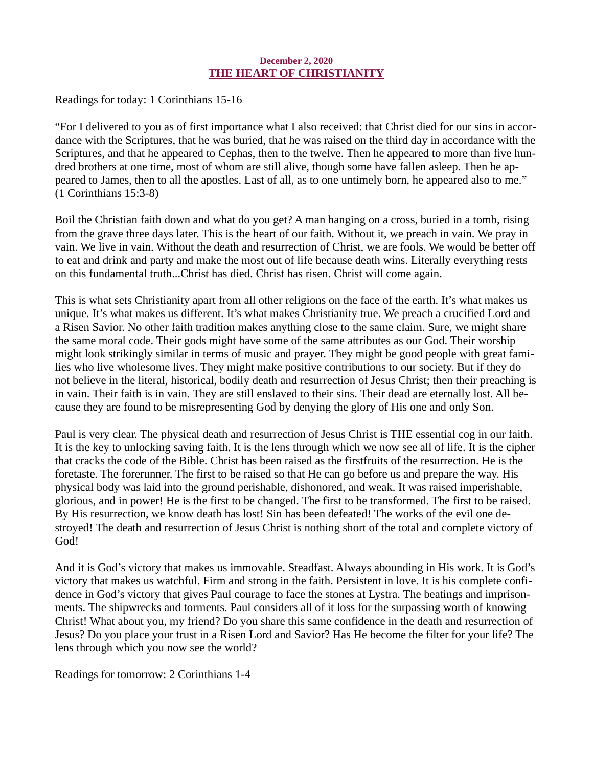**December 2, 2020**

## THE HEART OF CHRISTIANITY

Readings for today: 1 Corinthians 15-16

"For I delivered to you as of first importance what I also received: that Christ died for our sins in accordance with the Scriptures, that he was buried, that he was raised on the third day in accordance with the Scriptures, and that he appeared to Cephas, then to the twelve. Then he appeared to more than five hundred brothers at one time, most of whom are still alive, though some have fallen asleep. Then he appeared to James, then to all the apostles. Last of all, as to one untimely born, he appeared also to me." (1 Corinthians 15:3-8)

Boil the Christian faith down and what do you get? A man hanging on a cross, buried in a tomb, rising from the grave three days later. This is the heart of our faith. Without it, we preach in vain. We pray in vain. We live in vain. Without the death and resurrection of Christ, we are fools. We would be better off to eat and drink and party and make the most out of life because death wins. Literally everything rests on this fundamental truth...Christ has died. Christ has risen. Christ will come again.

This is what sets Christianity apart from all other religions on the face of the earth. It's what makes us unique. It's what makes us different. It's what makes Christianity true. We preach a crucified Lord and a Risen Savior. No other faith tradition makes anything close to the same claim. Sure, we might share the same moral code. Their gods might have some of the same attributes as our God. Their worship might look strikingly similar in terms of music and prayer. They might be good people with great families who live wholesome lives. They might make positive contributions to our society. But if they do not believe in the literal, historical, bodily death and resurrection of Jesus Christ; then their preaching is in vain. Their faith is in vain. They are still enslaved to their sins. Their dead are eternally lost. All because they are found to be misrepresenting God by denying the glory of His one and only Son.

Paul is very clear. The physical death and resurrection of Jesus Christ is THE essential cog in our faith. It is the key to unlocking saving faith. It is the lens through which we now see all of life. It is the cipher that cracks the code of the Bible. Christ has been raised as the firstfruits of the resurrection. He is the foretaste. The forerunner. The first to be raised so that He can go before us and prepare the way. His physical body was laid into the ground perishable, dishonored, and weak. It was raised imperishable, glorious, and in power! He is the first to be changed. The first to be transformed. The first to be raised. By His resurrection, we know death has lost! Sin has been defeated! The works of the evil one destroyed! The death and resurrection of Jesus Christ is nothing short of the total and complete victory of God!

And it is God's victory that makes us immovable. Steadfast. Always abounding in His work. It is God's victory that makes us watchful. Firm and strong in the faith. Persistent in love. It is his complete confidence in God's victory that gives Paul courage to face the stones at Lystra. The beatings and imprisonments. The shipwrecks and torments. Paul considers all of it loss for the surpassing worth of knowing Christ! What about you, my friend? Do you share this same confidence in the death and resurrection of Jesus? Do you place your trust in a Risen Lord and Savior? Has He become the filter for your life? The lens through which you now see the world?

Readings for tomorrow: 2 Corinthians 1-4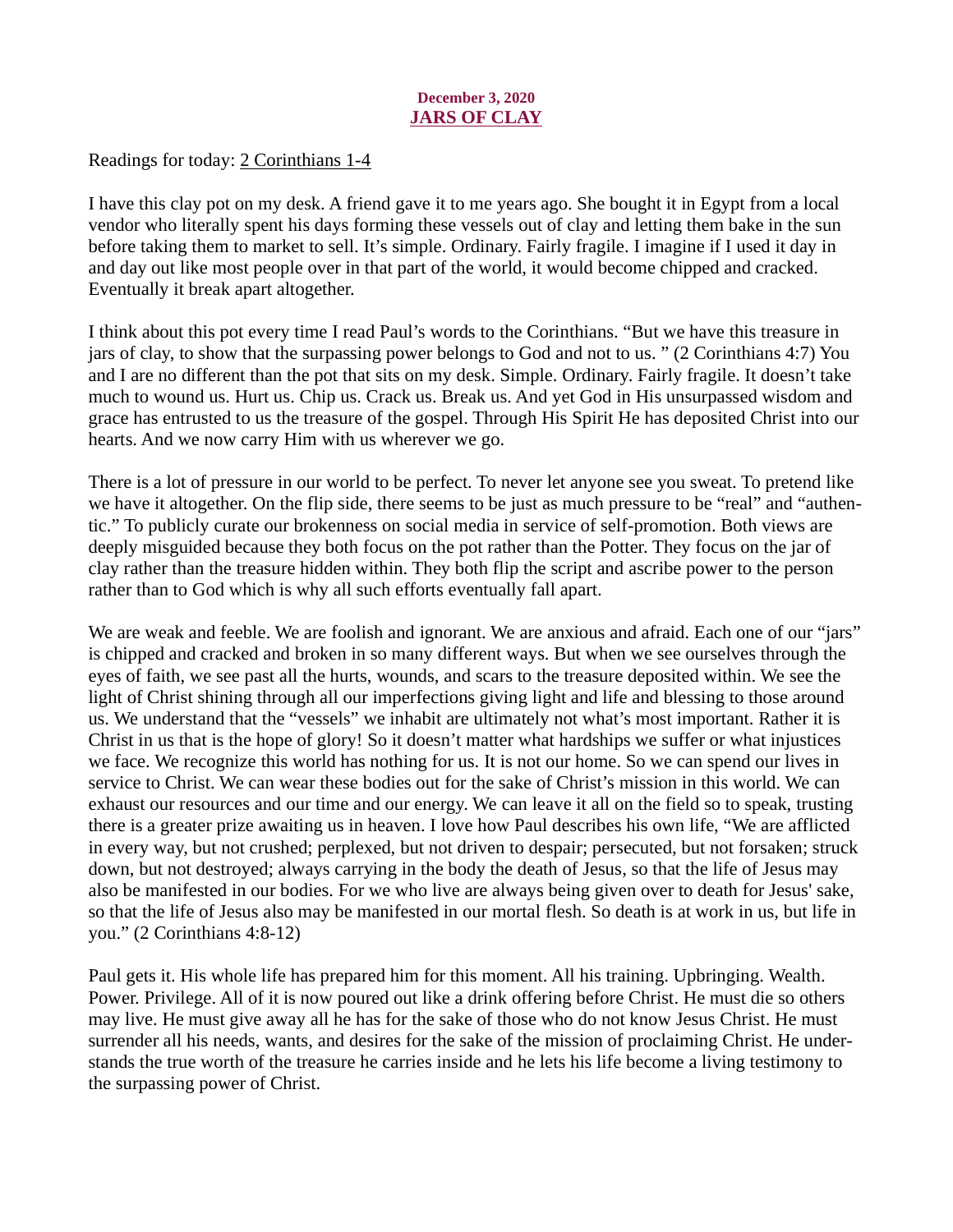**December 3, 2020**
**JARS OF CLAY**

Readings for today: 2 Corinthians 1-4

I have this clay pot on my desk. A friend gave it to me years ago. She bought it in Egypt from a local vendor who literally spent his days forming these vessels out of clay and letting them bake in the sun before taking them to market to sell. It's simple. Ordinary. Fairly fragile. I imagine if I used it day in and day out like most people over in that part of the world, it would become chipped and cracked. Eventually it break apart altogether.

I think about this pot every time I read Paul's words to the Corinthians. "But we have this treasure in jars of clay, to show that the surpassing power belongs to God and not to us. " (2 Corinthians 4:7) You and I are no different than the pot that sits on my desk. Simple. Ordinary. Fairly fragile. It doesn't take much to wound us. Hurt us. Chip us. Crack us. Break us. And yet God in His unsurpassed wisdom and grace has entrusted to us the treasure of the gospel. Through His Spirit He has deposited Christ into our hearts. And we now carry Him with us wherever we go.

There is a lot of pressure in our world to be perfect. To never let anyone see you sweat. To pretend like we have it altogether. On the flip side, there seems to be just as much pressure to be "real" and "authentic." To publicly curate our brokenness on social media in service of self-promotion. Both views are deeply misguided because they both focus on the pot rather than the Potter. They focus on the jar of clay rather than the treasure hidden within. They both flip the script and ascribe power to the person rather than to God which is why all such efforts eventually fall apart.

We are weak and feeble. We are foolish and ignorant. We are anxious and afraid. Each one of our "jars" is chipped and cracked and broken in so many different ways. But when we see ourselves through the eyes of faith, we see past all the hurts, wounds, and scars to the treasure deposited within. We see the light of Christ shining through all our imperfections giving light and life and blessing to those around us. We understand that the "vessels" we inhabit are ultimately not what's most important. Rather it is Christ in us that is the hope of glory! So it doesn't matter what hardships we suffer or what injustices we face. We recognize this world has nothing for us. It is not our home. So we can spend our lives in service to Christ. We can wear these bodies out for the sake of Christ's mission in this world. We can exhaust our resources and our time and our energy. We can leave it all on the field so to speak, trusting there is a greater prize awaiting us in heaven. I love how Paul describes his own life, "We are afflicted in every way, but not crushed; perplexed, but not driven to despair; persecuted, but not forsaken; struck down, but not destroyed; always carrying in the body the death of Jesus, so that the life of Jesus may also be manifested in our bodies. For we who live are always being given over to death for Jesus' sake, so that the life of Jesus also may be manifested in our mortal flesh. So death is at work in us, but life in you." (2 Corinthians 4:8-12)

Paul gets it. His whole life has prepared him for this moment. All his training. Upbringing. Wealth. Power. Privilege. All of it is now poured out like a drink offering before Christ. He must die so others may live. He must give away all he has for the sake of those who do not know Jesus Christ. He must surrender all his needs, wants, and desires for the sake of the mission of proclaiming Christ. He understands the true worth of the treasure he carries inside and he lets his life become a living testimony to the surpassing power of Christ.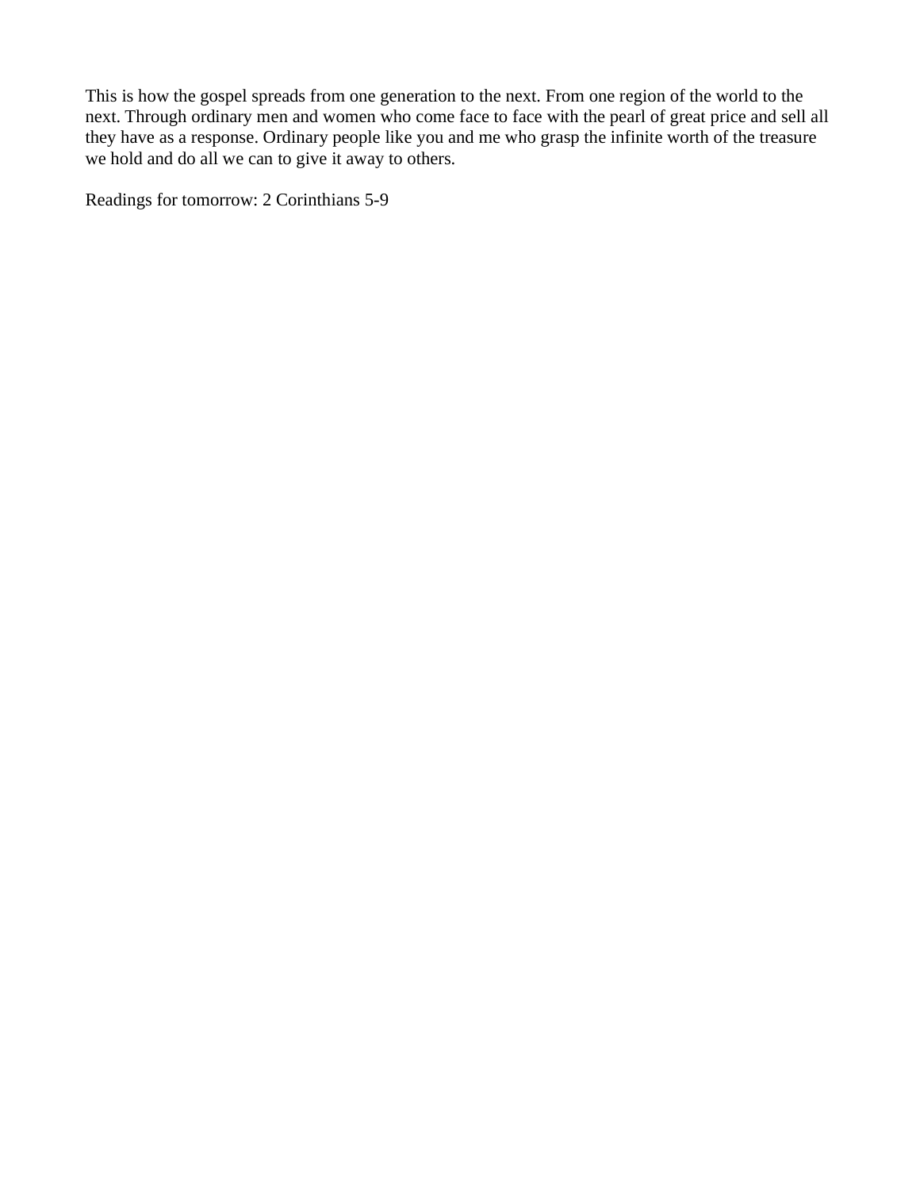This is how the gospel spreads from one generation to the next. From one region of the world to the next. Through ordinary men and women who come face to face with the pearl of great price and sell all they have as a response. Ordinary people like you and me who grasp the infinite worth of the treasure we hold and do all we can to give it away to others.

Readings for tomorrow: 2 Corinthians 5-9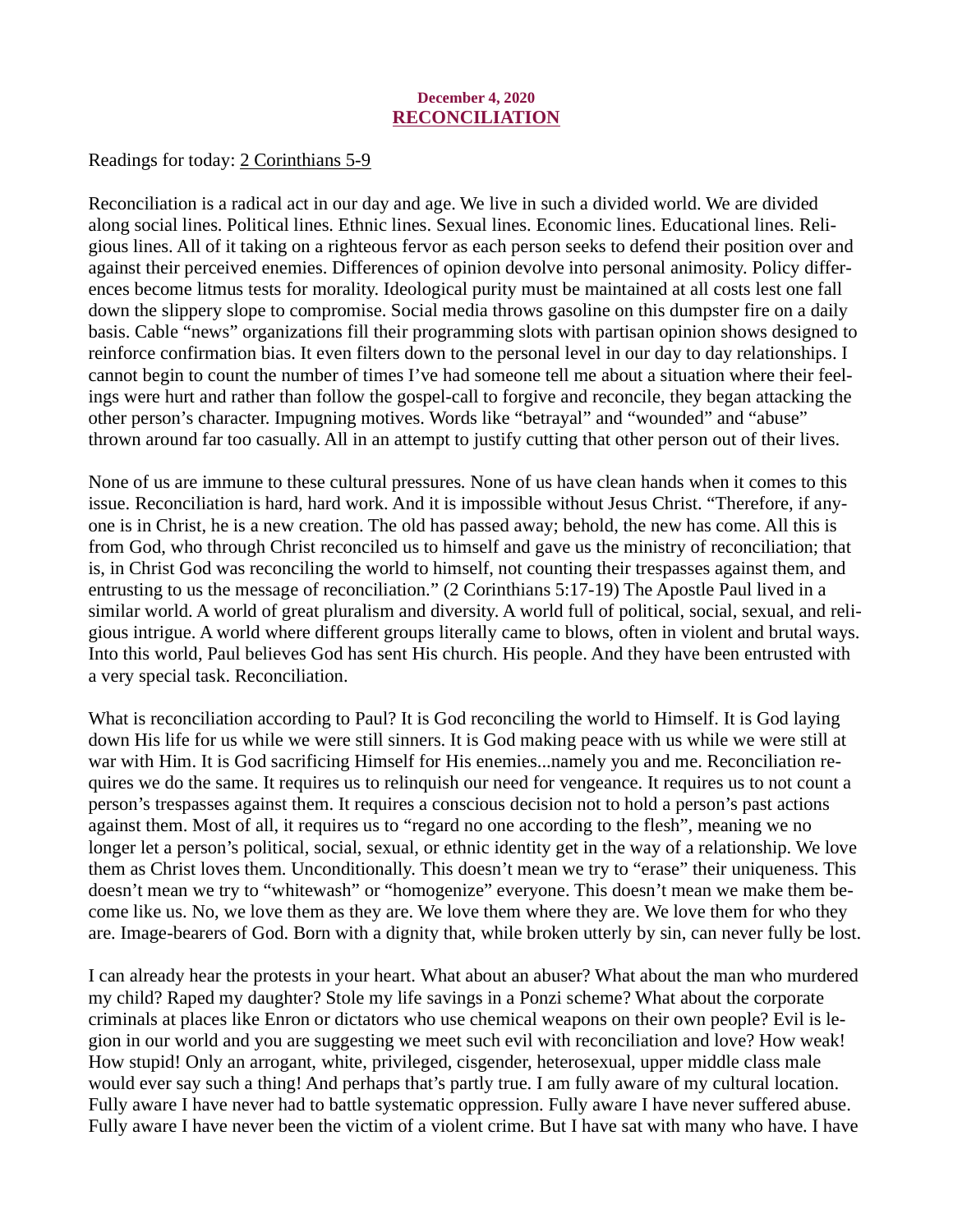**December 4, 2020**

## RECONCILIATION

Readings for today: 2 Corinthians 5-9

Reconciliation is a radical act in our day and age. We live in such a divided world. We are divided along social lines. Political lines. Ethnic lines. Sexual lines. Economic lines. Educational lines. Religious lines. All of it taking on a righteous fervor as each person seeks to defend their position over and against their perceived enemies. Differences of opinion devolve into personal animosity. Policy differences become litmus tests for morality. Ideological purity must be maintained at all costs lest one fall down the slippery slope to compromise. Social media throws gasoline on this dumpster fire on a daily basis. Cable "news" organizations fill their programming slots with partisan opinion shows designed to reinforce confirmation bias. It even filters down to the personal level in our day to day relationships. I cannot begin to count the number of times I've had someone tell me about a situation where their feelings were hurt and rather than follow the gospel-call to forgive and reconcile, they began attacking the other person's character. Impugning motives. Words like "betrayal" and "wounded" and "abuse" thrown around far too casually. All in an attempt to justify cutting that other person out of their lives.

None of us are immune to these cultural pressures. None of us have clean hands when it comes to this issue. Reconciliation is hard, hard work. And it is impossible without Jesus Christ. "Therefore, if anyone is in Christ, he is a new creation. The old has passed away; behold, the new has come. All this is from God, who through Christ reconciled us to himself and gave us the ministry of reconciliation; that is, in Christ God was reconciling the world to himself, not counting their trespasses against them, and entrusting to us the message of reconciliation." (2 Corinthians 5:17-19) The Apostle Paul lived in a similar world. A world of great pluralism and diversity. A world full of political, social, sexual, and religious intrigue. A world where different groups literally came to blows, often in violent and brutal ways. Into this world, Paul believes God has sent His church. His people. And they have been entrusted with a very special task. Reconciliation.

What is reconciliation according to Paul? It is God reconciling the world to Himself. It is God laying down His life for us while we were still sinners. It is God making peace with us while we were still at war with Him. It is God sacrificing Himself for His enemies...namely you and me. Reconciliation requires we do the same. It requires us to relinquish our need for vengeance. It requires us to not count a person's trespasses against them. It requires a conscious decision not to hold a person's past actions against them. Most of all, it requires us to "regard no one according to the flesh", meaning we no longer let a person's political, social, sexual, or ethnic identity get in the way of a relationship. We love them as Christ loves them. Unconditionally. This doesn't mean we try to "erase" their uniqueness. This doesn't mean we try to "whitewash" or "homogenize" everyone. This doesn't mean we make them become like us. No, we love them as they are. We love them where they are. We love them for who they are. Image-bearers of God. Born with a dignity that, while broken utterly by sin, can never fully be lost.

I can already hear the protests in your heart. What about an abuser? What about the man who murdered my child? Raped my daughter? Stole my life savings in a Ponzi scheme? What about the corporate criminals at places like Enron or dictators who use chemical weapons on their own people? Evil is legion in our world and you are suggesting we meet such evil with reconciliation and love? How weak! How stupid! Only an arrogant, white, privileged, cisgender, heterosexual, upper middle class male would ever say such a thing! And perhaps that's partly true. I am fully aware of my cultural location. Fully aware I have never had to battle systematic oppression. Fully aware I have never suffered abuse. Fully aware I have never been the victim of a violent crime. But I have sat with many who have. I have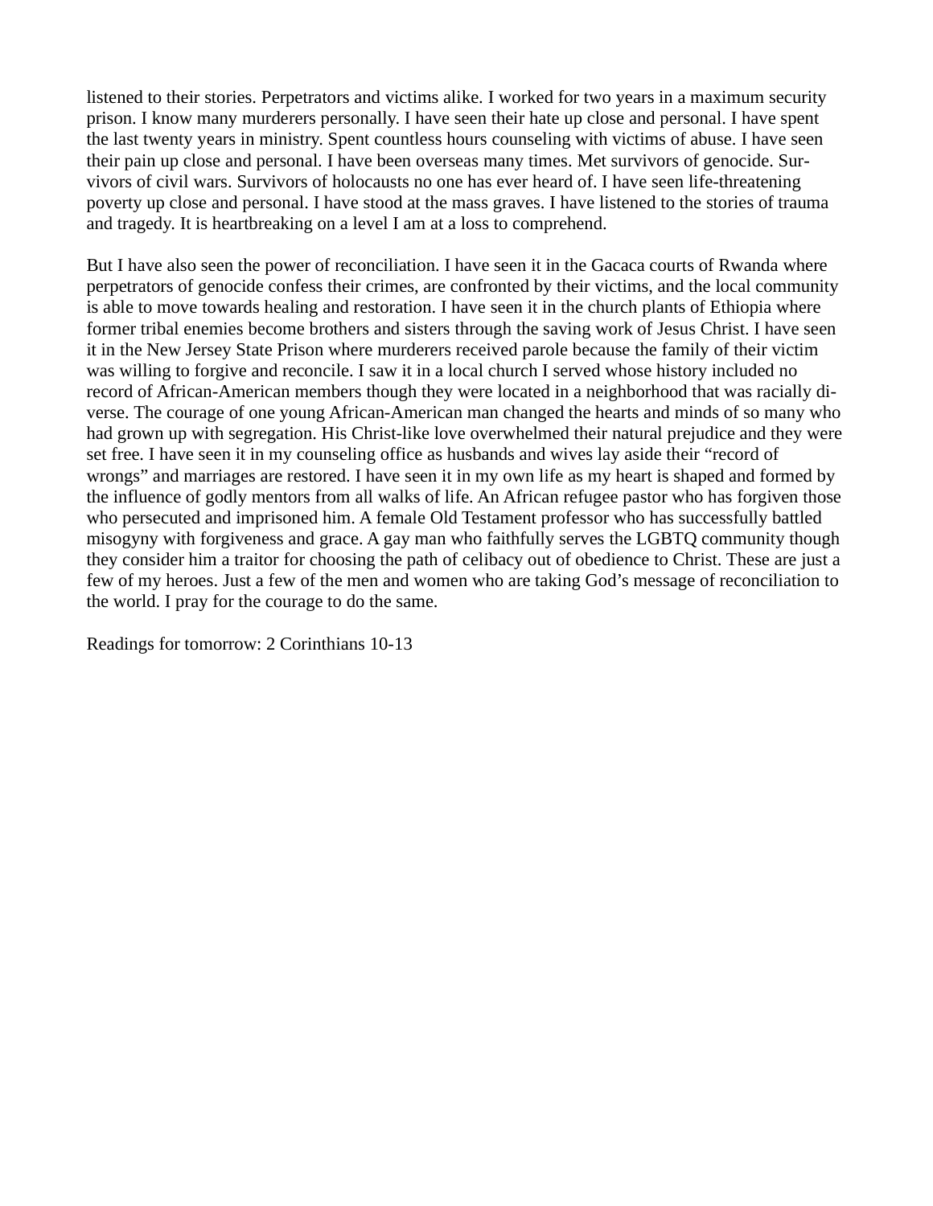listened to their stories. Perpetrators and victims alike. I worked for two years in a maximum security prison. I know many murderers personally. I have seen their hate up close and personal. I have spent the last twenty years in ministry. Spent countless hours counseling with victims of abuse. I have seen their pain up close and personal. I have been overseas many times. Met survivors of genocide. Survivors of civil wars. Survivors of holocausts no one has ever heard of. I have seen life-threatening poverty up close and personal. I have stood at the mass graves. I have listened to the stories of trauma and tragedy. It is heartbreaking on a level I am at a loss to comprehend.

But I have also seen the power of reconciliation. I have seen it in the Gacaca courts of Rwanda where perpetrators of genocide confess their crimes, are confronted by their victims, and the local community is able to move towards healing and restoration. I have seen it in the church plants of Ethiopia where former tribal enemies become brothers and sisters through the saving work of Jesus Christ. I have seen it in the New Jersey State Prison where murderers received parole because the family of their victim was willing to forgive and reconcile. I saw it in a local church I served whose history included no record of African-American members though they were located in a neighborhood that was racially diverse. The courage of one young African-American man changed the hearts and minds of so many who had grown up with segregation. His Christ-like love overwhelmed their natural prejudice and they were set free. I have seen it in my counseling office as husbands and wives lay aside their "record of wrongs" and marriages are restored. I have seen it in my own life as my heart is shaped and formed by the influence of godly mentors from all walks of life. An African refugee pastor who has forgiven those who persecuted and imprisoned him. A female Old Testament professor who has successfully battled misogyny with forgiveness and grace. A gay man who faithfully serves the LGBTQ community though they consider him a traitor for choosing the path of celibacy out of obedience to Christ. These are just a few of my heroes. Just a few of the men and women who are taking God's message of reconciliation to the world. I pray for the courage to do the same.

Readings for tomorrow: 2 Corinthians 10-13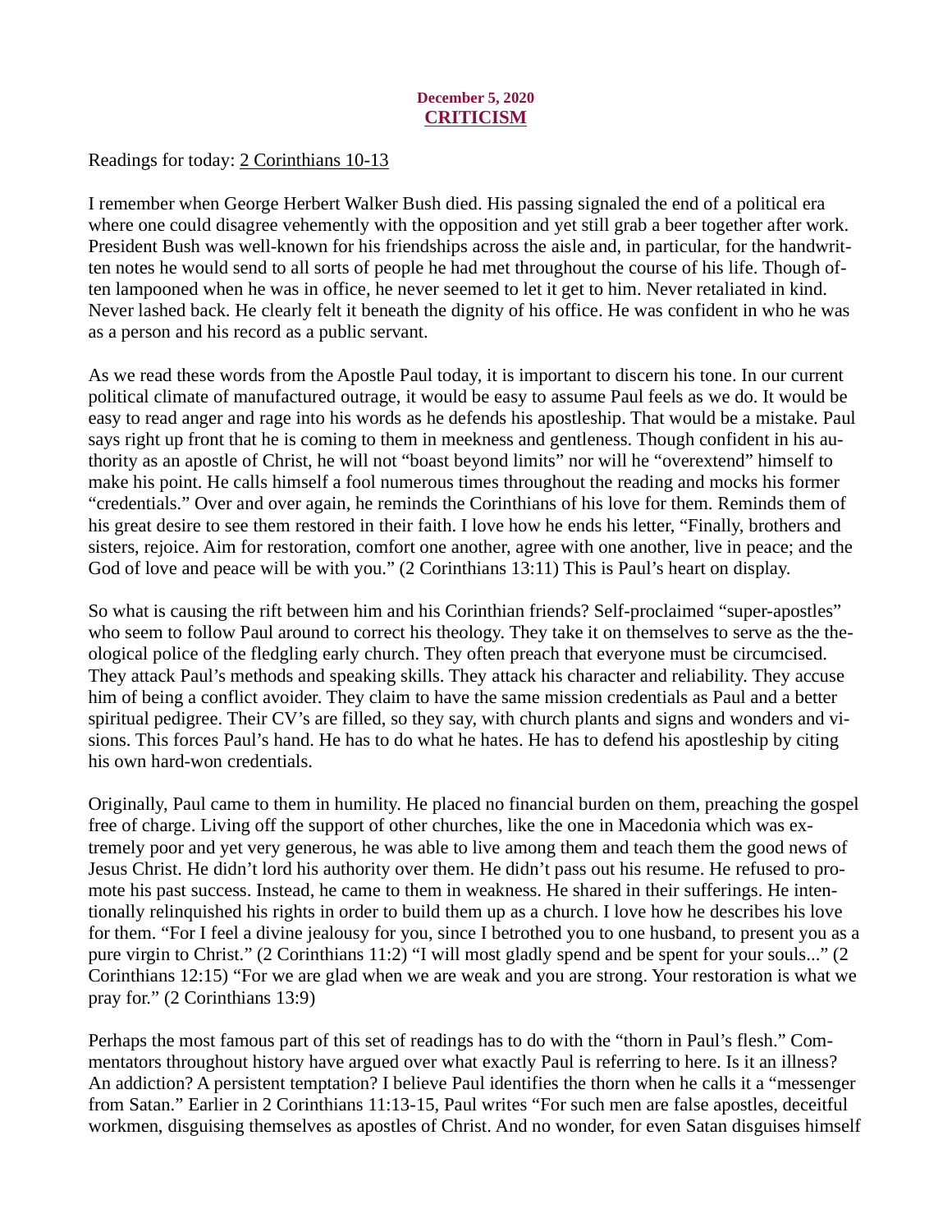**December 5, 2020**

## CRITICISM

Readings for today: 2 Corinthians 10-13

I remember when George Herbert Walker Bush died. His passing signaled the end of a political era where one could disagree vehemently with the opposition and yet still grab a beer together after work. President Bush was well-known for his friendships across the aisle and, in particular, for the handwritten notes he would send to all sorts of people he had met throughout the course of his life. Though often lampooned when he was in office, he never seemed to let it get to him. Never retaliated in kind. Never lashed back. He clearly felt it beneath the dignity of his office. He was confident in who he was as a person and his record as a public servant.

As we read these words from the Apostle Paul today, it is important to discern his tone. In our current political climate of manufactured outrage, it would be easy to assume Paul feels as we do. It would be easy to read anger and rage into his words as he defends his apostleship. That would be a mistake. Paul says right up front that he is coming to them in meekness and gentleness. Though confident in his authority as an apostle of Christ, he will not "boast beyond limits" nor will he "overextend" himself to make his point. He calls himself a fool numerous times throughout the reading and mocks his former "credentials." Over and over again, he reminds the Corinthians of his love for them. Reminds them of his great desire to see them restored in their faith. I love how he ends his letter, "Finally, brothers and sisters, rejoice. Aim for restoration, comfort one another, agree with one another, live in peace; and the God of love and peace will be with you." (2 Corinthians 13:11) This is Paul's heart on display.

So what is causing the rift between him and his Corinthian friends? Self-proclaimed "super-apostles" who seem to follow Paul around to correct his theology. They take it on themselves to serve as the theological police of the fledgling early church. They often preach that everyone must be circumcised. They attack Paul's methods and speaking skills. They attack his character and reliability. They accuse him of being a conflict avoider. They claim to have the same mission credentials as Paul and a better spiritual pedigree. Their CV's are filled, so they say, with church plants and signs and wonders and visions. This forces Paul's hand. He has to do what he hates. He has to defend his apostleship by citing his own hard-won credentials.

Originally, Paul came to them in humility. He placed no financial burden on them, preaching the gospel free of charge. Living off the support of other churches, like the one in Macedonia which was extremely poor and yet very generous, he was able to live among them and teach them the good news of Jesus Christ. He didn't lord his authority over them. He didn't pass out his resume. He refused to promote his past success. Instead, he came to them in weakness. He shared in their sufferings. He intentionally relinquished his rights in order to build them up as a church. I love how he describes his love for them. "For I feel a divine jealousy for you, since I betrothed you to one husband, to present you as a pure virgin to Christ." (2 Corinthians 11:2) "I will most gladly spend and be spent for your souls..." (2 Corinthians 12:15) "For we are glad when we are weak and you are strong. Your restoration is what we pray for." (2 Corinthians 13:9)

Perhaps the most famous part of this set of readings has to do with the "thorn in Paul's flesh." Commentators throughout history have argued over what exactly Paul is referring to here. Is it an illness? An addiction? A persistent temptation? I believe Paul identifies the thorn when he calls it a "messenger from Satan." Earlier in 2 Corinthians 11:13-15, Paul writes "For such men are false apostles, deceitful workmen, disguising themselves as apostles of Christ. And no wonder, for even Satan disguises himself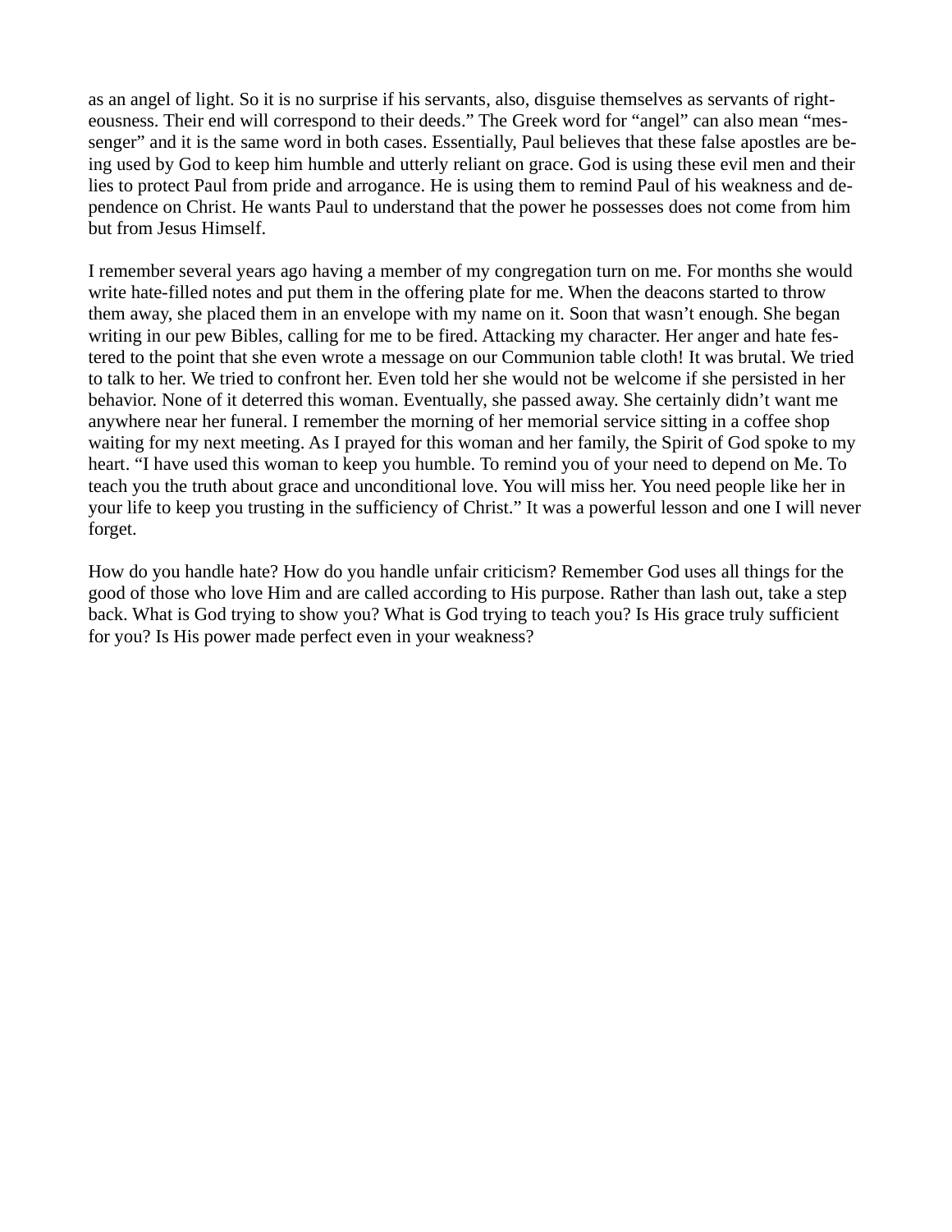as an angel of light. So it is no surprise if his servants, also, disguise themselves as servants of righteousness. Their end will correspond to their deeds." The Greek word for "angel" can also mean "messenger" and it is the same word in both cases. Essentially, Paul believes that these false apostles are being used by God to keep him humble and utterly reliant on grace. God is using these evil men and their lies to protect Paul from pride and arrogance. He is using them to remind Paul of his weakness and dependence on Christ. He wants Paul to understand that the power he possesses does not come from him but from Jesus Himself.

I remember several years ago having a member of my congregation turn on me. For months she would write hate-filled notes and put them in the offering plate for me. When the deacons started to throw them away, she placed them in an envelope with my name on it. Soon that wasn't enough. She began writing in our pew Bibles, calling for me to be fired. Attacking my character. Her anger and hate festered to the point that she even wrote a message on our Communion table cloth! It was brutal. We tried to talk to her. We tried to confront her. Even told her she would not be welcome if she persisted in her behavior. None of it deterred this woman. Eventually, she passed away. She certainly didn't want me anywhere near her funeral. I remember the morning of her memorial service sitting in a coffee shop waiting for my next meeting. As I prayed for this woman and her family, the Spirit of God spoke to my heart. "I have used this woman to keep you humble. To remind you of your need to depend on Me. To teach you the truth about grace and unconditional love. You will miss her. You need people like her in your life to keep you trusting in the sufficiency of Christ." It was a powerful lesson and one I will never forget.

How do you handle hate? How do you handle unfair criticism? Remember God uses all things for the good of those who love Him and are called according to His purpose. Rather than lash out, take a step back. What is God trying to show you? What is God trying to teach you? Is His grace truly sufficient for you? Is His power made perfect even in your weakness?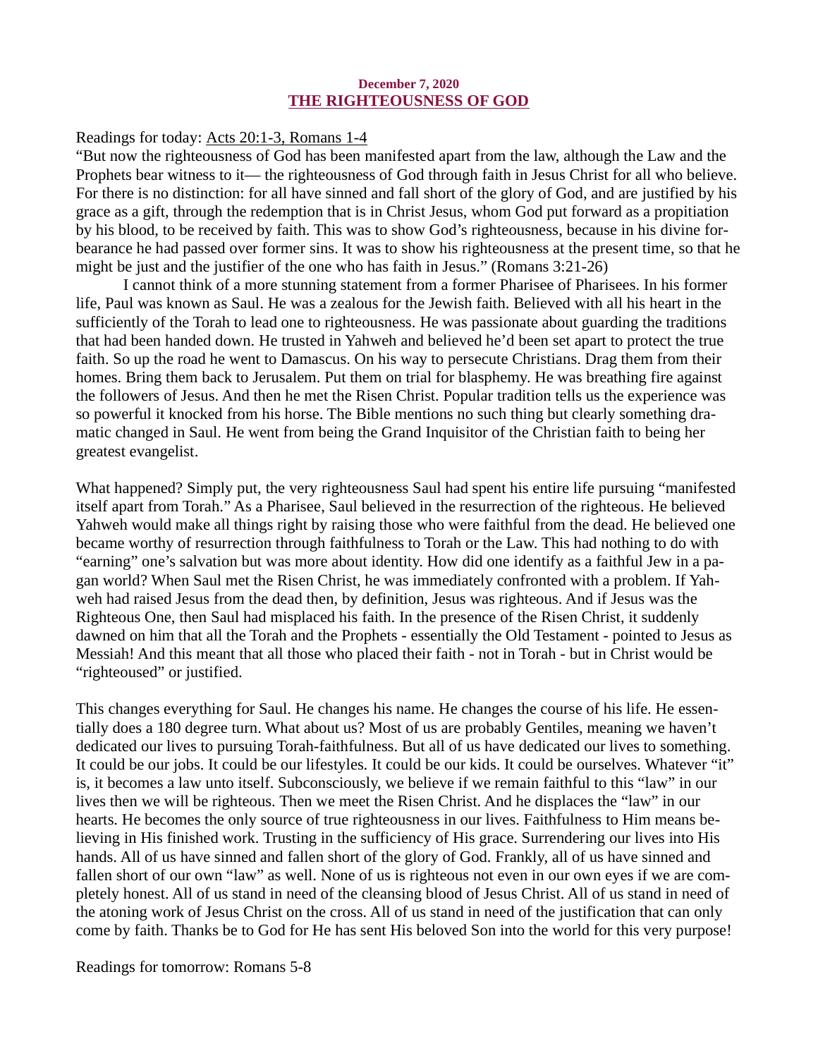**December 7, 2020**

## THE RIGHTEOUSNESS OF GOD

Readings for today: Acts 20:1-3, Romans 1-4

"But now the righteousness of God has been manifested apart from the law, although the Law and the Prophets bear witness to it— the righteousness of God through faith in Jesus Christ for all who believe. For there is no distinction: for all have sinned and fall short of the glory of God, and are justified by his grace as a gift, through the redemption that is in Christ Jesus, whom God put forward as a propitiation by his blood, to be received by faith. This was to show God's righteousness, because in his divine forbearance he had passed over former sins. It was to show his righteousness at the present time, so that he might be just and the justifier of the one who has faith in Jesus." (Romans 3:21-26)

I cannot think of a more stunning statement from a former Pharisee of Pharisees. In his former life, Paul was known as Saul. He was a zealous for the Jewish faith. Believed with all his heart in the sufficiently of the Torah to lead one to righteousness. He was passionate about guarding the traditions that had been handed down. He trusted in Yahweh and believed he'd been set apart to protect the true faith. So up the road he went to Damascus. On his way to persecute Christians. Drag them from their homes. Bring them back to Jerusalem. Put them on trial for blasphemy. He was breathing fire against the followers of Jesus. And then he met the Risen Christ. Popular tradition tells us the experience was so powerful it knocked from his horse. The Bible mentions no such thing but clearly something dramatic changed in Saul. He went from being the Grand Inquisitor of the Christian faith to being her greatest evangelist.

What happened? Simply put, the very righteousness Saul had spent his entire life pursuing "manifested itself apart from Torah." As a Pharisee, Saul believed in the resurrection of the righteous. He believed Yahweh would make all things right by raising those who were faithful from the dead. He believed one became worthy of resurrection through faithfulness to Torah or the Law. This had nothing to do with "earning" one's salvation but was more about identity. How did one identify as a faithful Jew in a pagan world? When Saul met the Risen Christ, he was immediately confronted with a problem. If Yahweh had raised Jesus from the dead then, by definition, Jesus was righteous. And if Jesus was the Righteous One, then Saul had misplaced his faith. In the presence of the Risen Christ, it suddenly dawned on him that all the Torah and the Prophets - essentially the Old Testament - pointed to Jesus as Messiah! And this meant that all those who placed their faith - not in Torah - but in Christ would be "righteoused" or justified.

This changes everything for Saul. He changes his name. He changes the course of his life. He essentially does a 180 degree turn. What about us? Most of us are probably Gentiles, meaning we haven't dedicated our lives to pursuing Torah-faithfulness. But all of us have dedicated our lives to something. It could be our jobs. It could be our lifestyles. It could be our kids. It could be ourselves. Whatever "it" is, it becomes a law unto itself. Subconsciously, we believe if we remain faithful to this "law" in our lives then we will be righteous. Then we meet the Risen Christ. And he displaces the "law" in our hearts. He becomes the only source of true righteousness in our lives. Faithfulness to Him means believing in His finished work. Trusting in the sufficiency of His grace. Surrendering our lives into His hands. All of us have sinned and fallen short of the glory of God. Frankly, all of us have sinned and fallen short of our own "law" as well. None of us is righteous not even in our own eyes if we are completely honest. All of us stand in need of the cleansing blood of Jesus Christ. All of us stand in need of the atoning work of Jesus Christ on the cross. All of us stand in need of the justification that can only come by faith. Thanks be to God for He has sent His beloved Son into the world for this very purpose!

Readings for tomorrow: Romans 5-8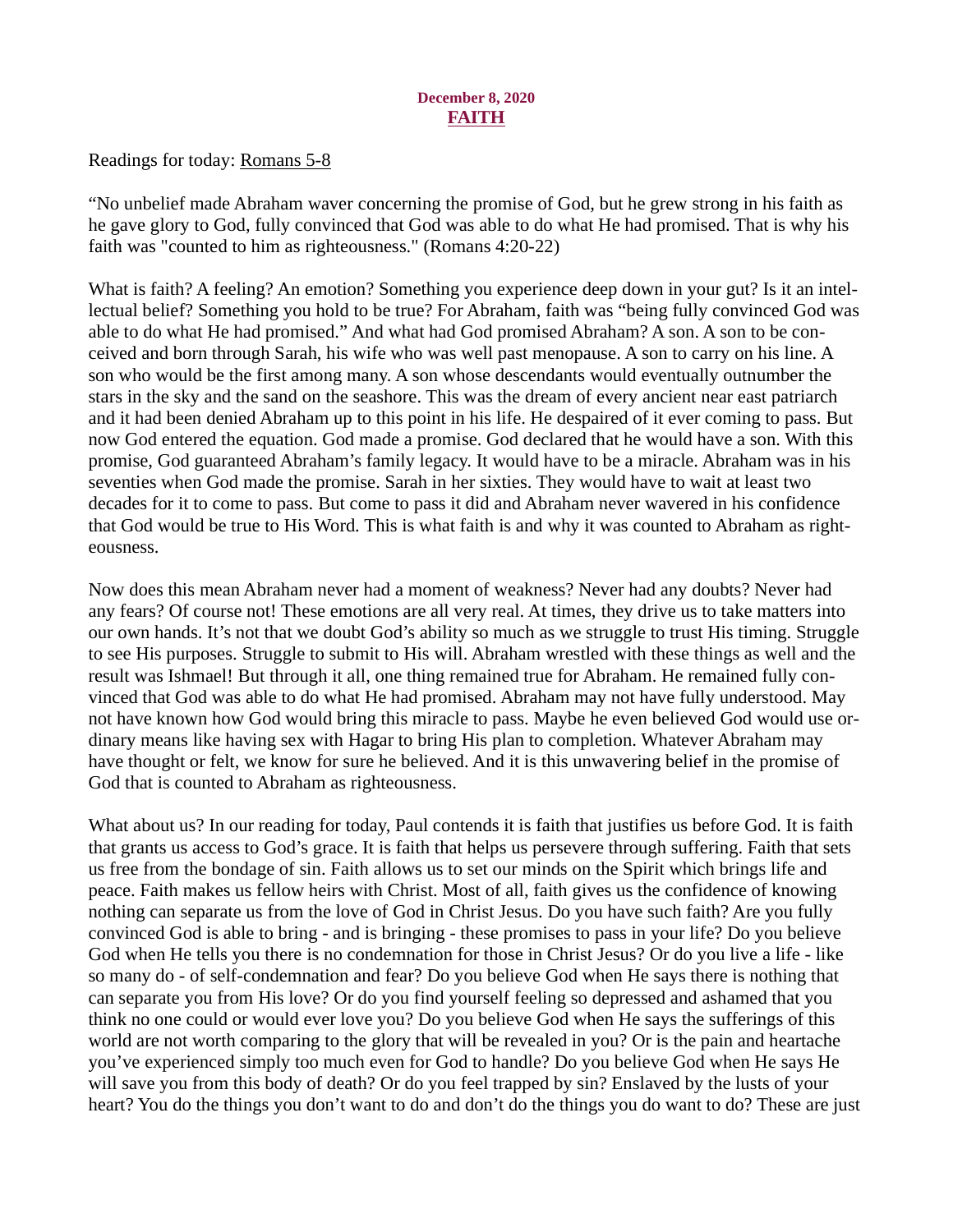**December 8, 2020**

## FAITH

Readings for today: Romans 5-8

“No unbelief made Abraham waver concerning the promise of God, but he grew strong in his faith as he gave glory to God, fully convinced that God was able to do what He had promised. That is why his faith was "counted to him as righteousness." (Romans 4:20-22)

What is faith? A feeling? An emotion? Something you experience deep down in your gut? Is it an intellectual belief? Something you hold to be true? For Abraham, faith was “being fully convinced God was able to do what He had promised.” And what had God promised Abraham? A son. A son to be conceived and born through Sarah, his wife who was well past menopause. A son to carry on his line. A son who would be the first among many. A son whose descendants would eventually outnumber the stars in the sky and the sand on the seashore. This was the dream of every ancient near east patriarch and it had been denied Abraham up to this point in his life. He despaired of it ever coming to pass. But now God entered the equation. God made a promise. God declared that he would have a son. With this promise, God guaranteed Abraham’s family legacy. It would have to be a miracle. Abraham was in his seventies when God made the promise. Sarah in her sixties. They would have to wait at least two decades for it to come to pass. But come to pass it did and Abraham never wavered in his confidence that God would be true to His Word. This is what faith is and why it was counted to Abraham as righteousness.

Now does this mean Abraham never had a moment of weakness? Never had any doubts? Never had any fears? Of course not! These emotions are all very real. At times, they drive us to take matters into our own hands. It’s not that we doubt God’s ability so much as we struggle to trust His timing. Struggle to see His purposes. Struggle to submit to His will. Abraham wrestled with these things as well and the result was Ishmael! But through it all, one thing remained true for Abraham. He remained fully convinced that God was able to do what He had promised. Abraham may not have fully understood. May not have known how God would bring this miracle to pass. Maybe he even believed God would use ordinary means like having sex with Hagar to bring His plan to completion. Whatever Abraham may have thought or felt, we know for sure he believed. And it is this unwavering belief in the promise of God that is counted to Abraham as righteousness.

What about us? In our reading for today, Paul contends it is faith that justifies us before God. It is faith that grants us access to God’s grace. It is faith that helps us persevere through suffering. Faith that sets us free from the bondage of sin. Faith allows us to set our minds on the Spirit which brings life and peace. Faith makes us fellow heirs with Christ. Most of all, faith gives us the confidence of knowing nothing can separate us from the love of God in Christ Jesus. Do you have such faith? Are you fully convinced God is able to bring - and is bringing - these promises to pass in your life? Do you believe God when He tells you there is no condemnation for those in Christ Jesus? Or do you live a life - like so many do - of self-condemnation and fear? Do you believe God when He says there is nothing that can separate you from His love? Or do you find yourself feeling so depressed and ashamed that you think no one could or would ever love you? Do you believe God when He says the sufferings of this world are not worth comparing to the glory that will be revealed in you? Or is the pain and heartache you’ve experienced simply too much even for God to handle? Do you believe God when He says He will save you from this body of death? Or do you feel trapped by sin? Enslaved by the lusts of your heart? You do the things you don’t want to do and don’t do the things you do want to do? These are just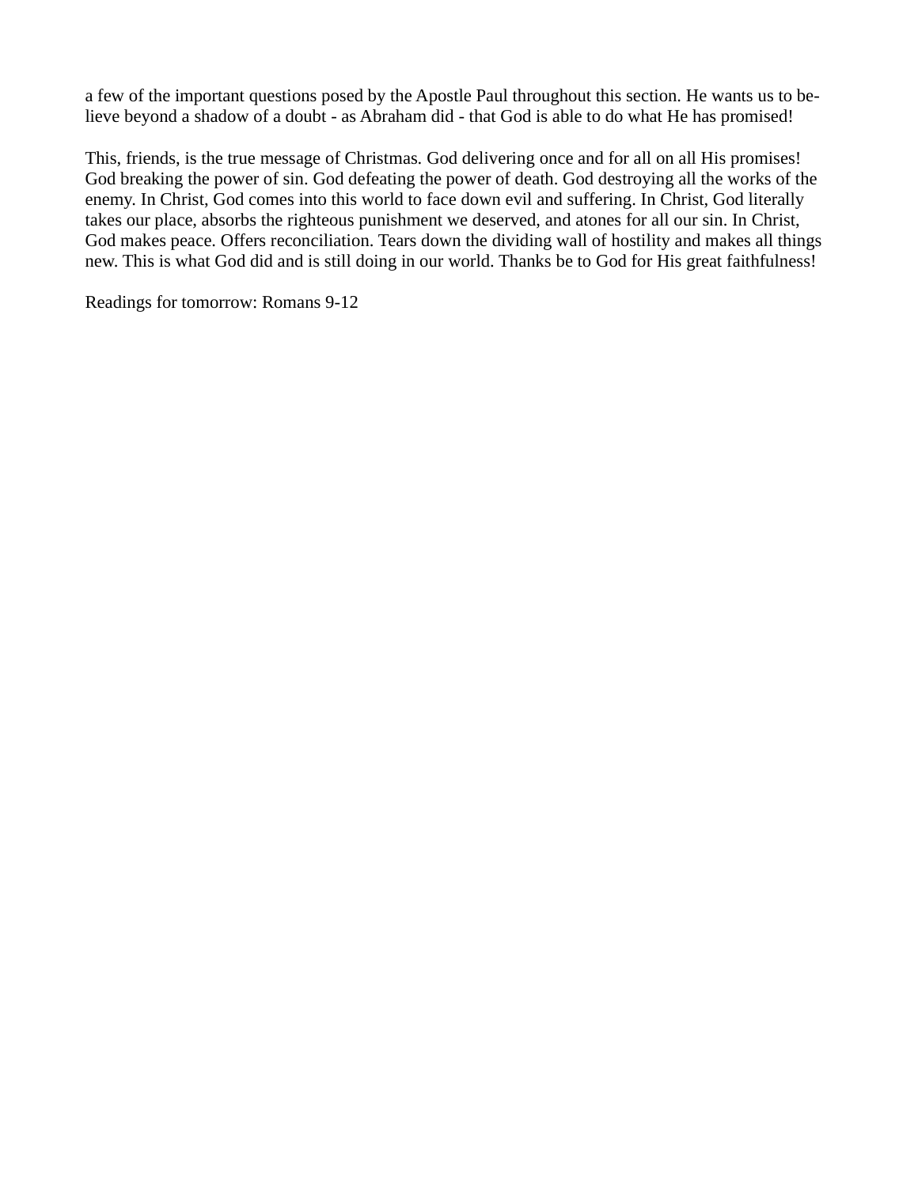a few of the important questions posed by the Apostle Paul throughout this section. He wants us to believe beyond a shadow of a doubt - as Abraham did - that God is able to do what He has promised!

This, friends, is the true message of Christmas. God delivering once and for all on all His promises! God breaking the power of sin. God defeating the power of death. God destroying all the works of the enemy. In Christ, God comes into this world to face down evil and suffering. In Christ, God literally takes our place, absorbs the righteous punishment we deserved, and atones for all our sin. In Christ, God makes peace. Offers reconciliation. Tears down the dividing wall of hostility and makes all things new. This is what God did and is still doing in our world. Thanks be to God for His great faithfulness!

Readings for tomorrow: Romans 9-12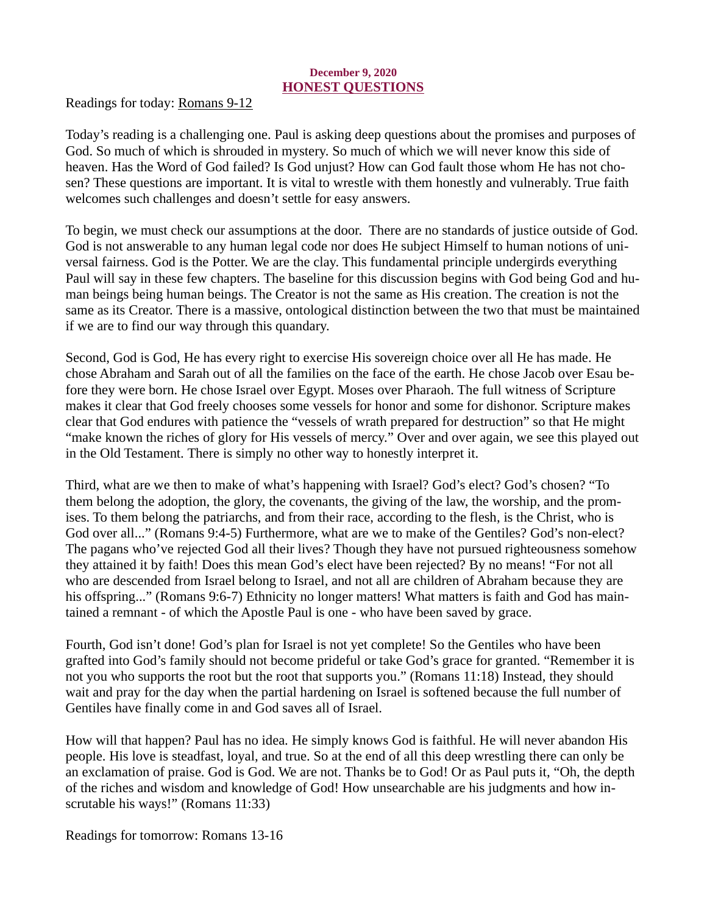**December 9, 2020**

## HONEST QUESTIONS

Readings for today: Romans 9-12

Today's reading is a challenging one. Paul is asking deep questions about the promises and purposes of God. So much of which is shrouded in mystery. So much of which we will never know this side of heaven. Has the Word of God failed? Is God unjust? How can God fault those whom He has not chosen? These questions are important. It is vital to wrestle with them honestly and vulnerably. True faith welcomes such challenges and doesn't settle for easy answers.

To begin, we must check our assumptions at the door. There are no standards of justice outside of God. God is not answerable to any human legal code nor does He subject Himself to human notions of universal fairness. God is the Potter. We are the clay. This fundamental principle undergirds everything Paul will say in these few chapters. The baseline for this discussion begins with God being God and human beings being human beings. The Creator is not the same as His creation. The creation is not the same as its Creator. There is a massive, ontological distinction between the two that must be maintained if we are to find our way through this quandary.

Second, God is God, He has every right to exercise His sovereign choice over all He has made. He chose Abraham and Sarah out of all the families on the face of the earth. He chose Jacob over Esau before they were born. He chose Israel over Egypt. Moses over Pharaoh. The full witness of Scripture makes it clear that God freely chooses some vessels for honor and some for dishonor. Scripture makes clear that God endures with patience the "vessels of wrath prepared for destruction" so that He might "make known the riches of glory for His vessels of mercy." Over and over again, we see this played out in the Old Testament. There is simply no other way to honestly interpret it.

Third, what are we then to make of what's happening with Israel? God's elect? God's chosen? "To them belong the adoption, the glory, the covenants, the giving of the law, the worship, and the promises. To them belong the patriarchs, and from their race, according to the flesh, is the Christ, who is God over all..." (Romans 9:4-5) Furthermore, what are we to make of the Gentiles? God's non-elect? The pagans who've rejected God all their lives? Though they have not pursued righteousness somehow they attained it by faith! Does this mean God's elect have been rejected? By no means! "For not all who are descended from Israel belong to Israel, and not all are children of Abraham because they are his offspring..." (Romans 9:6-7) Ethnicity no longer matters! What matters is faith and God has maintained a remnant - of which the Apostle Paul is one - who have been saved by grace.

Fourth, God isn't done! God's plan for Israel is not yet complete! So the Gentiles who have been grafted into God's family should not become prideful or take God's grace for granted. "Remember it is not you who supports the root but the root that supports you." (Romans 11:18) Instead, they should wait and pray for the day when the partial hardening on Israel is softened because the full number of Gentiles have finally come in and God saves all of Israel.

How will that happen? Paul has no idea. He simply knows God is faithful. He will never abandon His people. His love is steadfast, loyal, and true. So at the end of all this deep wrestling there can only be an exclamation of praise. God is God. We are not. Thanks be to God! Or as Paul puts it, "Oh, the depth of the riches and wisdom and knowledge of God! How unsearchable are his judgments and how inscrutable his ways!" (Romans 11:33)

Readings for tomorrow: Romans 13-16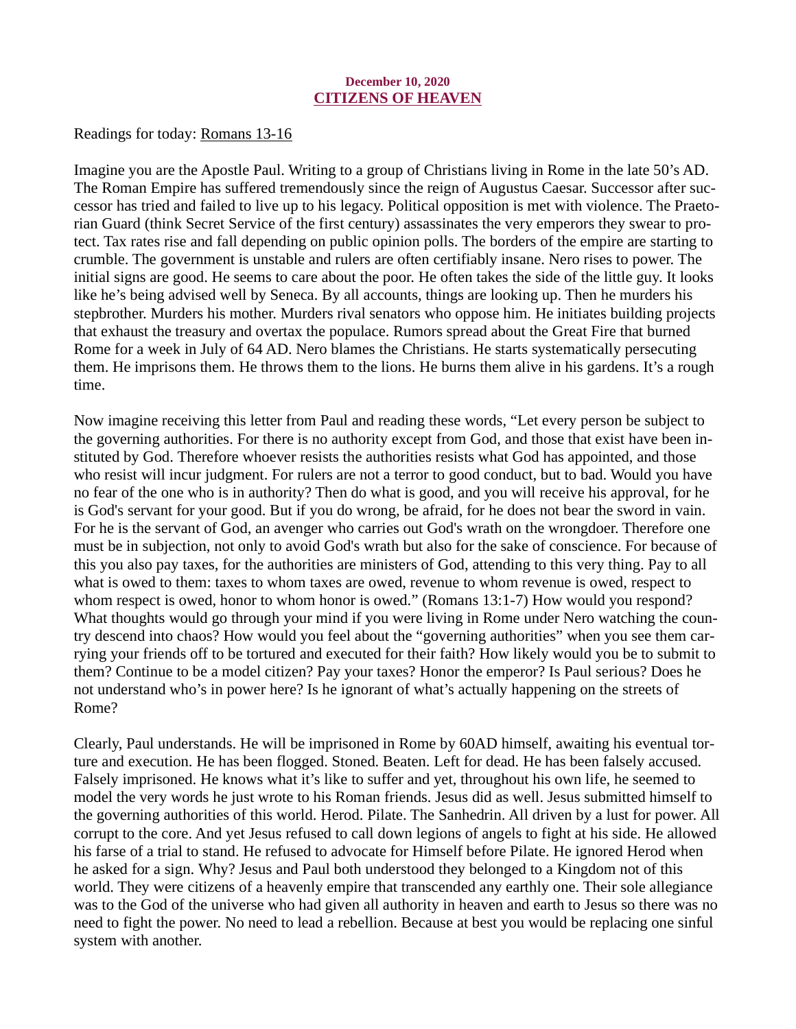**December 10, 2020**
## CITIZENS OF HEAVEN

Readings for today: Romans 13-16

Imagine you are the Apostle Paul. Writing to a group of Christians living in Rome in the late 50's AD. The Roman Empire has suffered tremendously since the reign of Augustus Caesar. Successor after successor has tried and failed to live up to his legacy. Political opposition is met with violence. The Praetorian Guard (think Secret Service of the first century) assassinates the very emperors they swear to protect. Tax rates rise and fall depending on public opinion polls. The borders of the empire are starting to crumble. The government is unstable and rulers are often certifiably insane. Nero rises to power. The initial signs are good. He seems to care about the poor. He often takes the side of the little guy. It looks like he's being advised well by Seneca. By all accounts, things are looking up. Then he murders his stepbrother. Murders his mother. Murders rival senators who oppose him. He initiates building projects that exhaust the treasury and overtax the populace. Rumors spread about the Great Fire that burned Rome for a week in July of 64 AD. Nero blames the Christians. He starts systematically persecuting them. He imprisons them. He throws them to the lions. He burns them alive in his gardens. It's a rough time.

Now imagine receiving this letter from Paul and reading these words, "Let every person be subject to the governing authorities. For there is no authority except from God, and those that exist have been instituted by God. Therefore whoever resists the authorities resists what God has appointed, and those who resist will incur judgment. For rulers are not a terror to good conduct, but to bad. Would you have no fear of the one who is in authority? Then do what is good, and you will receive his approval, for he is God's servant for your good. But if you do wrong, be afraid, for he does not bear the sword in vain. For he is the servant of God, an avenger who carries out God's wrath on the wrongdoer. Therefore one must be in subjection, not only to avoid God's wrath but also for the sake of conscience. For because of this you also pay taxes, for the authorities are ministers of God, attending to this very thing. Pay to all what is owed to them: taxes to whom taxes are owed, revenue to whom revenue is owed, respect to whom respect is owed, honor to whom honor is owed." (Romans 13:1-7) How would you respond? What thoughts would go through your mind if you were living in Rome under Nero watching the country descend into chaos? How would you feel about the "governing authorities" when you see them carrying your friends off to be tortured and executed for their faith? How likely would you be to submit to them? Continue to be a model citizen? Pay your taxes? Honor the emperor? Is Paul serious? Does he not understand who's in power here? Is he ignorant of what's actually happening on the streets of Rome?

Clearly, Paul understands. He will be imprisoned in Rome by 60AD himself, awaiting his eventual torture and execution. He has been flogged. Stoned. Beaten. Left for dead. He has been falsely accused. Falsely imprisoned. He knows what it's like to suffer and yet, throughout his own life, he seemed to model the very words he just wrote to his Roman friends. Jesus did as well. Jesus submitted himself to the governing authorities of this world. Herod. Pilate. The Sanhedrin. All driven by a lust for power. All corrupt to the core. And yet Jesus refused to call down legions of angels to fight at his side. He allowed his farse of a trial to stand. He refused to advocate for Himself before Pilate. He ignored Herod when he asked for a sign. Why? Jesus and Paul both understood they belonged to a Kingdom not of this world. They were citizens of a heavenly empire that transcended any earthly one. Their sole allegiance was to the God of the universe who had given all authority in heaven and earth to Jesus so there was no need to fight the power. No need to lead a rebellion. Because at best you would be replacing one sinful system with another.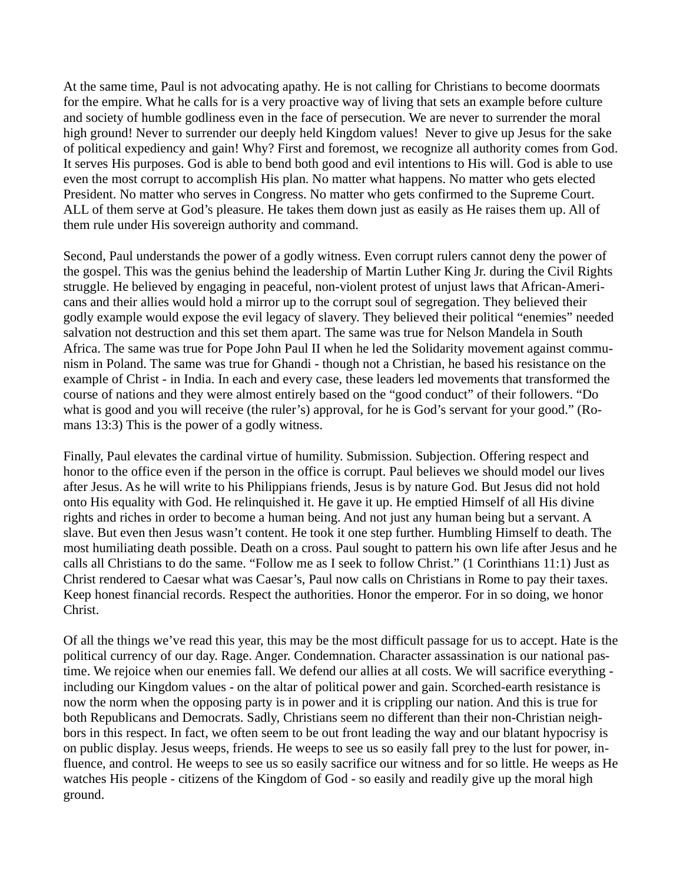At the same time, Paul is not advocating apathy. He is not calling for Christians to become doormats for the empire. What he calls for is a very proactive way of living that sets an example before culture and society of humble godliness even in the face of persecution. We are never to surrender the moral high ground! Never to surrender our deeply held Kingdom values! Never to give up Jesus for the sake of political expediency and gain! Why? First and foremost, we recognize all authority comes from God. It serves His purposes. God is able to bend both good and evil intentions to His will. God is able to use even the most corrupt to accomplish His plan. No matter what happens. No matter who gets elected President. No matter who serves in Congress. No matter who gets confirmed to the Supreme Court. ALL of them serve at God's pleasure. He takes them down just as easily as He raises them up. All of them rule under His sovereign authority and command.

Second, Paul understands the power of a godly witness. Even corrupt rulers cannot deny the power of the gospel. This was the genius behind the leadership of Martin Luther King Jr. during the Civil Rights struggle. He believed by engaging in peaceful, non-violent protest of unjust laws that African-Americans and their allies would hold a mirror up to the corrupt soul of segregation. They believed their godly example would expose the evil legacy of slavery. They believed their political "enemies" needed salvation not destruction and this set them apart. The same was true for Nelson Mandela in South Africa. The same was true for Pope John Paul II when he led the Solidarity movement against communism in Poland. The same was true for Ghandi - though not a Christian, he based his resistance on the example of Christ - in India. In each and every case, these leaders led movements that transformed the course of nations and they were almost entirely based on the "good conduct" of their followers. "Do what is good and you will receive (the ruler's) approval, for he is God's servant for your good." (Romans 13:3) This is the power of a godly witness.

Finally, Paul elevates the cardinal virtue of humility. Submission. Subjection. Offering respect and honor to the office even if the person in the office is corrupt. Paul believes we should model our lives after Jesus. As he will write to his Philippians friends, Jesus is by nature God. But Jesus did not hold onto His equality with God. He relinquished it. He gave it up. He emptied Himself of all His divine rights and riches in order to become a human being. And not just any human being but a servant. A slave. But even then Jesus wasn't content. He took it one step further. Humbling Himself to death. The most humiliating death possible. Death on a cross. Paul sought to pattern his own life after Jesus and he calls all Christians to do the same. "Follow me as I seek to follow Christ." (1 Corinthians 11:1) Just as Christ rendered to Caesar what was Caesar's, Paul now calls on Christians in Rome to pay their taxes. Keep honest financial records. Respect the authorities. Honor the emperor. For in so doing, we honor Christ.

Of all the things we've read this year, this may be the most difficult passage for us to accept. Hate is the political currency of our day. Rage. Anger. Condemnation. Character assassination is our national pastime. We rejoice when our enemies fall. We defend our allies at all costs. We will sacrifice everything - including our Kingdom values - on the altar of political power and gain. Scorched-earth resistance is now the norm when the opposing party is in power and it is crippling our nation. And this is true for both Republicans and Democrats. Sadly, Christians seem no different than their non-Christian neighbors in this respect. In fact, we often seem to be out front leading the way and our blatant hypocrisy is on public display. Jesus weeps, friends. He weeps to see us so easily fall prey to the lust for power, influence, and control. He weeps to see us so easily sacrifice our witness and for so little. He weeps as He watches His people - citizens of the Kingdom of God - so easily and readily give up the moral high ground.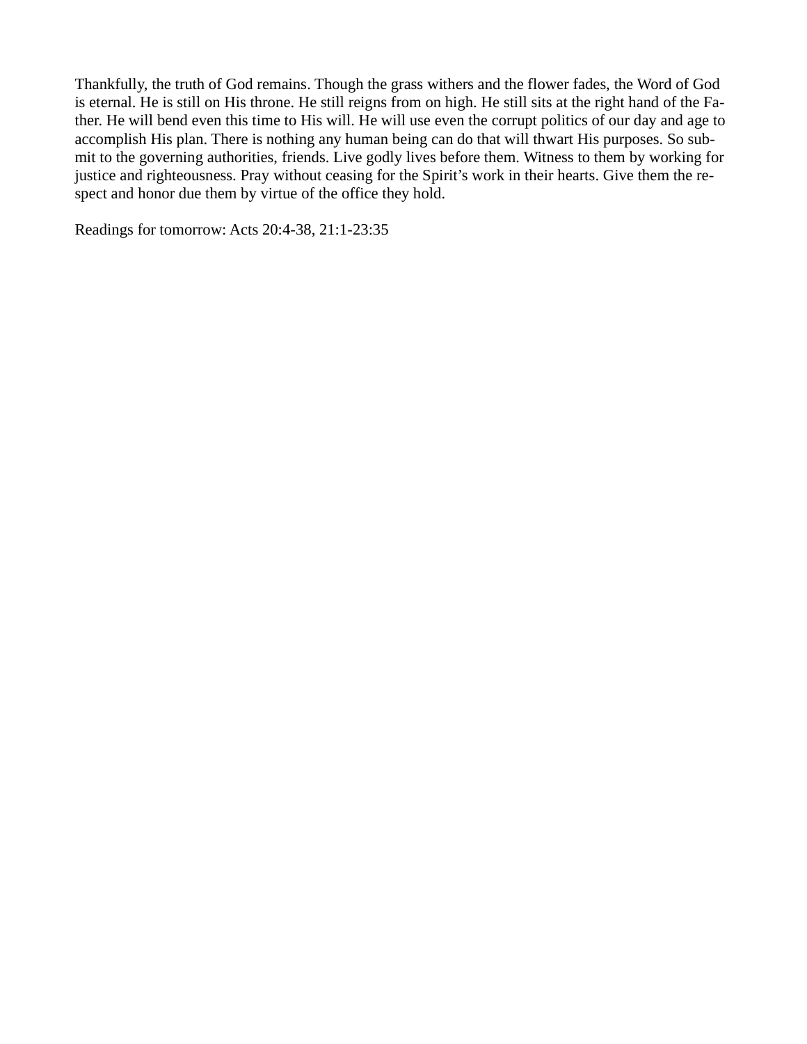Thankfully, the truth of God remains. Though the grass withers and the flower fades, the Word of God is eternal. He is still on His throne. He still reigns from on high. He still sits at the right hand of the Father. He will bend even this time to His will. He will use even the corrupt politics of our day and age to accomplish His plan. There is nothing any human being can do that will thwart His purposes. So submit to the governing authorities, friends. Live godly lives before them. Witness to them by working for justice and righteousness. Pray without ceasing for the Spirit's work in their hearts. Give them the respect and honor due them by virtue of the office they hold.

Readings for tomorrow: Acts 20:4-38, 21:1-23:35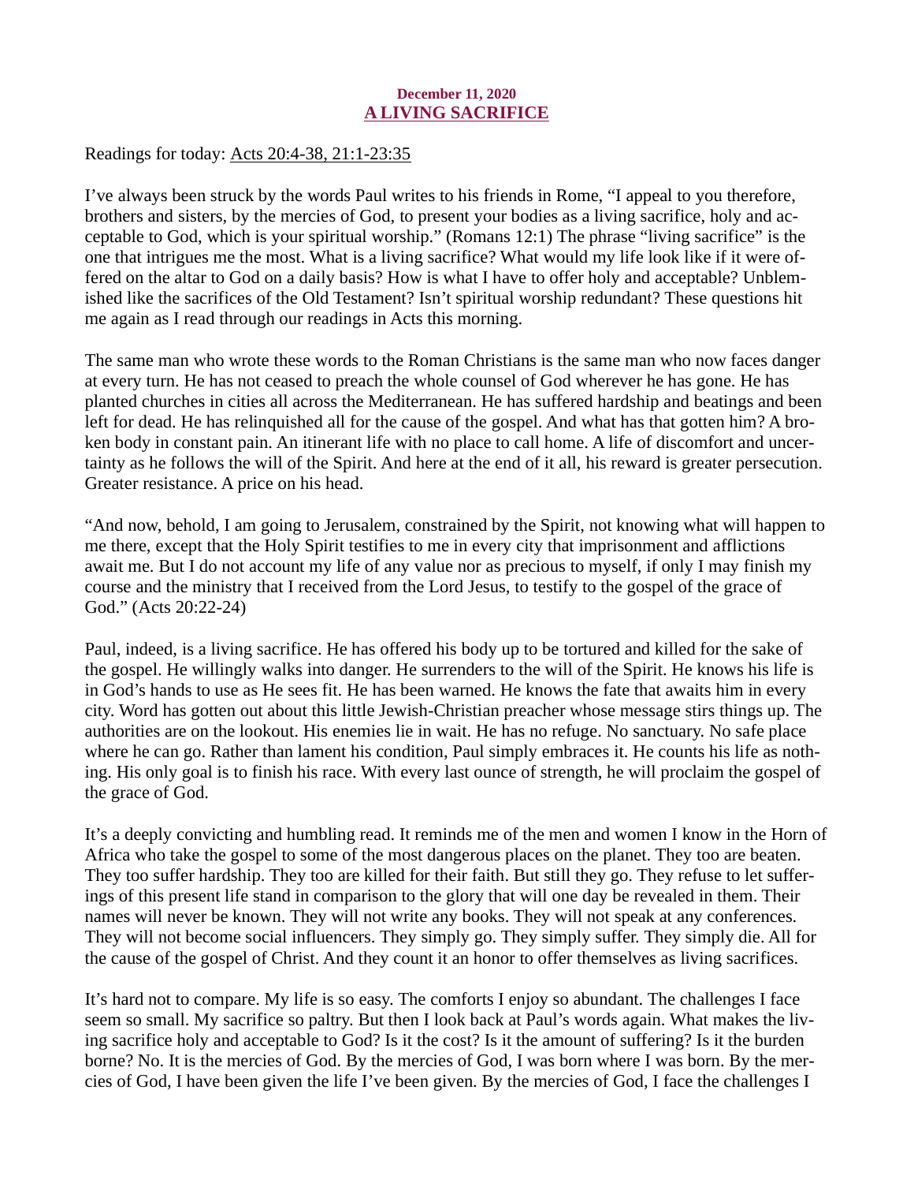#### December 11, 2020

## A LIVING SACRIFICE

Readings for today: Acts 20:4-38, 21:1-23:35

I've always been struck by the words Paul writes to his friends in Rome, "I appeal to you therefore, brothers and sisters, by the mercies of God, to present your bodies as a living sacrifice, holy and acceptable to God, which is your spiritual worship." (Romans 12:1) The phrase "living sacrifice" is the one that intrigues me the most. What is a living sacrifice? What would my life look like if it were offered on the altar to God on a daily basis? How is what I have to offer holy and acceptable? Unblemished like the sacrifices of the Old Testament? Isn't spiritual worship redundant? These questions hit me again as I read through our readings in Acts this morning.

The same man who wrote these words to the Roman Christians is the same man who now faces danger at every turn. He has not ceased to preach the whole counsel of God wherever he has gone. He has planted churches in cities all across the Mediterranean. He has suffered hardship and beatings and been left for dead. He has relinquished all for the cause of the gospel. And what has that gotten him? A broken body in constant pain. An itinerant life with no place to call home. A life of discomfort and uncertainty as he follows the will of the Spirit. And here at the end of it all, his reward is greater persecution. Greater resistance. A price on his head.

"And now, behold, I am going to Jerusalem, constrained by the Spirit, not knowing what will happen to me there, except that the Holy Spirit testifies to me in every city that imprisonment and afflictions await me. But I do not account my life of any value nor as precious to myself, if only I may finish my course and the ministry that I received from the Lord Jesus, to testify to the gospel of the grace of God." (Acts 20:22-24)

Paul, indeed, is a living sacrifice. He has offered his body up to be tortured and killed for the sake of the gospel. He willingly walks into danger. He surrenders to the will of the Spirit. He knows his life is in God's hands to use as He sees fit. He has been warned. He knows the fate that awaits him in every city. Word has gotten out about this little Jewish-Christian preacher whose message stirs things up. The authorities are on the lookout. His enemies lie in wait. He has no refuge. No sanctuary. No safe place where he can go. Rather than lament his condition, Paul simply embraces it. He counts his life as nothing. His only goal is to finish his race. With every last ounce of strength, he will proclaim the gospel of the grace of God.

It's a deeply convicting and humbling read. It reminds me of the men and women I know in the Horn of Africa who take the gospel to some of the most dangerous places on the planet. They too are beaten. They too suffer hardship. They too are killed for their faith. But still they go. They refuse to let sufferings of this present life stand in comparison to the glory that will one day be revealed in them. Their names will never be known. They will not write any books. They will not speak at any conferences. They will not become social influencers. They simply go. They simply suffer. They simply die. All for the cause of the gospel of Christ. And they count it an honor to offer themselves as living sacrifices.

It's hard not to compare. My life is so easy. The comforts I enjoy so abundant. The challenges I face seem so small. My sacrifice so paltry. But then I look back at Paul's words again. What makes the living sacrifice holy and acceptable to God? Is it the cost? Is it the amount of suffering? Is it the burden borne? No. It is the mercies of God. By the mercies of God, I was born where I was born. By the mercies of God, I have been given the life I've been given. By the mercies of God, I face the challenges I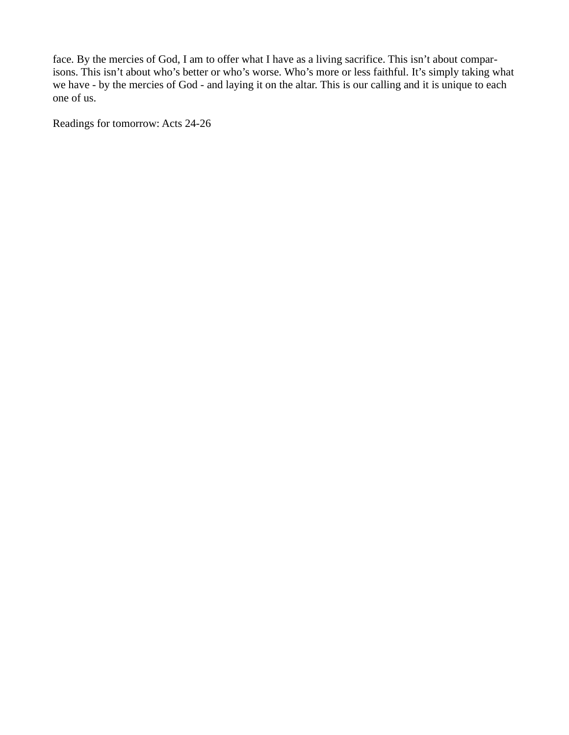face. By the mercies of God, I am to offer what I have as a living sacrifice. This isn't about comparisons. This isn't about who's better or who's worse. Who's more or less faithful. It's simply taking what we have - by the mercies of God - and laying it on the altar. This is our calling and it is unique to each one of us.

Readings for tomorrow: Acts 24-26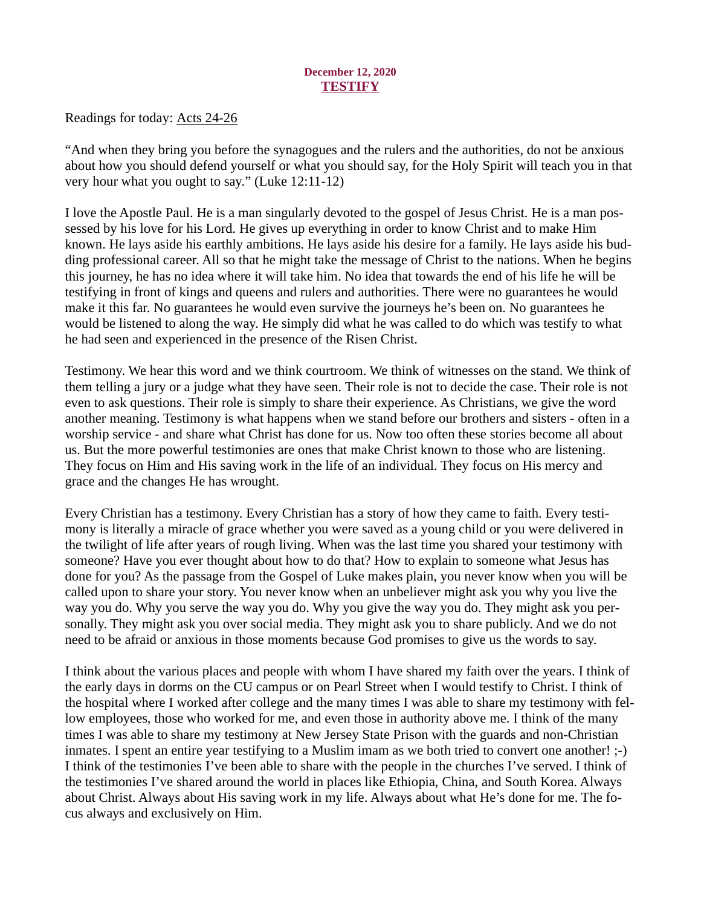December 12, 2020

# TESTIFY

Readings for today: Acts 24-26

"And when they bring you before the synagogues and the rulers and the authorities, do not be anxious about how you should defend yourself or what you should say, for the Holy Spirit will teach you in that very hour what you ought to say." (Luke 12:11-12)

I love the Apostle Paul. He is a man singularly devoted to the gospel of Jesus Christ. He is a man possessed by his love for his Lord. He gives up everything in order to know Christ and to make Him known. He lays aside his earthly ambitions. He lays aside his desire for a family. He lays aside his budding professional career. All so that he might take the message of Christ to the nations. When he begins this journey, he has no idea where it will take him. No idea that towards the end of his life he will be testifying in front of kings and queens and rulers and authorities. There were no guarantees he would make it this far. No guarantees he would even survive the journeys he's been on. No guarantees he would be listened to along the way. He simply did what he was called to do which was testify to what he had seen and experienced in the presence of the Risen Christ.

Testimony. We hear this word and we think courtroom. We think of witnesses on the stand. We think of them telling a jury or a judge what they have seen. Their role is not to decide the case. Their role is not even to ask questions. Their role is simply to share their experience. As Christians, we give the word another meaning. Testimony is what happens when we stand before our brothers and sisters - often in a worship service - and share what Christ has done for us. Now too often these stories become all about us. But the more powerful testimonies are ones that make Christ known to those who are listening. They focus on Him and His saving work in the life of an individual. They focus on His mercy and grace and the changes He has wrought.

Every Christian has a testimony. Every Christian has a story of how they came to faith. Every testimony is literally a miracle of grace whether you were saved as a young child or you were delivered in the twilight of life after years of rough living. When was the last time you shared your testimony with someone? Have you ever thought about how to do that? How to explain to someone what Jesus has done for you? As the passage from the Gospel of Luke makes plain, you never know when you will be called upon to share your story. You never know when an unbeliever might ask you why you live the way you do. Why you serve the way you do. Why you give the way you do. They might ask you personally. They might ask you over social media. They might ask you to share publicly. And we do not need to be afraid or anxious in those moments because God promises to give us the words to say.

I think about the various places and people with whom I have shared my faith over the years. I think of the early days in dorms on the CU campus or on Pearl Street when I would testify to Christ. I think of the hospital where I worked after college and the many times I was able to share my testimony with fellow employees, those who worked for me, and even those in authority above me. I think of the many times I was able to share my testimony at New Jersey State Prison with the guards and non-Christian inmates. I spent an entire year testifying to a Muslim imam as we both tried to convert one another! ;-) I think of the testimonies I've been able to share with the people in the churches I've served. I think of the testimonies I've shared around the world in places like Ethiopia, China, and South Korea. Always about Christ. Always about His saving work in my life. Always about what He's done for me. The focus always and exclusively on Him.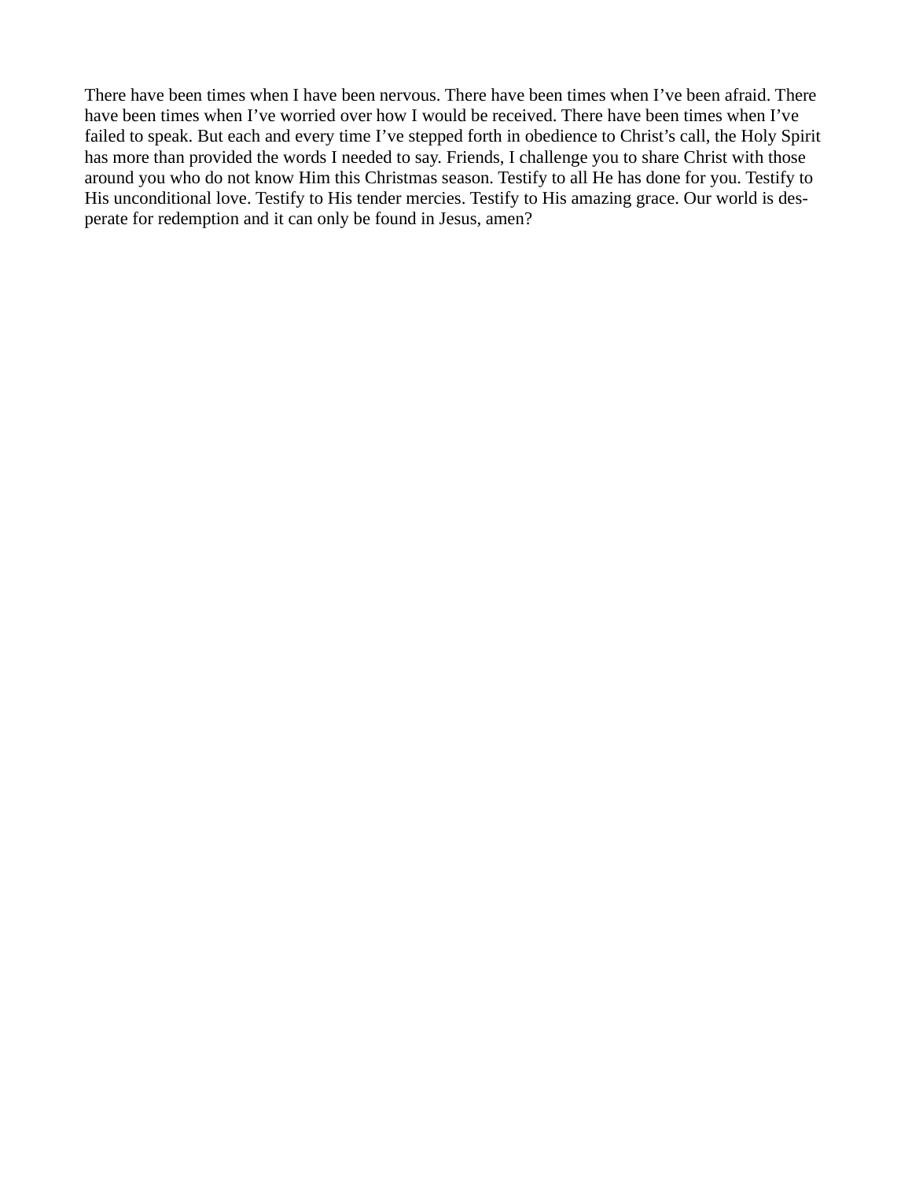There have been times when I have been nervous. There have been times when I've been afraid. There have been times when I've worried over how I would be received. There have been times when I've failed to speak. But each and every time I've stepped forth in obedience to Christ's call, the Holy Spirit has more than provided the words I needed to say. Friends, I challenge you to share Christ with those around you who do not know Him this Christmas season. Testify to all He has done for you. Testify to His unconditional love. Testify to His tender mercies. Testify to His amazing grace. Our world is desperate for redemption and it can only be found in Jesus, amen?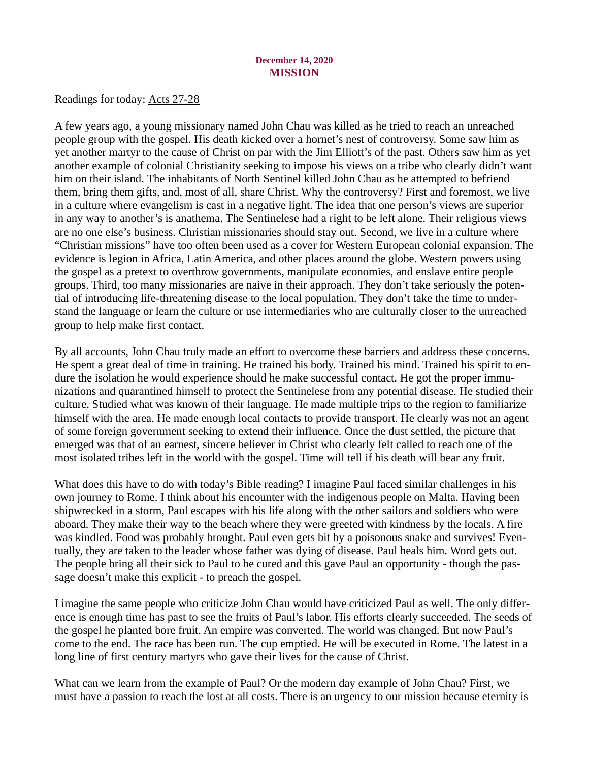**December 14, 2020**
## MISSION

Readings for today: Acts 27-28

A few years ago, a young missionary named John Chau was killed as he tried to reach an unreached people group with the gospel. His death kicked over a hornet's nest of controversy. Some saw him as yet another martyr to the cause of Christ on par with the Jim Elliott's of the past. Others saw him as yet another example of colonial Christianity seeking to impose his views on a tribe who clearly didn't want him on their island. The inhabitants of North Sentinel killed John Chau as he attempted to befriend them, bring them gifts, and, most of all, share Christ. Why the controversy? First and foremost, we live in a culture where evangelism is cast in a negative light. The idea that one person's views are superior in any way to another's is anathema. The Sentinelese had a right to be left alone. Their religious views are no one else's business. Christian missionaries should stay out. Second, we live in a culture where "Christian missions" have too often been used as a cover for Western European colonial expansion. The evidence is legion in Africa, Latin America, and other places around the globe. Western powers using the gospel as a pretext to overthrow governments, manipulate economies, and enslave entire people groups. Third, too many missionaries are naive in their approach. They don't take seriously the potential of introducing life-threatening disease to the local population. They don't take the time to understand the language or learn the culture or use intermediaries who are culturally closer to the unreached group to help make first contact.

By all accounts, John Chau truly made an effort to overcome these barriers and address these concerns. He spent a great deal of time in training. He trained his body. Trained his mind. Trained his spirit to endure the isolation he would experience should he make successful contact. He got the proper immunizations and quarantined himself to protect the Sentinelese from any potential disease. He studied their culture. Studied what was known of their language. He made multiple trips to the region to familiarize himself with the area. He made enough local contacts to provide transport. He clearly was not an agent of some foreign government seeking to extend their influence. Once the dust settled, the picture that emerged was that of an earnest, sincere believer in Christ who clearly felt called to reach one of the most isolated tribes left in the world with the gospel. Time will tell if his death will bear any fruit.

What does this have to do with today's Bible reading? I imagine Paul faced similar challenges in his own journey to Rome. I think about his encounter with the indigenous people on Malta. Having been shipwrecked in a storm, Paul escapes with his life along with the other sailors and soldiers who were aboard. They make their way to the beach where they were greeted with kindness by the locals. A fire was kindled. Food was probably brought. Paul even gets bit by a poisonous snake and survives! Eventually, they are taken to the leader whose father was dying of disease. Paul heals him. Word gets out. The people bring all their sick to Paul to be cured and this gave Paul an opportunity - though the passage doesn't make this explicit - to preach the gospel.

I imagine the same people who criticize John Chau would have criticized Paul as well. The only difference is enough time has past to see the fruits of Paul's labor. His efforts clearly succeeded. The seeds of the gospel he planted bore fruit. An empire was converted. The world was changed. But now Paul's come to the end. The race has been run. The cup emptied. He will be executed in Rome. The latest in a long line of first century martyrs who gave their lives for the cause of Christ.

What can we learn from the example of Paul? Or the modern day example of John Chau? First, we must have a passion to reach the lost at all costs. There is an urgency to our mission because eternity is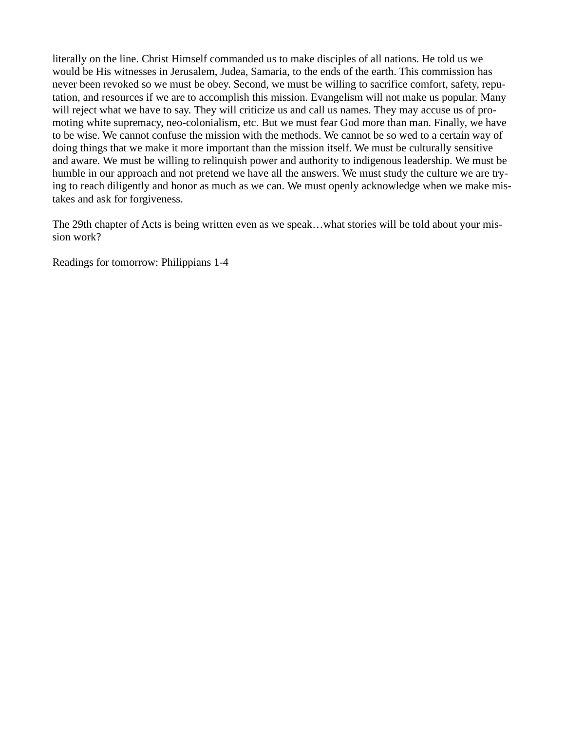literally on the line. Christ Himself commanded us to make disciples of all nations. He told us we would be His witnesses in Jerusalem, Judea, Samaria, to the ends of the earth. This commission has never been revoked so we must be obey. Second, we must be willing to sacrifice comfort, safety, reputation, and resources if we are to accomplish this mission. Evangelism will not make us popular. Many will reject what we have to say. They will criticize us and call us names. They may accuse us of promoting white supremacy, neo-colonialism, etc. But we must fear God more than man. Finally, we have to be wise. We cannot confuse the mission with the methods. We cannot be so wed to a certain way of doing things that we make it more important than the mission itself. We must be culturally sensitive and aware. We must be willing to relinquish power and authority to indigenous leadership. We must be humble in our approach and not pretend we have all the answers. We must study the culture we are trying to reach diligently and honor as much as we can. We must openly acknowledge when we make mistakes and ask for forgiveness.

The 29th chapter of Acts is being written even as we speak…what stories will be told about your mission work?

Readings for tomorrow: Philippians 1-4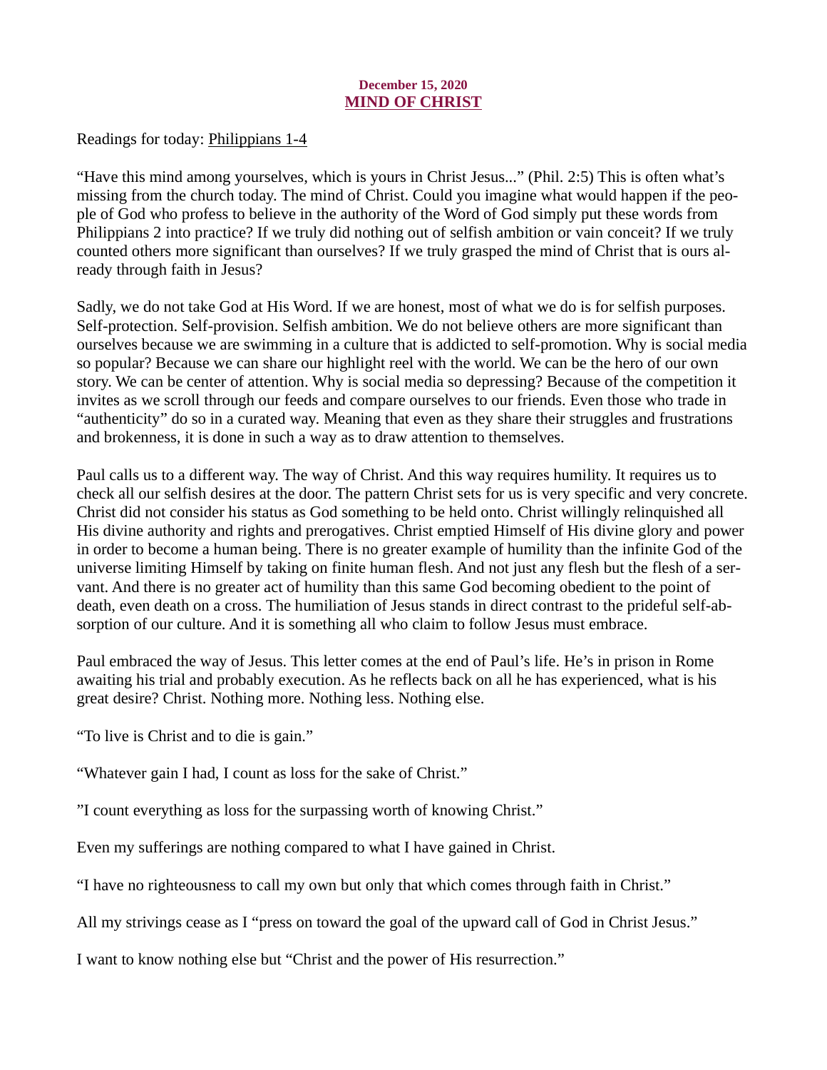**December 15, 2020**

## MIND OF CHRIST

Readings for today: Philippians 1-4

"Have this mind among yourselves, which is yours in Christ Jesus..." (Phil. 2:5) This is often what's missing from the church today. The mind of Christ. Could you imagine what would happen if the people of God who profess to believe in the authority of the Word of God simply put these words from Philippians 2 into practice? If we truly did nothing out of selfish ambition or vain conceit? If we truly counted others more significant than ourselves? If we truly grasped the mind of Christ that is ours already through faith in Jesus?

Sadly, we do not take God at His Word. If we are honest, most of what we do is for selfish purposes. Self-protection. Self-provision. Selfish ambition. We do not believe others are more significant than ourselves because we are swimming in a culture that is addicted to self-promotion. Why is social media so popular? Because we can share our highlight reel with the world. We can be the hero of our own story. We can be center of attention. Why is social media so depressing? Because of the competition it invites as we scroll through our feeds and compare ourselves to our friends. Even those who trade in "authenticity" do so in a curated way. Meaning that even as they share their struggles and frustrations and brokenness, it is done in such a way as to draw attention to themselves.

Paul calls us to a different way. The way of Christ. And this way requires humility. It requires us to check all our selfish desires at the door. The pattern Christ sets for us is very specific and very concrete. Christ did not consider his status as God something to be held onto. Christ willingly relinquished all His divine authority and rights and prerogatives. Christ emptied Himself of His divine glory and power in order to become a human being. There is no greater example of humility than the infinite God of the universe limiting Himself by taking on finite human flesh. And not just any flesh but the flesh of a servant. And there is no greater act of humility than this same God becoming obedient to the point of death, even death on a cross. The humiliation of Jesus stands in direct contrast to the prideful self-absorption of our culture. And it is something all who claim to follow Jesus must embrace.

Paul embraced the way of Jesus. This letter comes at the end of Paul's life. He's in prison in Rome awaiting his trial and probably execution. As he reflects back on all he has experienced, what is his great desire? Christ. Nothing more. Nothing less. Nothing else.

"To live is Christ and to die is gain."

"Whatever gain I had, I count as loss for the sake of Christ."

"I count everything as loss for the surpassing worth of knowing Christ."

Even my sufferings are nothing compared to what I have gained in Christ.

"I have no righteousness to call my own but only that which comes through faith in Christ."

All my strivings cease as I "press on toward the goal of the upward call of God in Christ Jesus."

I want to know nothing else but "Christ and the power of His resurrection."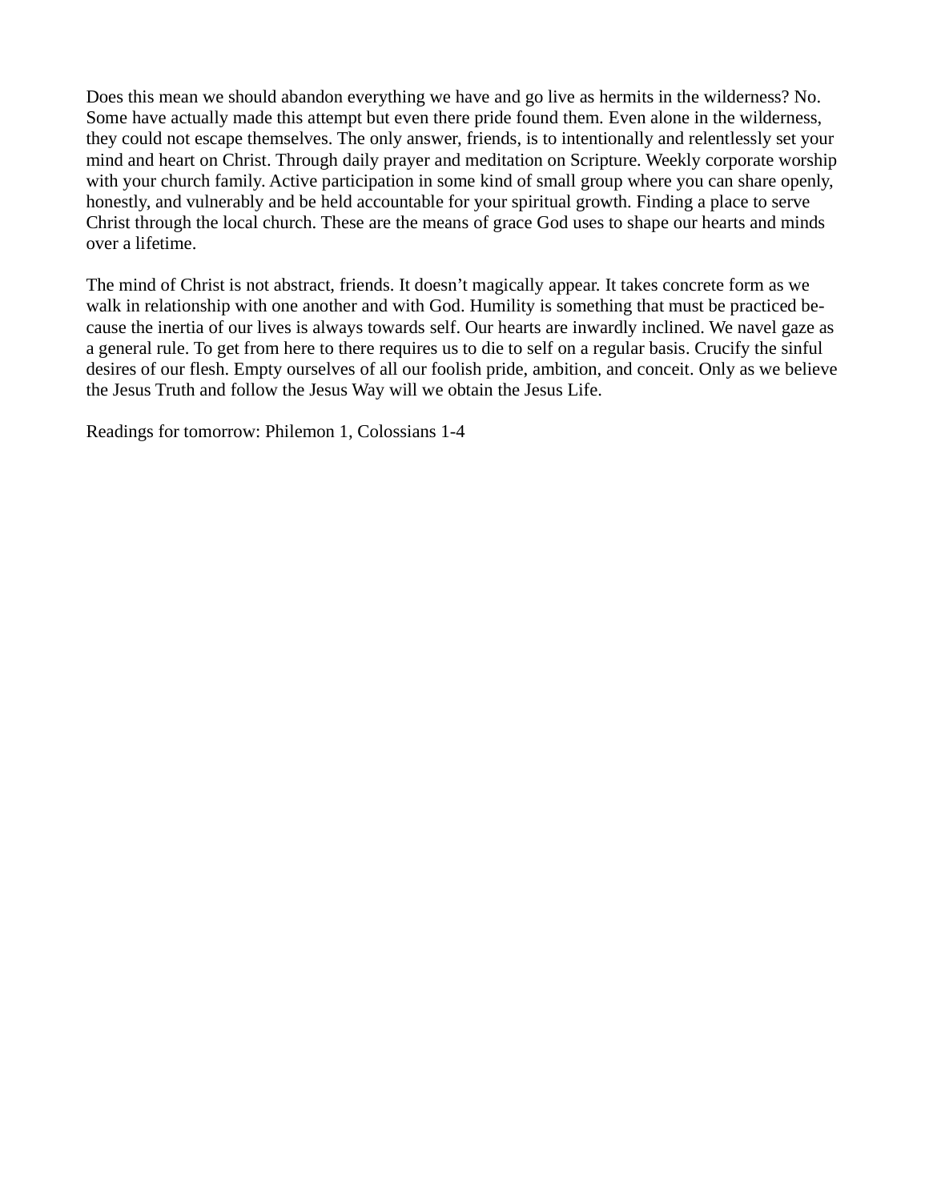Does this mean we should abandon everything we have and go live as hermits in the wilderness? No. Some have actually made this attempt but even there pride found them. Even alone in the wilderness, they could not escape themselves. The only answer, friends, is to intentionally and relentlessly set your mind and heart on Christ. Through daily prayer and meditation on Scripture. Weekly corporate worship with your church family. Active participation in some kind of small group where you can share openly, honestly, and vulnerably and be held accountable for your spiritual growth. Finding a place to serve Christ through the local church. These are the means of grace God uses to shape our hearts and minds over a lifetime.

The mind of Christ is not abstract, friends. It doesn't magically appear. It takes concrete form as we walk in relationship with one another and with God. Humility is something that must be practiced because the inertia of our lives is always towards self. Our hearts are inwardly inclined. We navel gaze as a general rule. To get from here to there requires us to die to self on a regular basis. Crucify the sinful desires of our flesh. Empty ourselves of all our foolish pride, ambition, and conceit. Only as we believe the Jesus Truth and follow the Jesus Way will we obtain the Jesus Life.

Readings for tomorrow: Philemon 1, Colossians 1-4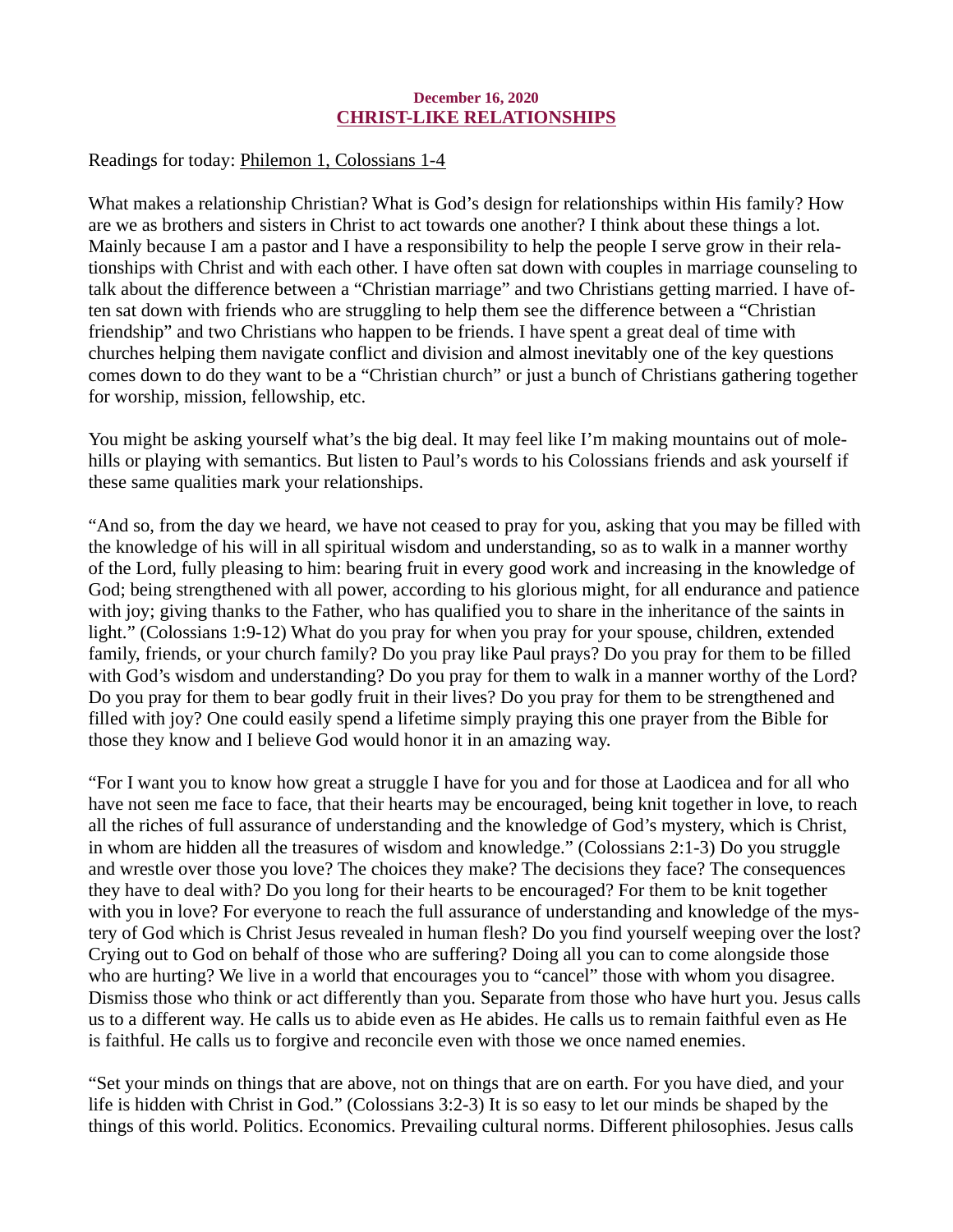**December 16, 2020**

## CHRIST-LIKE RELATIONSHIPS

Readings for today: Philemon 1, Colossians 1-4

What makes a relationship Christian? What is God's design for relationships within His family? How are we as brothers and sisters in Christ to act towards one another? I think about these things a lot. Mainly because I am a pastor and I have a responsibility to help the people I serve grow in their relationships with Christ and with each other. I have often sat down with couples in marriage counseling to talk about the difference between a "Christian marriage" and two Christians getting married. I have often sat down with friends who are struggling to help them see the difference between a "Christian friendship" and two Christians who happen to be friends. I have spent a great deal of time with churches helping them navigate conflict and division and almost inevitably one of the key questions comes down to do they want to be a "Christian church" or just a bunch of Christians gathering together for worship, mission, fellowship, etc.

You might be asking yourself what's the big deal. It may feel like I'm making mountains out of molehills or playing with semantics. But listen to Paul's words to his Colossians friends and ask yourself if these same qualities mark your relationships.

"And so, from the day we heard, we have not ceased to pray for you, asking that you may be filled with the knowledge of his will in all spiritual wisdom and understanding, so as to walk in a manner worthy of the Lord, fully pleasing to him: bearing fruit in every good work and increasing in the knowledge of God; being strengthened with all power, according to his glorious might, for all endurance and patience with joy; giving thanks to the Father, who has qualified you to share in the inheritance of the saints in light." (Colossians 1:9-12) What do you pray for when you pray for your spouse, children, extended family, friends, or your church family? Do you pray like Paul prays? Do you pray for them to be filled with God's wisdom and understanding? Do you pray for them to walk in a manner worthy of the Lord? Do you pray for them to bear godly fruit in their lives? Do you pray for them to be strengthened and filled with joy? One could easily spend a lifetime simply praying this one prayer from the Bible for those they know and I believe God would honor it in an amazing way.

"For I want you to know how great a struggle I have for you and for those at Laodicea and for all who have not seen me face to face, that their hearts may be encouraged, being knit together in love, to reach all the riches of full assurance of understanding and the knowledge of God's mystery, which is Christ, in whom are hidden all the treasures of wisdom and knowledge." (Colossians 2:1-3) Do you struggle and wrestle over those you love? The choices they make? The decisions they face? The consequences they have to deal with? Do you long for their hearts to be encouraged? For them to be knit together with you in love? For everyone to reach the full assurance of understanding and knowledge of the mystery of God which is Christ Jesus revealed in human flesh? Do you find yourself weeping over the lost? Crying out to God on behalf of those who are suffering? Doing all you can to come alongside those who are hurting? We live in a world that encourages you to "cancel" those with whom you disagree. Dismiss those who think or act differently than you. Separate from those who have hurt you. Jesus calls us to a different way. He calls us to abide even as He abides. He calls us to remain faithful even as He is faithful. He calls us to forgive and reconcile even with those we once named enemies.

"Set your minds on things that are above, not on things that are on earth. For you have died, and your life is hidden with Christ in God." (Colossians 3:2-3) It is so easy to let our minds be shaped by the things of this world. Politics. Economics. Prevailing cultural norms. Different philosophies. Jesus calls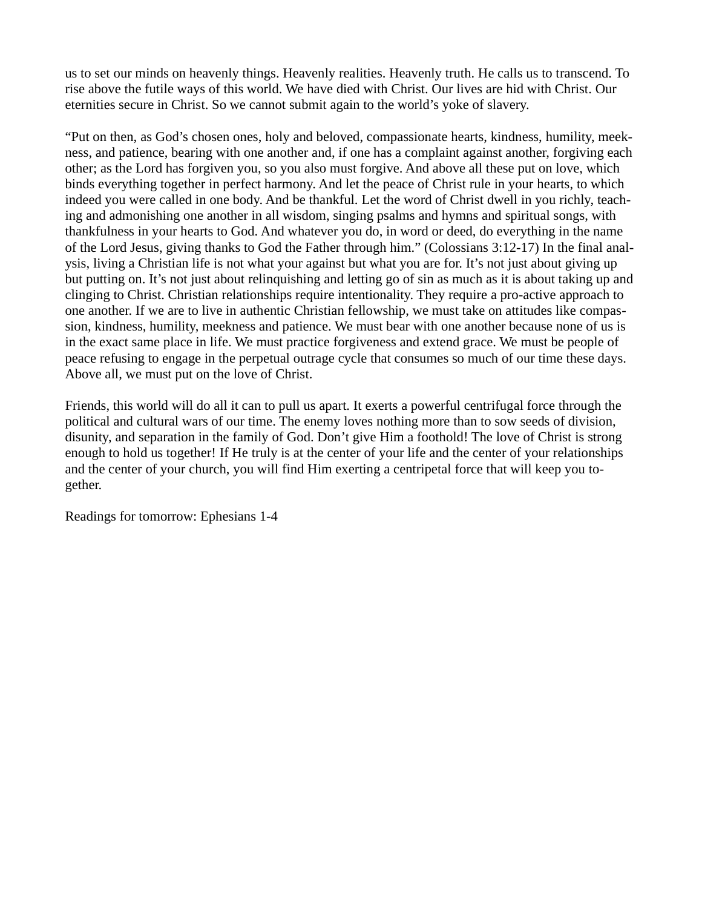us to set our minds on heavenly things. Heavenly realities. Heavenly truth. He calls us to transcend. To rise above the futile ways of this world. We have died with Christ. Our lives are hid with Christ. Our eternities secure in Christ. So we cannot submit again to the world's yoke of slavery.

"Put on then, as God's chosen ones, holy and beloved, compassionate hearts, kindness, humility, meekness, and patience, bearing with one another and, if one has a complaint against another, forgiving each other; as the Lord has forgiven you, so you also must forgive. And above all these put on love, which binds everything together in perfect harmony. And let the peace of Christ rule in your hearts, to which indeed you were called in one body. And be thankful. Let the word of Christ dwell in you richly, teaching and admonishing one another in all wisdom, singing psalms and hymns and spiritual songs, with thankfulness in your hearts to God. And whatever you do, in word or deed, do everything in the name of the Lord Jesus, giving thanks to God the Father through him." (Colossians 3:12-17) In the final analysis, living a Christian life is not what your against but what you are for. It's not just about giving up but putting on. It's not just about relinquishing and letting go of sin as much as it is about taking up and clinging to Christ. Christian relationships require intentionality. They require a pro-active approach to one another. If we are to live in authentic Christian fellowship, we must take on attitudes like compassion, kindness, humility, meekness and patience. We must bear with one another because none of us is in the exact same place in life. We must practice forgiveness and extend grace. We must be people of peace refusing to engage in the perpetual outrage cycle that consumes so much of our time these days. Above all, we must put on the love of Christ.

Friends, this world will do all it can to pull us apart. It exerts a powerful centrifugal force through the political and cultural wars of our time. The enemy loves nothing more than to sow seeds of division, disunity, and separation in the family of God. Don't give Him a foothold! The love of Christ is strong enough to hold us together! If He truly is at the center of your life and the center of your relationships and the center of your church, you will find Him exerting a centripetal force that will keep you together.

Readings for tomorrow: Ephesians 1-4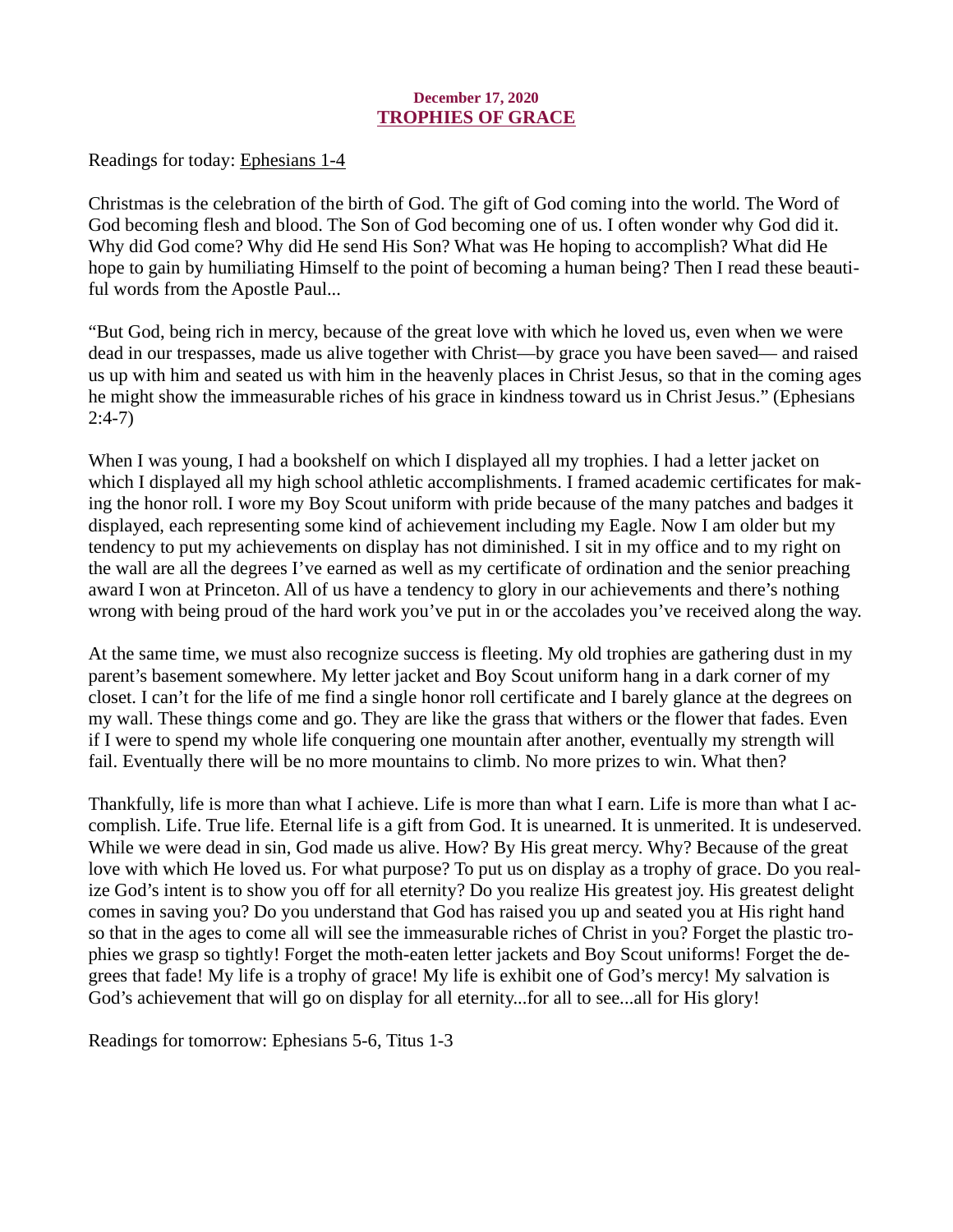**December 17, 2020**

## TROPHIES OF GRACE

Readings for today: Ephesians 1-4

Christmas is the celebration of the birth of God. The gift of God coming into the world. The Word of God becoming flesh and blood. The Son of God becoming one of us. I often wonder why God did it. Why did God come? Why did He send His Son? What was He hoping to accomplish? What did He hope to gain by humiliating Himself to the point of becoming a human being? Then I read these beautiful words from the Apostle Paul...

"But God, being rich in mercy, because of the great love with which he loved us, even when we were dead in our trespasses, made us alive together with Christ—by grace you have been saved— and raised us up with him and seated us with him in the heavenly places in Christ Jesus, so that in the coming ages he might show the immeasurable riches of his grace in kindness toward us in Christ Jesus." (Ephesians 2:4-7)

When I was young, I had a bookshelf on which I displayed all my trophies. I had a letter jacket on which I displayed all my high school athletic accomplishments. I framed academic certificates for making the honor roll. I wore my Boy Scout uniform with pride because of the many patches and badges it displayed, each representing some kind of achievement including my Eagle. Now I am older but my tendency to put my achievements on display has not diminished. I sit in my office and to my right on the wall are all the degrees I've earned as well as my certificate of ordination and the senior preaching award I won at Princeton. All of us have a tendency to glory in our achievements and there's nothing wrong with being proud of the hard work you've put in or the accolades you've received along the way.

At the same time, we must also recognize success is fleeting. My old trophies are gathering dust in my parent's basement somewhere. My letter jacket and Boy Scout uniform hang in a dark corner of my closet. I can't for the life of me find a single honor roll certificate and I barely glance at the degrees on my wall. These things come and go. They are like the grass that withers or the flower that fades. Even if I were to spend my whole life conquering one mountain after another, eventually my strength will fail. Eventually there will be no more mountains to climb. No more prizes to win. What then?

Thankfully, life is more than what I achieve. Life is more than what I earn. Life is more than what I accomplish. Life. True life. Eternal life is a gift from God. It is unearned. It is unmerited. It is undeserved. While we were dead in sin, God made us alive. How? By His great mercy. Why? Because of the great love with which He loved us. For what purpose? To put us on display as a trophy of grace. Do you realize God's intent is to show you off for all eternity? Do you realize His greatest joy. His greatest delight comes in saving you? Do you understand that God has raised you up and seated you at His right hand so that in the ages to come all will see the immeasurable riches of Christ in you? Forget the plastic trophies we grasp so tightly! Forget the moth-eaten letter jackets and Boy Scout uniforms! Forget the degrees that fade! My life is a trophy of grace! My life is exhibit one of God's mercy! My salvation is God's achievement that will go on display for all eternity...for all to see...all for His glory!

Readings for tomorrow: Ephesians 5-6, Titus 1-3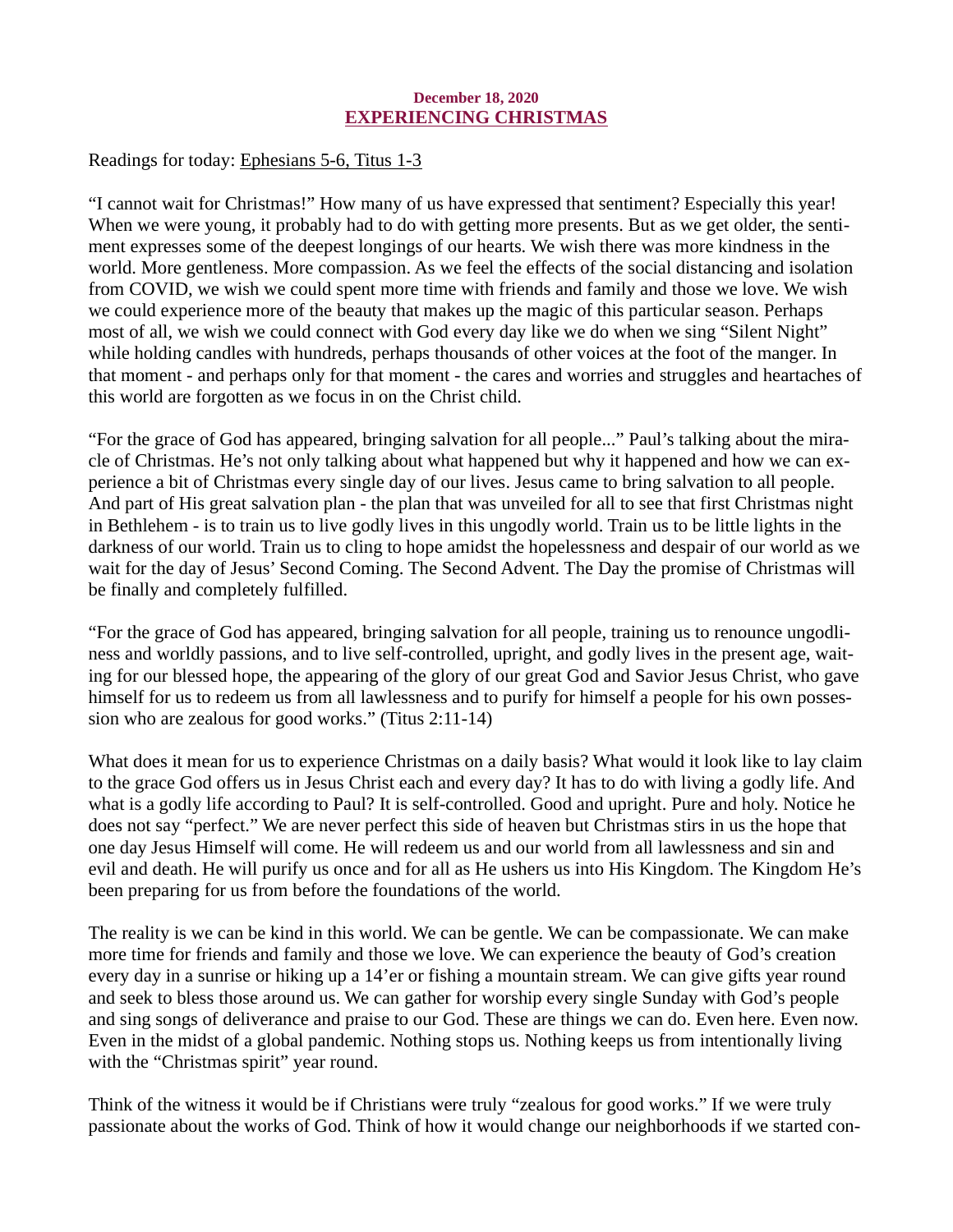**December 18, 2020**

## EXPERIENCING CHRISTMAS

Readings for today: Ephesians 5-6, Titus 1-3

"I cannot wait for Christmas!" How many of us have expressed that sentiment? Especially this year! When we were young, it probably had to do with getting more presents. But as we get older, the sentiment expresses some of the deepest longings of our hearts. We wish there was more kindness in the world. More gentleness. More compassion. As we feel the effects of the social distancing and isolation from COVID, we wish we could spent more time with friends and family and those we love. We wish we could experience more of the beauty that makes up the magic of this particular season. Perhaps most of all, we wish we could connect with God every day like we do when we sing "Silent Night" while holding candles with hundreds, perhaps thousands of other voices at the foot of the manger. In that moment - and perhaps only for that moment - the cares and worries and struggles and heartaches of this world are forgotten as we focus in on the Christ child.

"For the grace of God has appeared, bringing salvation for all people..." Paul's talking about the miracle of Christmas. He's not only talking about what happened but why it happened and how we can experience a bit of Christmas every single day of our lives. Jesus came to bring salvation to all people. And part of His great salvation plan - the plan that was unveiled for all to see that first Christmas night in Bethlehem - is to train us to live godly lives in this ungodly world. Train us to be little lights in the darkness of our world. Train us to cling to hope amidst the hopelessness and despair of our world as we wait for the day of Jesus' Second Coming. The Second Advent. The Day the promise of Christmas will be finally and completely fulfilled.

"For the grace of God has appeared, bringing salvation for all people, training us to renounce ungodliness and worldly passions, and to live self-controlled, upright, and godly lives in the present age, waiting for our blessed hope, the appearing of the glory of our great God and Savior Jesus Christ, who gave himself for us to redeem us from all lawlessness and to purify for himself a people for his own possession who are zealous for good works." (Titus 2:11-14)

What does it mean for us to experience Christmas on a daily basis? What would it look like to lay claim to the grace God offers us in Jesus Christ each and every day? It has to do with living a godly life. And what is a godly life according to Paul? It is self-controlled. Good and upright. Pure and holy. Notice he does not say "perfect." We are never perfect this side of heaven but Christmas stirs in us the hope that one day Jesus Himself will come. He will redeem us and our world from all lawlessness and sin and evil and death. He will purify us once and for all as He ushers us into His Kingdom. The Kingdom He's been preparing for us from before the foundations of the world.

The reality is we can be kind in this world. We can be gentle. We can be compassionate. We can make more time for friends and family and those we love. We can experience the beauty of God's creation every day in a sunrise or hiking up a 14'er or fishing a mountain stream. We can give gifts year round and seek to bless those around us. We can gather for worship every single Sunday with God's people and sing songs of deliverance and praise to our God. These are things we can do. Even here. Even now. Even in the midst of a global pandemic. Nothing stops us. Nothing keeps us from intentionally living with the "Christmas spirit" year round.

Think of the witness it would be if Christians were truly "zealous for good works." If we were truly passionate about the works of God. Think of how it would change our neighborhoods if we started con-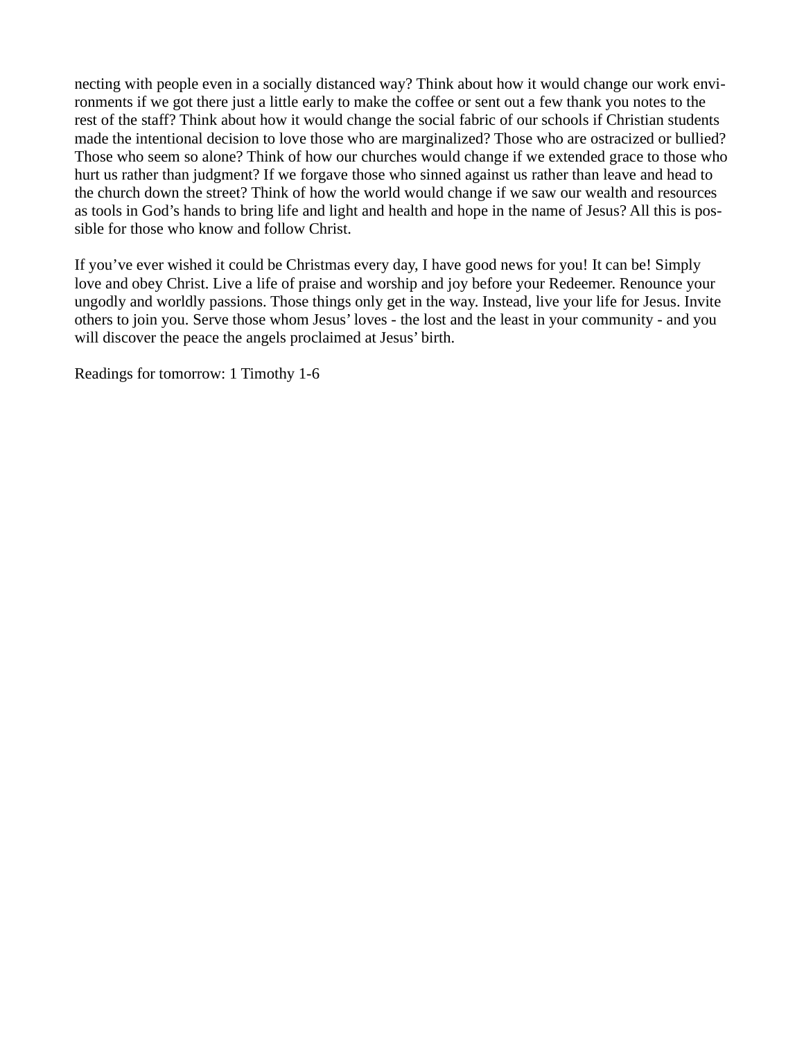necting with people even in a socially distanced way? Think about how it would change our work environments if we got there just a little early to make the coffee or sent out a few thank you notes to the rest of the staff? Think about how it would change the social fabric of our schools if Christian students made the intentional decision to love those who are marginalized? Those who are ostracized or bullied? Those who seem so alone? Think of how our churches would change if we extended grace to those who hurt us rather than judgment? If we forgave those who sinned against us rather than leave and head to the church down the street? Think of how the world would change if we saw our wealth and resources as tools in God's hands to bring life and light and health and hope in the name of Jesus? All this is possible for those who know and follow Christ.

If you've ever wished it could be Christmas every day, I have good news for you! It can be! Simply love and obey Christ. Live a life of praise and worship and joy before your Redeemer. Renounce your ungodly and worldly passions. Those things only get in the way. Instead, live your life for Jesus. Invite others to join you. Serve those whom Jesus' loves - the lost and the least in your community - and you will discover the peace the angels proclaimed at Jesus' birth.

Readings for tomorrow: 1 Timothy 1-6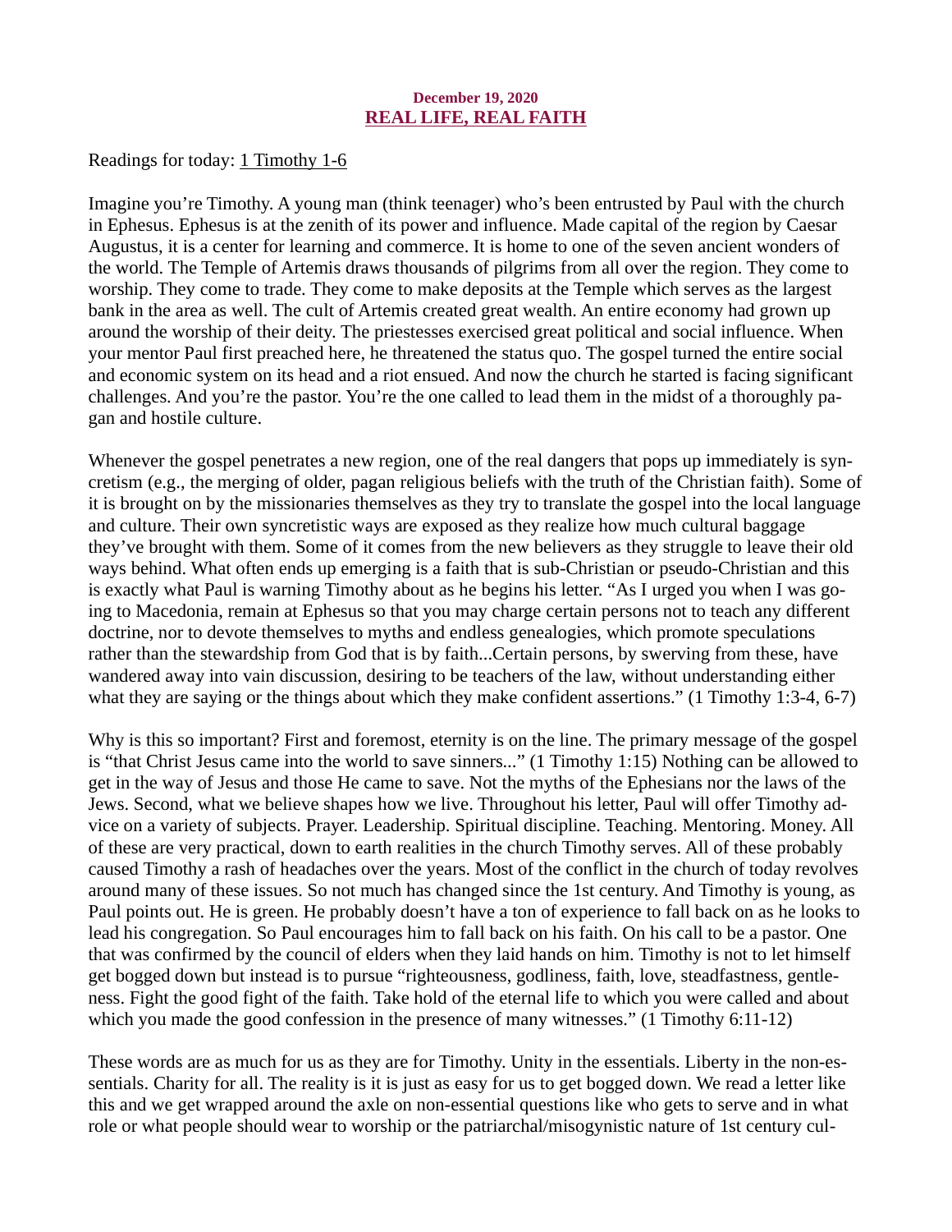December 19, 2020

## REAL LIFE, REAL FAITH

Readings for today: 1 Timothy 1-6

Imagine you're Timothy. A young man (think teenager) who's been entrusted by Paul with the church in Ephesus. Ephesus is at the zenith of its power and influence. Made capital of the region by Caesar Augustus, it is a center for learning and commerce. It is home to one of the seven ancient wonders of the world. The Temple of Artemis draws thousands of pilgrims from all over the region. They come to worship. They come to trade. They come to make deposits at the Temple which serves as the largest bank in the area as well. The cult of Artemis created great wealth. An entire economy had grown up around the worship of their deity. The priestesses exercised great political and social influence. When your mentor Paul first preached here, he threatened the status quo. The gospel turned the entire social and economic system on its head and a riot ensued. And now the church he started is facing significant challenges. And you're the pastor. You're the one called to lead them in the midst of a thoroughly pagan and hostile culture.

Whenever the gospel penetrates a new region, one of the real dangers that pops up immediately is syncretism (e.g., the merging of older, pagan religious beliefs with the truth of the Christian faith). Some of it is brought on by the missionaries themselves as they try to translate the gospel into the local language and culture. Their own syncretistic ways are exposed as they realize how much cultural baggage they've brought with them. Some of it comes from the new believers as they struggle to leave their old ways behind. What often ends up emerging is a faith that is sub-Christian or pseudo-Christian and this is exactly what Paul is warning Timothy about as he begins his letter. "As I urged you when I was going to Macedonia, remain at Ephesus so that you may charge certain persons not to teach any different doctrine, nor to devote themselves to myths and endless genealogies, which promote speculations rather than the stewardship from God that is by faith...Certain persons, by swerving from these, have wandered away into vain discussion, desiring to be teachers of the law, without understanding either what they are saying or the things about which they make confident assertions." (1 Timothy 1:3-4, 6-7)

Why is this so important? First and foremost, eternity is on the line. The primary message of the gospel is "that Christ Jesus came into the world to save sinners..." (1 Timothy 1:15) Nothing can be allowed to get in the way of Jesus and those He came to save. Not the myths of the Ephesians nor the laws of the Jews. Second, what we believe shapes how we live. Throughout his letter, Paul will offer Timothy advice on a variety of subjects. Prayer. Leadership. Spiritual discipline. Teaching. Mentoring. Money. All of these are very practical, down to earth realities in the church Timothy serves. All of these probably caused Timothy a rash of headaches over the years. Most of the conflict in the church of today revolves around many of these issues. So not much has changed since the 1st century. And Timothy is young, as Paul points out. He is green. He probably doesn't have a ton of experience to fall back on as he looks to lead his congregation. So Paul encourages him to fall back on his faith. On his call to be a pastor. One that was confirmed by the council of elders when they laid hands on him. Timothy is not to let himself get bogged down but instead is to pursue "righteousness, godliness, faith, love, steadfastness, gentleness. Fight the good fight of the faith. Take hold of the eternal life to which you were called and about which you made the good confession in the presence of many witnesses." (1 Timothy 6:11-12)

These words are as much for us as they are for Timothy. Unity in the essentials. Liberty in the non-essentials. Charity for all. The reality is it is just as easy for us to get bogged down. We read a letter like this and we get wrapped around the axle on non-essential questions like who gets to serve and in what role or what people should wear to worship or the patriarchal/misogynistic nature of 1st century cul-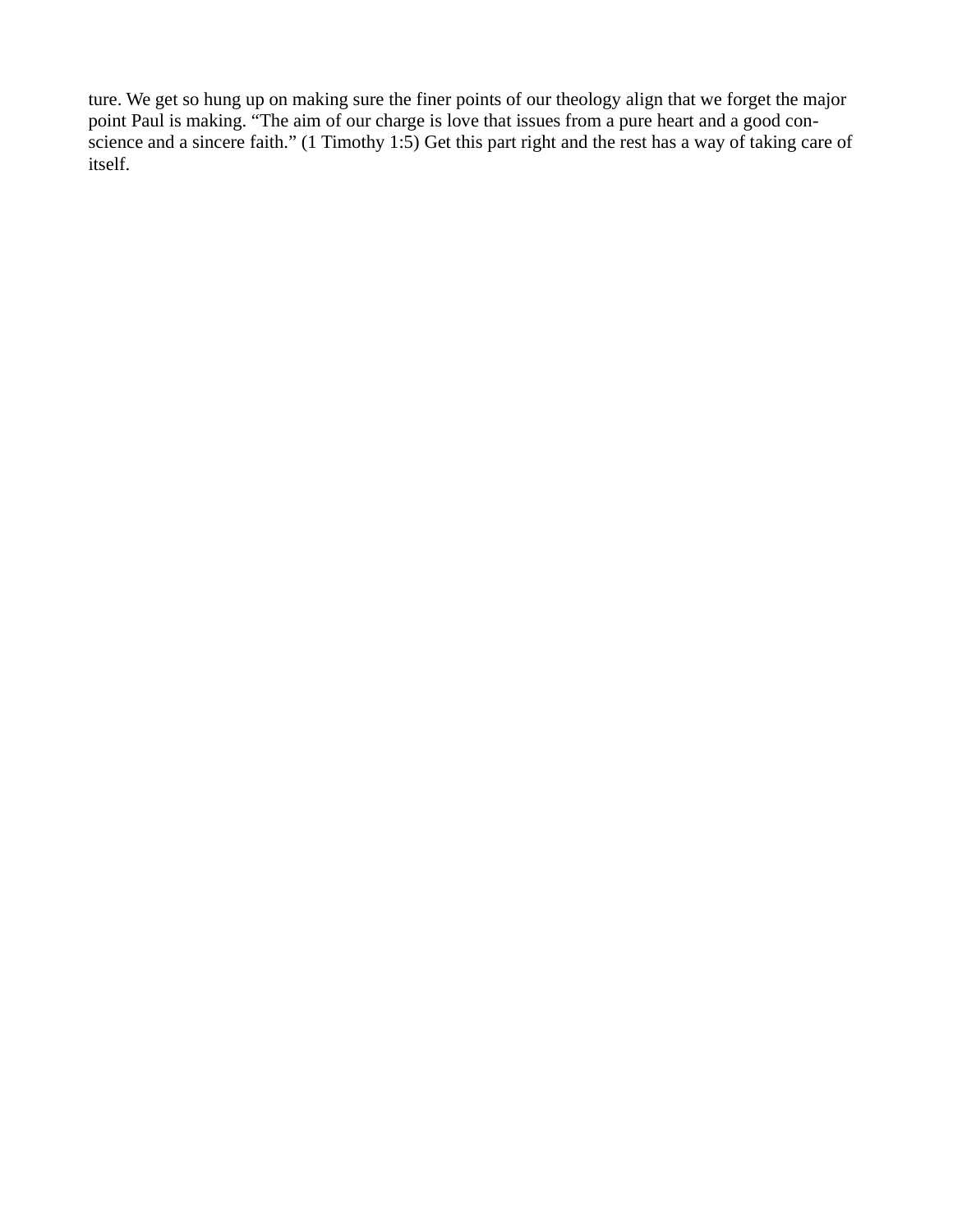ture. We get so hung up on making sure the finer points of our theology align that we forget the major point Paul is making. “The aim of our charge is love that issues from a pure heart and a good conscience and a sincere faith.” (1 Timothy 1:5) Get this part right and the rest has a way of taking care of itself.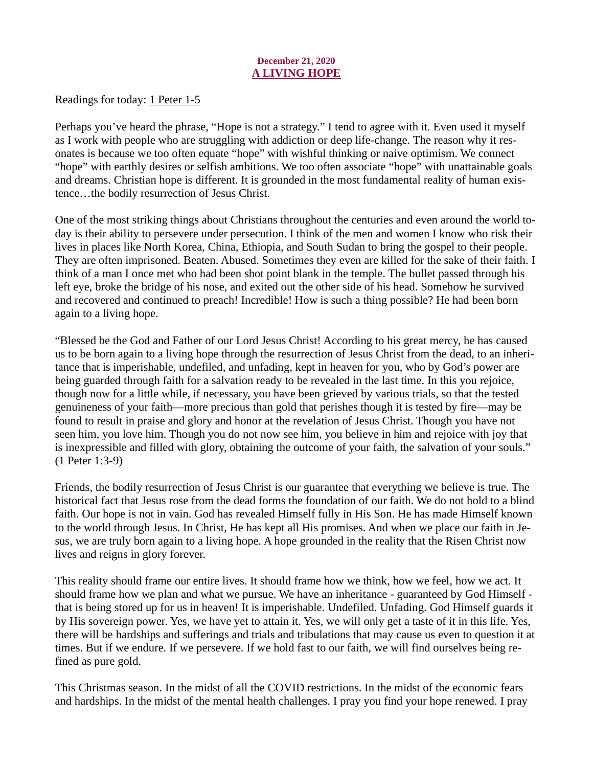**December 21, 2020**

## A LIVING HOPE

Readings for today: 1 Peter 1-5

Perhaps you've heard the phrase, "Hope is not a strategy." I tend to agree with it. Even used it myself as I work with people who are struggling with addiction or deep life-change. The reason why it resonates is because we too often equate "hope" with wishful thinking or naive optimism. We connect "hope" with earthly desires or selfish ambitions. We too often associate "hope" with unattainable goals and dreams. Christian hope is different. It is grounded in the most fundamental reality of human existence…the bodily resurrection of Jesus Christ.

One of the most striking things about Christians throughout the centuries and even around the world today is their ability to persevere under persecution. I think of the men and women I know who risk their lives in places like North Korea, China, Ethiopia, and South Sudan to bring the gospel to their people. They are often imprisoned. Beaten. Abused. Sometimes they even are killed for the sake of their faith. I think of a man I once met who had been shot point blank in the temple. The bullet passed through his left eye, broke the bridge of his nose, and exited out the other side of his head. Somehow he survived and recovered and continued to preach! Incredible! How is such a thing possible? He had been born again to a living hope.

"Blessed be the God and Father of our Lord Jesus Christ! According to his great mercy, he has caused us to be born again to a living hope through the resurrection of Jesus Christ from the dead, to an inheritance that is imperishable, undefiled, and unfading, kept in heaven for you, who by God's power are being guarded through faith for a salvation ready to be revealed in the last time. In this you rejoice, though now for a little while, if necessary, you have been grieved by various trials, so that the tested genuineness of your faith—more precious than gold that perishes though it is tested by fire—may be found to result in praise and glory and honor at the revelation of Jesus Christ. Though you have not seen him, you love him. Though you do not now see him, you believe in him and rejoice with joy that is inexpressible and filled with glory, obtaining the outcome of your faith, the salvation of your souls." (1 Peter 1:3-9)

Friends, the bodily resurrection of Jesus Christ is our guarantee that everything we believe is true. The historical fact that Jesus rose from the dead forms the foundation of our faith. We do not hold to a blind faith. Our hope is not in vain. God has revealed Himself fully in His Son. He has made Himself known to the world through Jesus. In Christ, He has kept all His promises. And when we place our faith in Jesus, we are truly born again to a living hope. A hope grounded in the reality that the Risen Christ now lives and reigns in glory forever.

This reality should frame our entire lives. It should frame how we think, how we feel, how we act. It should frame how we plan and what we pursue. We have an inheritance - guaranteed by God Himself - that is being stored up for us in heaven! It is imperishable. Undefiled. Unfading. God Himself guards it by His sovereign power. Yes, we have yet to attain it. Yes, we will only get a taste of it in this life. Yes, there will be hardships and sufferings and trials and tribulations that may cause us even to question it at times. But if we endure. If we persevere. If we hold fast to our faith, we will find ourselves being refined as pure gold.

This Christmas season. In the midst of all the COVID restrictions. In the midst of the economic fears and hardships. In the midst of the mental health challenges. I pray you find your hope renewed. I pray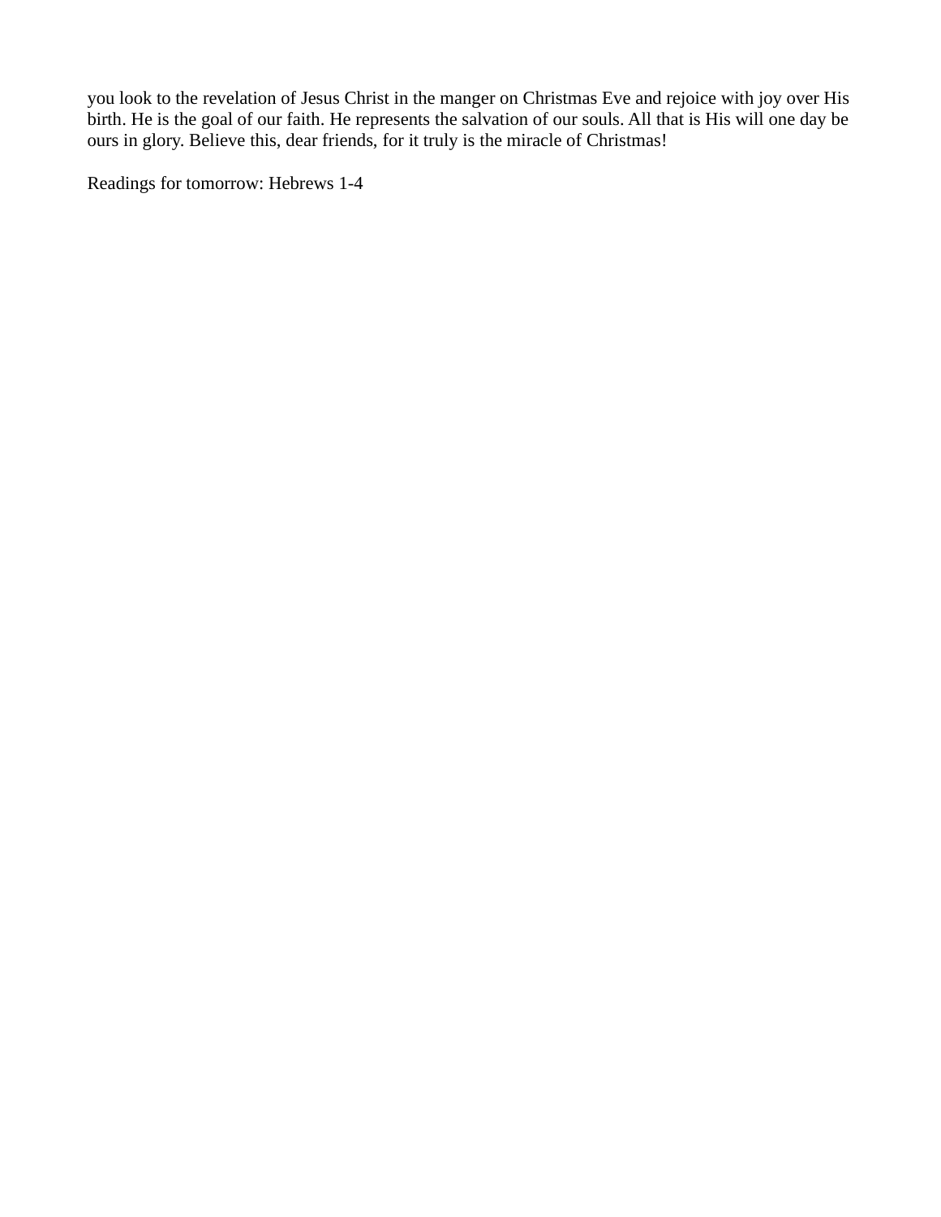you look to the revelation of Jesus Christ in the manger on Christmas Eve and rejoice with joy over His birth. He is the goal of our faith. He represents the salvation of our souls. All that is His will one day be ours in glory. Believe this, dear friends, for it truly is the miracle of Christmas!

Readings for tomorrow: Hebrews 1-4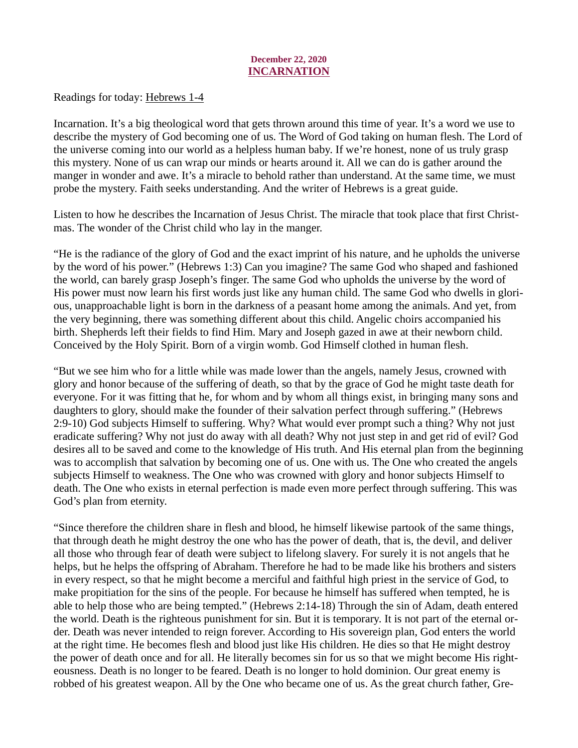**December 22, 2020**

## INCARNATION

Readings for today: Hebrews 1-4

Incarnation. It's a big theological word that gets thrown around this time of year. It's a word we use to describe the mystery of God becoming one of us. The Word of God taking on human flesh. The Lord of the universe coming into our world as a helpless human baby. If we're honest, none of us truly grasp this mystery. None of us can wrap our minds or hearts around it. All we can do is gather around the manger in wonder and awe. It's a miracle to behold rather than understand. At the same time, we must probe the mystery. Faith seeks understanding. And the writer of Hebrews is a great guide.

Listen to how he describes the Incarnation of Jesus Christ. The miracle that took place that first Christmas. The wonder of the Christ child who lay in the manger.

"He is the radiance of the glory of God and the exact imprint of his nature, and he upholds the universe by the word of his power." (Hebrews 1:3) Can you imagine? The same God who shaped and fashioned the world, can barely grasp Joseph's finger. The same God who upholds the universe by the word of His power must now learn his first words just like any human child. The same God who dwells in glorious, unapproachable light is born in the darkness of a peasant home among the animals. And yet, from the very beginning, there was something different about this child. Angelic choirs accompanied his birth. Shepherds left their fields to find Him. Mary and Joseph gazed in awe at their newborn child. Conceived by the Holy Spirit. Born of a virgin womb. God Himself clothed in human flesh.

"But we see him who for a little while was made lower than the angels, namely Jesus, crowned with glory and honor because of the suffering of death, so that by the grace of God he might taste death for everyone. For it was fitting that he, for whom and by whom all things exist, in bringing many sons and daughters to glory, should make the founder of their salvation perfect through suffering." (Hebrews 2:9-10) God subjects Himself to suffering. Why? What would ever prompt such a thing? Why not just eradicate suffering? Why not just do away with all death? Why not just step in and get rid of evil? God desires all to be saved and come to the knowledge of His truth. And His eternal plan from the beginning was to accomplish that salvation by becoming one of us. One with us. The One who created the angels subjects Himself to weakness. The One who was crowned with glory and honor subjects Himself to death. The One who exists in eternal perfection is made even more perfect through suffering. This was God's plan from eternity.

"Since therefore the children share in flesh and blood, he himself likewise partook of the same things, that through death he might destroy the one who has the power of death, that is, the devil, and deliver all those who through fear of death were subject to lifelong slavery. For surely it is not angels that he helps, but he helps the offspring of Abraham. Therefore he had to be made like his brothers and sisters in every respect, so that he might become a merciful and faithful high priest in the service of God, to make propitiation for the sins of the people. For because he himself has suffered when tempted, he is able to help those who are being tempted." (Hebrews 2:14-18) Through the sin of Adam, death entered the world. Death is the righteous punishment for sin. But it is temporary. It is not part of the eternal order. Death was never intended to reign forever. According to His sovereign plan, God enters the world at the right time. He becomes flesh and blood just like His children. He dies so that He might destroy the power of death once and for all. He literally becomes sin for us so that we might become His righteousness. Death is no longer to be feared. Death is no longer to hold dominion. Our great enemy is robbed of his greatest weapon. All by the One who became one of us. As the great church father, Gre-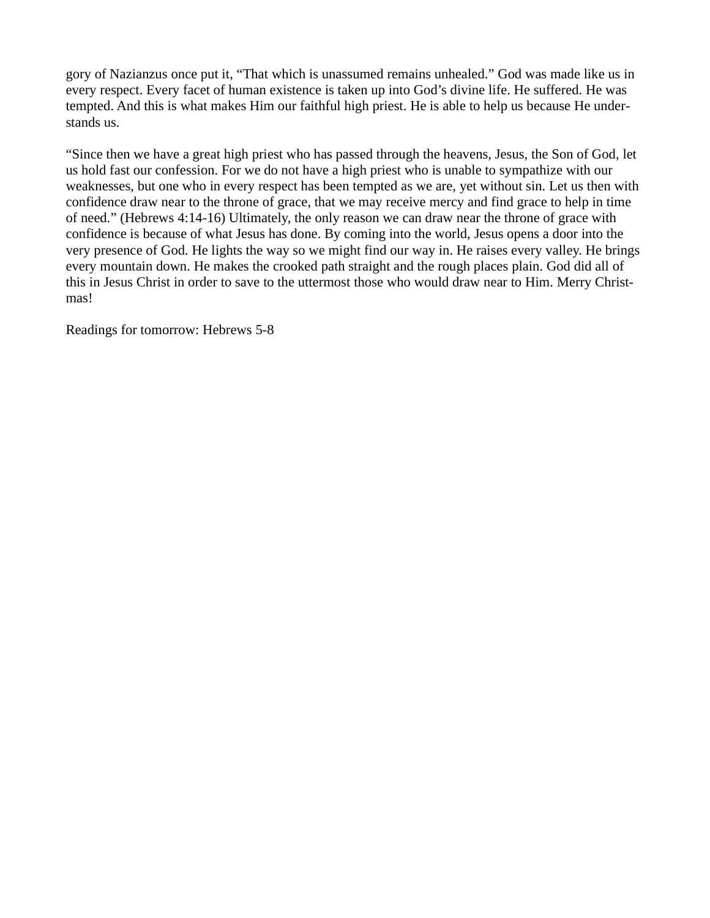gory of Nazianzus once put it, “That which is unassumed remains unhealed.” God was made like us in every respect. Every facet of human existence is taken up into God’s divine life. He suffered. He was tempted. And this is what makes Him our faithful high priest. He is able to help us because He understands us.

“Since then we have a great high priest who has passed through the heavens, Jesus, the Son of God, let us hold fast our confession. For we do not have a high priest who is unable to sympathize with our weaknesses, but one who in every respect has been tempted as we are, yet without sin. Let us then with confidence draw near to the throne of grace, that we may receive mercy and find grace to help in time of need.” (Hebrews 4:14-16) Ultimately, the only reason we can draw near the throne of grace with confidence is because of what Jesus has done. By coming into the world, Jesus opens a door into the very presence of God. He lights the way so we might find our way in. He raises every valley. He brings every mountain down. He makes the crooked path straight and the rough places plain. God did all of this in Jesus Christ in order to save to the uttermost those who would draw near to Him. Merry Christmas!

Readings for tomorrow: Hebrews 5-8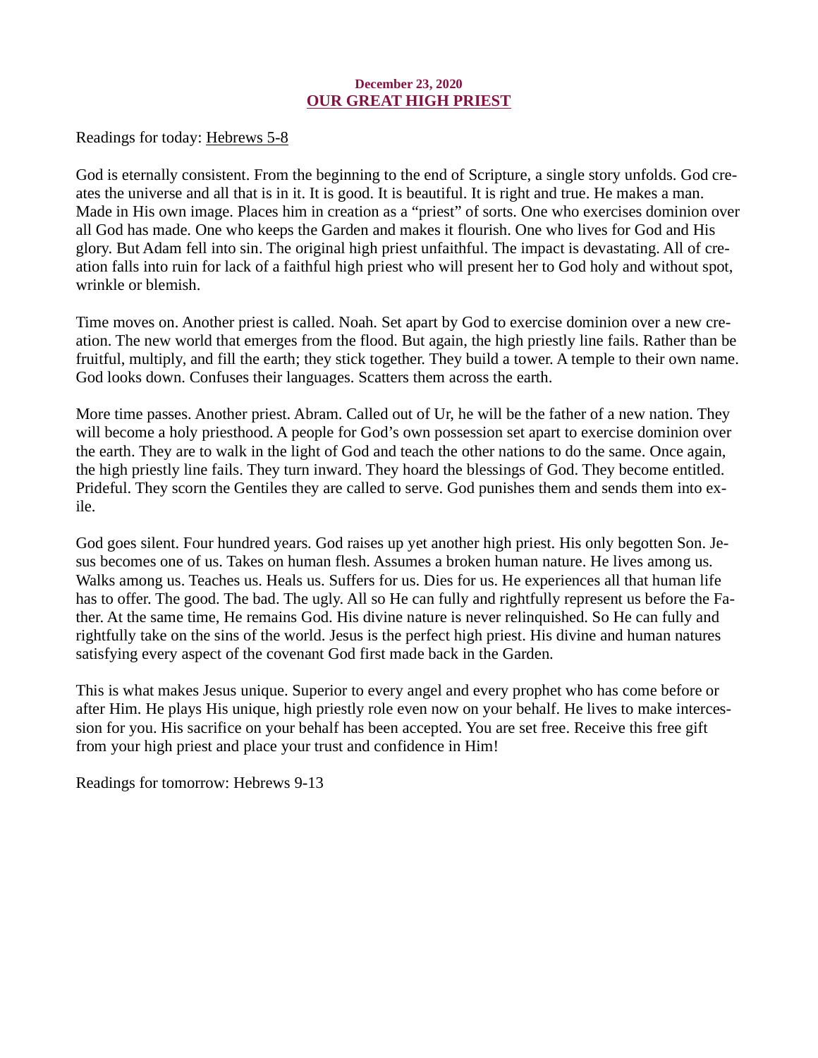**December 23, 2020**

## OUR GREAT HIGH PRIEST

Readings for today: Hebrews 5-8

God is eternally consistent. From the beginning to the end of Scripture, a single story unfolds. God creates the universe and all that is in it. It is good. It is beautiful. It is right and true. He makes a man. Made in His own image. Places him in creation as a "priest" of sorts. One who exercises dominion over all God has made. One who keeps the Garden and makes it flourish. One who lives for God and His glory. But Adam fell into sin. The original high priest unfaithful. The impact is devastating. All of creation falls into ruin for lack of a faithful high priest who will present her to God holy and without spot, wrinkle or blemish.

Time moves on. Another priest is called. Noah. Set apart by God to exercise dominion over a new creation. The new world that emerges from the flood. But again, the high priestly line fails. Rather than be fruitful, multiply, and fill the earth; they stick together. They build a tower. A temple to their own name. God looks down. Confuses their languages. Scatters them across the earth.

More time passes. Another priest. Abram. Called out of Ur, he will be the father of a new nation. They will become a holy priesthood. A people for God's own possession set apart to exercise dominion over the earth. They are to walk in the light of God and teach the other nations to do the same. Once again, the high priestly line fails. They turn inward. They hoard the blessings of God. They become entitled. Prideful. They scorn the Gentiles they are called to serve. God punishes them and sends them into exile.

God goes silent. Four hundred years. God raises up yet another high priest. His only begotten Son. Jesus becomes one of us. Takes on human flesh. Assumes a broken human nature. He lives among us. Walks among us. Teaches us. Heals us. Suffers for us. Dies for us. He experiences all that human life has to offer. The good. The bad. The ugly. All so He can fully and rightfully represent us before the Father. At the same time, He remains God. His divine nature is never relinquished. So He can fully and rightfully take on the sins of the world. Jesus is the perfect high priest. His divine and human natures satisfying every aspect of the covenant God first made back in the Garden.

This is what makes Jesus unique. Superior to every angel and every prophet who has come before or after Him. He plays His unique, high priestly role even now on your behalf. He lives to make intercession for you. His sacrifice on your behalf has been accepted. You are set free. Receive this free gift from your high priest and place your trust and confidence in Him!

Readings for tomorrow: Hebrews 9-13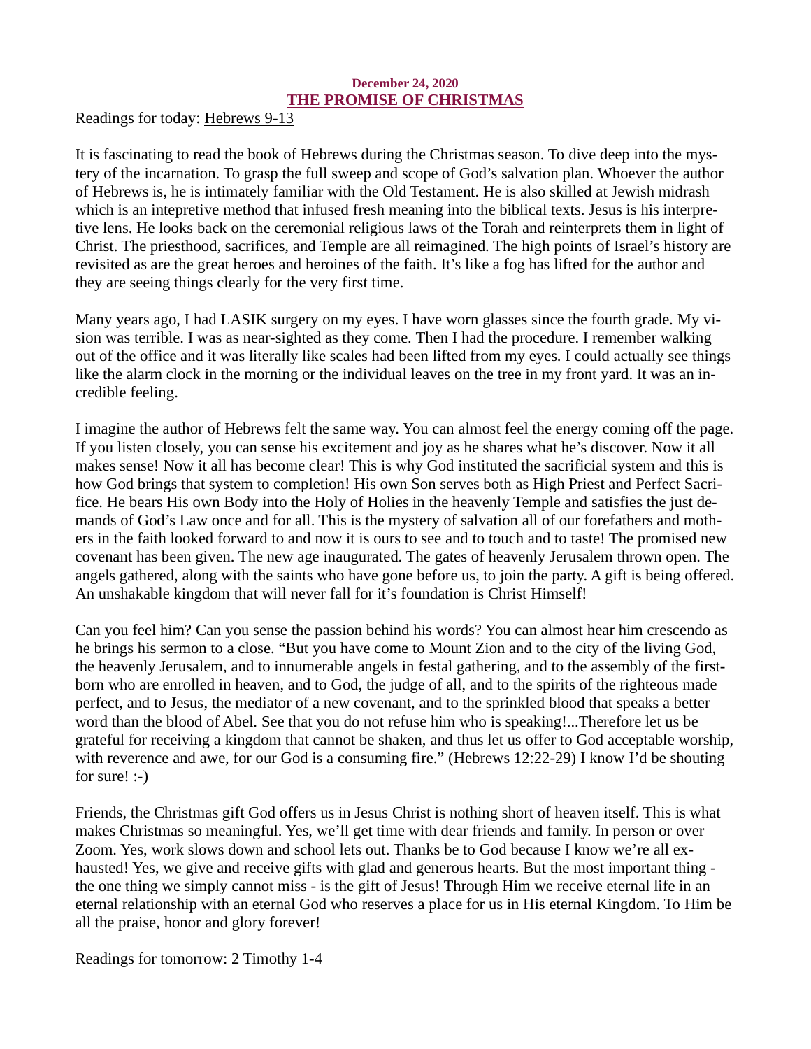**December 24, 2020**

## THE PROMISE OF CHRISTMAS

Readings for today: Hebrews 9-13

It is fascinating to read the book of Hebrews during the Christmas season. To dive deep into the mystery of the incarnation. To grasp the full sweep and scope of God's salvation plan. Whoever the author of Hebrews is, he is intimately familiar with the Old Testament. He is also skilled at Jewish midrash which is an intepretive method that infused fresh meaning into the biblical texts. Jesus is his interpretive lens. He looks back on the ceremonial religious laws of the Torah and reinterprets them in light of Christ. The priesthood, sacrifices, and Temple are all reimagined. The high points of Israel's history are revisited as are the great heroes and heroines of the faith. It's like a fog has lifted for the author and they are seeing things clearly for the very first time.

Many years ago, I had LASIK surgery on my eyes. I have worn glasses since the fourth grade. My vision was terrible. I was as near-sighted as they come. Then I had the procedure. I remember walking out of the office and it was literally like scales had been lifted from my eyes. I could actually see things like the alarm clock in the morning or the individual leaves on the tree in my front yard. It was an incredible feeling.

I imagine the author of Hebrews felt the same way. You can almost feel the energy coming off the page. If you listen closely, you can sense his excitement and joy as he shares what he's discover. Now it all makes sense! Now it all has become clear! This is why God instituted the sacrificial system and this is how God brings that system to completion! His own Son serves both as High Priest and Perfect Sacrifice. He bears His own Body into the Holy of Holies in the heavenly Temple and satisfies the just demands of God's Law once and for all. This is the mystery of salvation all of our forefathers and mothers in the faith looked forward to and now it is ours to see and to touch and to taste! The promised new covenant has been given. The new age inaugurated. The gates of heavenly Jerusalem thrown open. The angels gathered, along with the saints who have gone before us, to join the party. A gift is being offered. An unshakable kingdom that will never fall for it's foundation is Christ Himself!

Can you feel him? Can you sense the passion behind his words? You can almost hear him crescendo as he brings his sermon to a close. "But you have come to Mount Zion and to the city of the living God, the heavenly Jerusalem, and to innumerable angels in festal gathering, and to the assembly of the firstborn who are enrolled in heaven, and to God, the judge of all, and to the spirits of the righteous made perfect, and to Jesus, the mediator of a new covenant, and to the sprinkled blood that speaks a better word than the blood of Abel. See that you do not refuse him who is speaking!...Therefore let us be grateful for receiving a kingdom that cannot be shaken, and thus let us offer to God acceptable worship, with reverence and awe, for our God is a consuming fire." (Hebrews 12:22-29) I know I'd be shouting for sure! :-)

Friends, the Christmas gift God offers us in Jesus Christ is nothing short of heaven itself. This is what makes Christmas so meaningful. Yes, we'll get time with dear friends and family. In person or over Zoom. Yes, work slows down and school lets out. Thanks be to God because I know we're all exhausted! Yes, we give and receive gifts with glad and generous hearts. But the most important thing - the one thing we simply cannot miss - is the gift of Jesus! Through Him we receive eternal life in an eternal relationship with an eternal God who reserves a place for us in His eternal Kingdom. To Him be all the praise, honor and glory forever!

Readings for tomorrow: 2 Timothy 1-4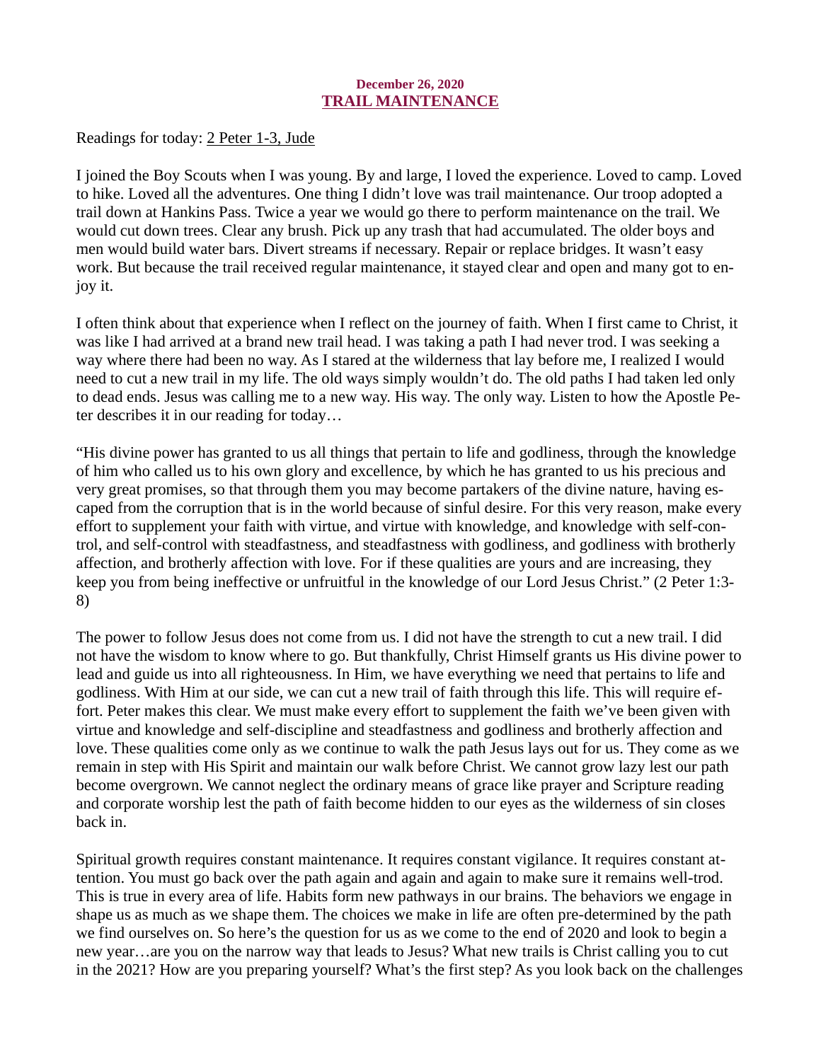December 26, 2020

## TRAIL MAINTENANCE

Readings for today: 2 Peter 1-3, Jude

I joined the Boy Scouts when I was young. By and large, I loved the experience. Loved to camp. Loved to hike. Loved all the adventures. One thing I didn't love was trail maintenance. Our troop adopted a trail down at Hankins Pass. Twice a year we would go there to perform maintenance on the trail. We would cut down trees. Clear any brush. Pick up any trash that had accumulated. The older boys and men would build water bars. Divert streams if necessary. Repair or replace bridges. It wasn't easy work. But because the trail received regular maintenance, it stayed clear and open and many got to enjoy it.

I often think about that experience when I reflect on the journey of faith. When I first came to Christ, it was like I had arrived at a brand new trail head. I was taking a path I had never trod. I was seeking a way where there had been no way. As I stared at the wilderness that lay before me, I realized I would need to cut a new trail in my life. The old ways simply wouldn't do. The old paths I had taken led only to dead ends. Jesus was calling me to a new way. His way. The only way. Listen to how the Apostle Peter describes it in our reading for today…

"His divine power has granted to us all things that pertain to life and godliness, through the knowledge of him who called us to his own glory and excellence, by which he has granted to us his precious and very great promises, so that through them you may become partakers of the divine nature, having escaped from the corruption that is in the world because of sinful desire. For this very reason, make every effort to supplement your faith with virtue, and virtue with knowledge, and knowledge with self-control, and self-control with steadfastness, and steadfastness with godliness, and godliness with brotherly affection, and brotherly affection with love. For if these qualities are yours and are increasing, they keep you from being ineffective or unfruitful in the knowledge of our Lord Jesus Christ." (2 Peter 1:3-8)

The power to follow Jesus does not come from us. I did not have the strength to cut a new trail. I did not have the wisdom to know where to go. But thankfully, Christ Himself grants us His divine power to lead and guide us into all righteousness. In Him, we have everything we need that pertains to life and godliness. With Him at our side, we can cut a new trail of faith through this life. This will require effort. Peter makes this clear. We must make every effort to supplement the faith we've been given with virtue and knowledge and self-discipline and steadfastness and godliness and brotherly affection and love. These qualities come only as we continue to walk the path Jesus lays out for us. They come as we remain in step with His Spirit and maintain our walk before Christ. We cannot grow lazy lest our path become overgrown. We cannot neglect the ordinary means of grace like prayer and Scripture reading and corporate worship lest the path of faith become hidden to our eyes as the wilderness of sin closes back in.

Spiritual growth requires constant maintenance. It requires constant vigilance. It requires constant attention. You must go back over the path again and again and again to make sure it remains well-trod. This is true in every area of life. Habits form new pathways in our brains. The behaviors we engage in shape us as much as we shape them. The choices we make in life are often pre-determined by the path we find ourselves on. So here's the question for us as we come to the end of 2020 and look to begin a new year…are you on the narrow way that leads to Jesus? What new trails is Christ calling you to cut in the 2021? How are you preparing yourself? What's the first step? As you look back on the challenges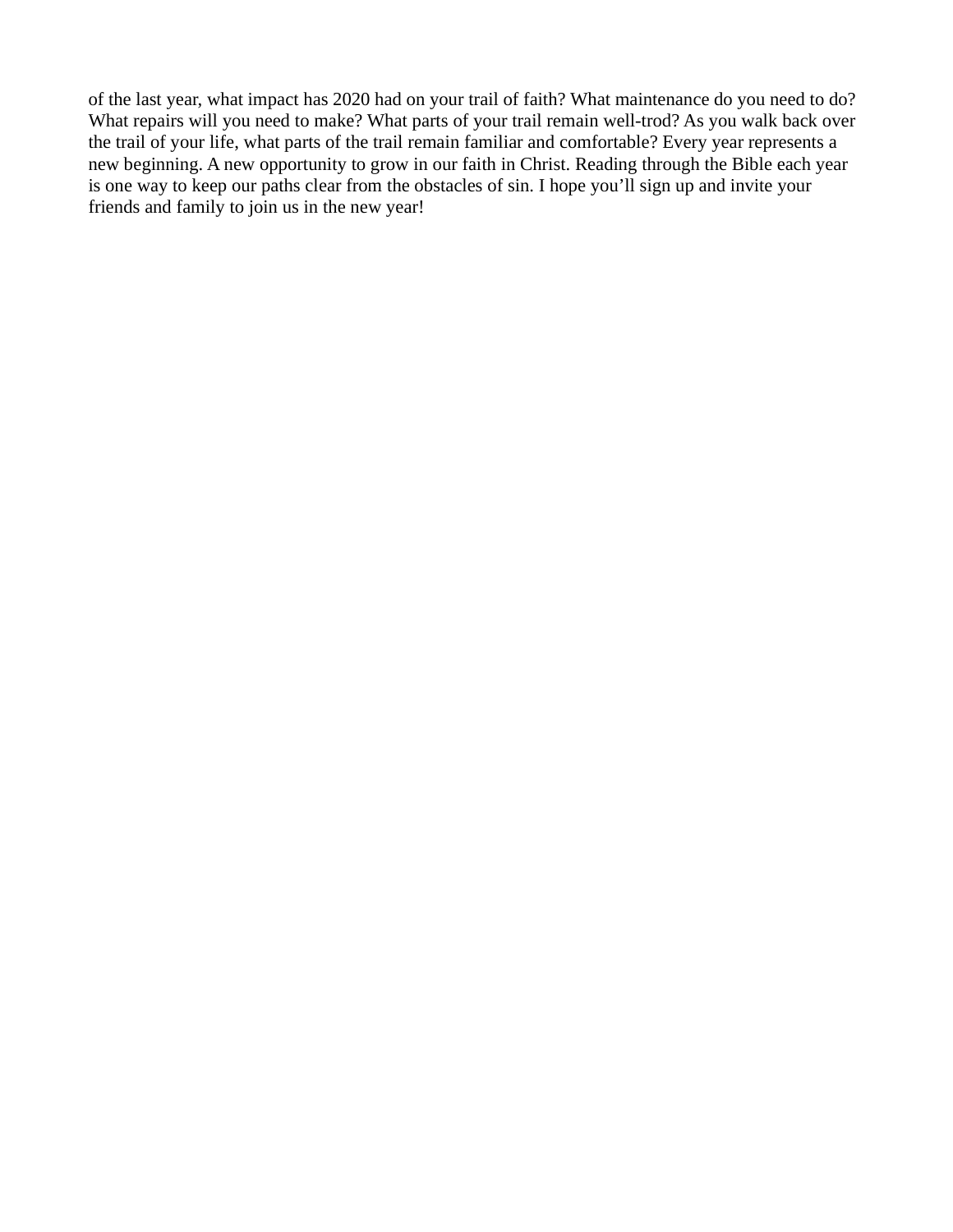of the last year, what impact has 2020 had on your trail of faith? What maintenance do you need to do? What repairs will you need to make? What parts of your trail remain well-trod? As you walk back over the trail of your life, what parts of the trail remain familiar and comfortable? Every year represents a new beginning. A new opportunity to grow in our faith in Christ. Reading through the Bible each year is one way to keep our paths clear from the obstacles of sin. I hope you'll sign up and invite your friends and family to join us in the new year!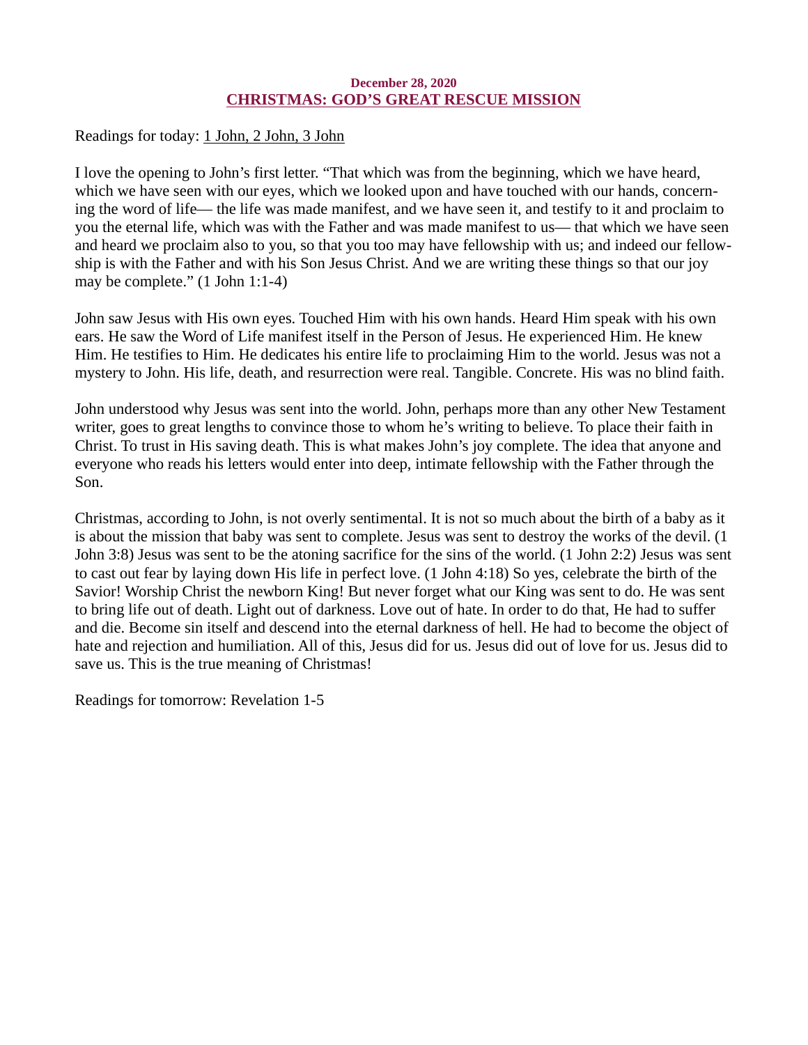**December 28, 2020**

## CHRISTMAS: GOD'S GREAT RESCUE MISSION

Readings for today: 1 John, 2 John, 3 John

I love the opening to John's first letter. "That which was from the beginning, which we have heard, which we have seen with our eyes, which we looked upon and have touched with our hands, concerning the word of life— the life was made manifest, and we have seen it, and testify to it and proclaim to you the eternal life, which was with the Father and was made manifest to us— that which we have seen and heard we proclaim also to you, so that you too may have fellowship with us; and indeed our fellowship is with the Father and with his Son Jesus Christ. And we are writing these things so that our joy may be complete." (1 John 1:1-4)

John saw Jesus with His own eyes. Touched Him with his own hands. Heard Him speak with his own ears. He saw the Word of Life manifest itself in the Person of Jesus. He experienced Him. He knew Him. He testifies to Him. He dedicates his entire life to proclaiming Him to the world. Jesus was not a mystery to John. His life, death, and resurrection were real. Tangible. Concrete. His was no blind faith.

John understood why Jesus was sent into the world. John, perhaps more than any other New Testament writer, goes to great lengths to convince those to whom he's writing to believe. To place their faith in Christ. To trust in His saving death. This is what makes John's joy complete. The idea that anyone and everyone who reads his letters would enter into deep, intimate fellowship with the Father through the Son.

Christmas, according to John, is not overly sentimental. It is not so much about the birth of a baby as it is about the mission that baby was sent to complete. Jesus was sent to destroy the works of the devil. (1 John 3:8) Jesus was sent to be the atoning sacrifice for the sins of the world. (1 John 2:2) Jesus was sent to cast out fear by laying down His life in perfect love. (1 John 4:18) So yes, celebrate the birth of the Savior! Worship Christ the newborn King! But never forget what our King was sent to do. He was sent to bring life out of death. Light out of darkness. Love out of hate. In order to do that, He had to suffer and die. Become sin itself and descend into the eternal darkness of hell. He had to become the object of hate and rejection and humiliation. All of this, Jesus did for us. Jesus did out of love for us. Jesus did to save us. This is the true meaning of Christmas!

Readings for tomorrow: Revelation 1-5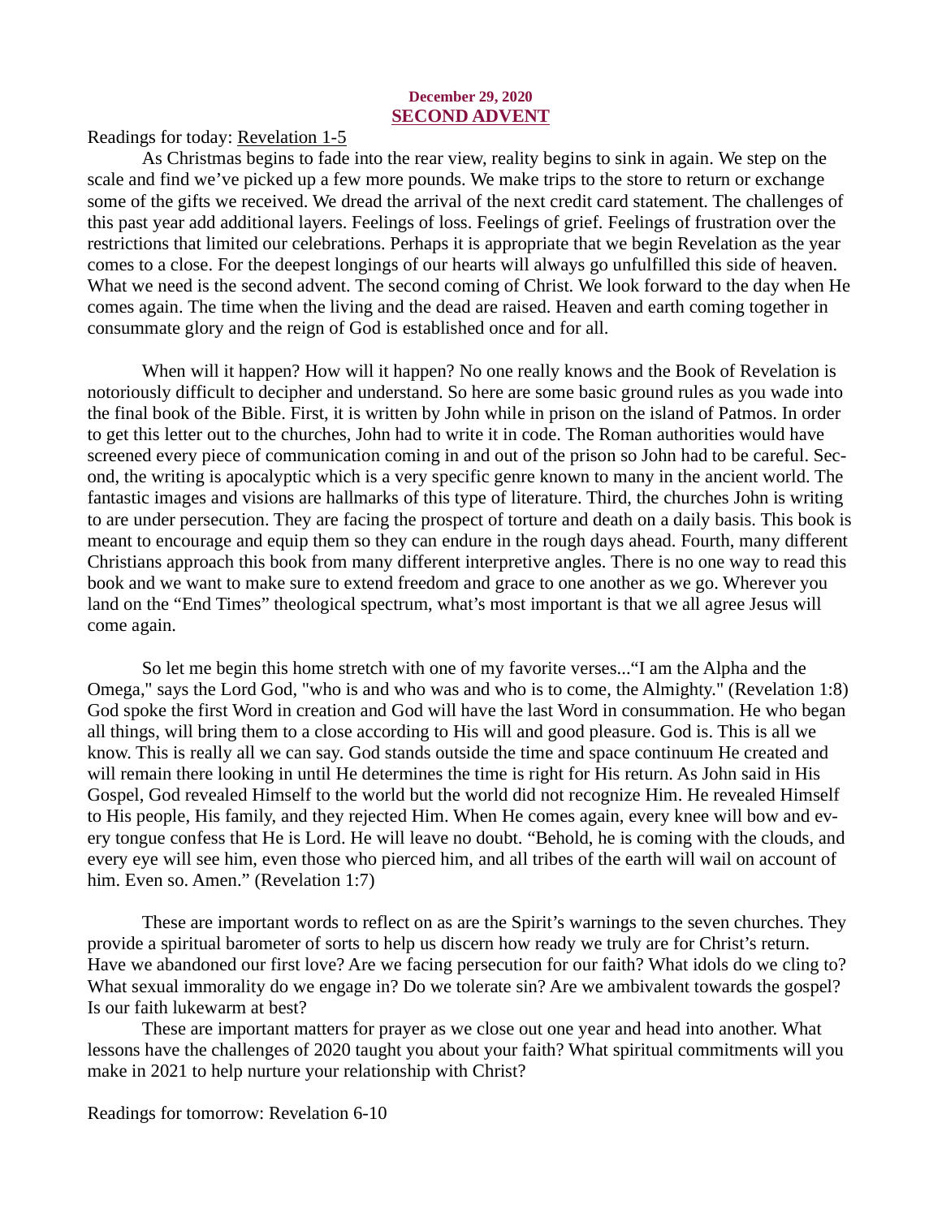**December 29, 2020**

## SECOND ADVENT

Readings for today: Revelation 1-5

As Christmas begins to fade into the rear view, reality begins to sink in again. We step on the scale and find we've picked up a few more pounds. We make trips to the store to return or exchange some of the gifts we received. We dread the arrival of the next credit card statement. The challenges of this past year add additional layers. Feelings of loss. Feelings of grief. Feelings of frustration over the restrictions that limited our celebrations. Perhaps it is appropriate that we begin Revelation as the year comes to a close. For the deepest longings of our hearts will always go unfulfilled this side of heaven. What we need is the second advent. The second coming of Christ. We look forward to the day when He comes again. The time when the living and the dead are raised. Heaven and earth coming together in consummate glory and the reign of God is established once and for all.

When will it happen? How will it happen? No one really knows and the Book of Revelation is notoriously difficult to decipher and understand. So here are some basic ground rules as you wade into the final book of the Bible. First, it is written by John while in prison on the island of Patmos. In order to get this letter out to the churches, John had to write it in code. The Roman authorities would have screened every piece of communication coming in and out of the prison so John had to be careful. Second, the writing is apocalyptic which is a very specific genre known to many in the ancient world. The fantastic images and visions are hallmarks of this type of literature. Third, the churches John is writing to are under persecution. They are facing the prospect of torture and death on a daily basis. This book is meant to encourage and equip them so they can endure in the rough days ahead. Fourth, many different Christians approach this book from many different interpretive angles. There is no one way to read this book and we want to make sure to extend freedom and grace to one another as we go. Wherever you land on the "End Times" theological spectrum, what's most important is that we all agree Jesus will come again.

So let me begin this home stretch with one of my favorite verses..."I am the Alpha and the Omega," says the Lord God, "who is and who was and who is to come, the Almighty." (Revelation 1:8) God spoke the first Word in creation and God will have the last Word in consummation. He who began all things, will bring them to a close according to His will and good pleasure. God is. This is all we know. This is really all we can say. God stands outside the time and space continuum He created and will remain there looking in until He determines the time is right for His return. As John said in His Gospel, God revealed Himself to the world but the world did not recognize Him. He revealed Himself to His people, His family, and they rejected Him. When He comes again, every knee will bow and every tongue confess that He is Lord. He will leave no doubt. "Behold, he is coming with the clouds, and every eye will see him, even those who pierced him, and all tribes of the earth will wail on account of him. Even so. Amen." (Revelation 1:7)

These are important words to reflect on as are the Spirit's warnings to the seven churches. They provide a spiritual barometer of sorts to help us discern how ready we truly are for Christ's return. Have we abandoned our first love? Are we facing persecution for our faith? What idols do we cling to? What sexual immorality do we engage in? Do we tolerate sin? Are we ambivalent towards the gospel? Is our faith lukewarm at best?

These are important matters for prayer as we close out one year and head into another. What lessons have the challenges of 2020 taught you about your faith? What spiritual commitments will you make in 2021 to help nurture your relationship with Christ?

Readings for tomorrow: Revelation 6-10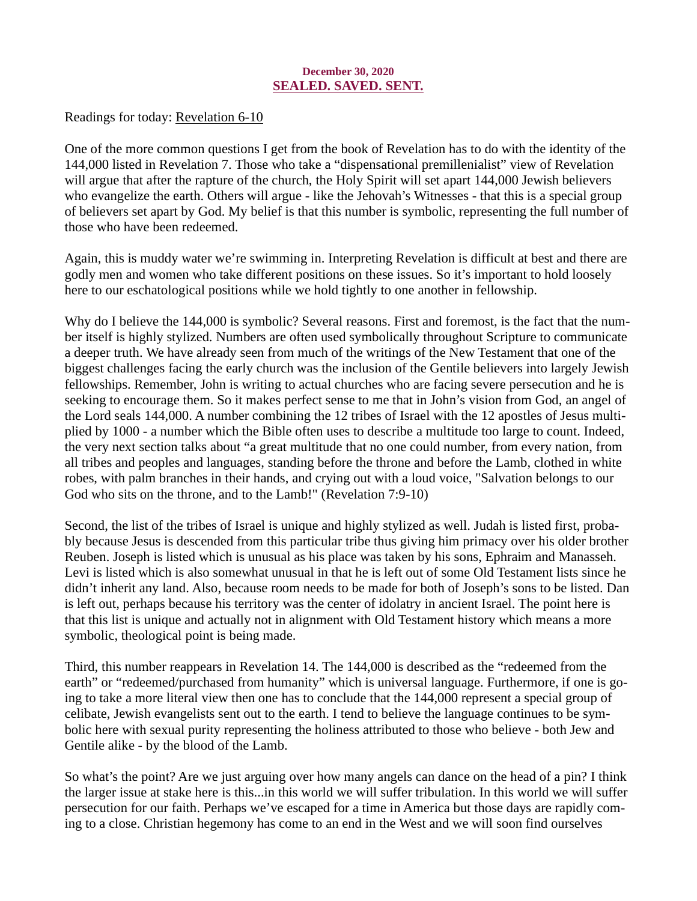**December 30, 2020**

## SEALED. SAVED. SENT.

Readings for today: Revelation 6-10

One of the more common questions I get from the book of Revelation has to do with the identity of the 144,000 listed in Revelation 7. Those who take a "dispensational premillenialist" view of Revelation will argue that after the rapture of the church, the Holy Spirit will set apart 144,000 Jewish believers who evangelize the earth. Others will argue - like the Jehovah's Witnesses - that this is a special group of believers set apart by God. My belief is that this number is symbolic, representing the full number of those who have been redeemed.

Again, this is muddy water we're swimming in. Interpreting Revelation is difficult at best and there are godly men and women who take different positions on these issues. So it's important to hold loosely here to our eschatological positions while we hold tightly to one another in fellowship.

Why do I believe the 144,000 is symbolic? Several reasons. First and foremost, is the fact that the number itself is highly stylized. Numbers are often used symbolically throughout Scripture to communicate a deeper truth. We have already seen from much of the writings of the New Testament that one of the biggest challenges facing the early church was the inclusion of the Gentile believers into largely Jewish fellowships. Remember, John is writing to actual churches who are facing severe persecution and he is seeking to encourage them. So it makes perfect sense to me that in John's vision from God, an angel of the Lord seals 144,000. A number combining the 12 tribes of Israel with the 12 apostles of Jesus multiplied by 1000 - a number which the Bible often uses to describe a multitude too large to count. Indeed, the very next section talks about "a great multitude that no one could number, from every nation, from all tribes and peoples and languages, standing before the throne and before the Lamb, clothed in white robes, with palm branches in their hands, and crying out with a loud voice, "Salvation belongs to our God who sits on the throne, and to the Lamb!" (Revelation 7:9-10)

Second, the list of the tribes of Israel is unique and highly stylized as well. Judah is listed first, probably because Jesus is descended from this particular tribe thus giving him primacy over his older brother Reuben. Joseph is listed which is unusual as his place was taken by his sons, Ephraim and Manasseh. Levi is listed which is also somewhat unusual in that he is left out of some Old Testament lists since he didn't inherit any land. Also, because room needs to be made for both of Joseph's sons to be listed. Dan is left out, perhaps because his territory was the center of idolatry in ancient Israel. The point here is that this list is unique and actually not in alignment with Old Testament history which means a more symbolic, theological point is being made.

Third, this number reappears in Revelation 14. The 144,000 is described as the "redeemed from the earth" or "redeemed/purchased from humanity" which is universal language. Furthermore, if one is going to take a more literal view then one has to conclude that the 144,000 represent a special group of celibate, Jewish evangelists sent out to the earth. I tend to believe the language continues to be symbolic here with sexual purity representing the holiness attributed to those who believe - both Jew and Gentile alike - by the blood of the Lamb.

So what's the point? Are we just arguing over how many angels can dance on the head of a pin? I think the larger issue at stake here is this...in this world we will suffer tribulation. In this world we will suffer persecution for our faith. Perhaps we've escaped for a time in America but those days are rapidly coming to a close. Christian hegemony has come to an end in the West and we will soon find ourselves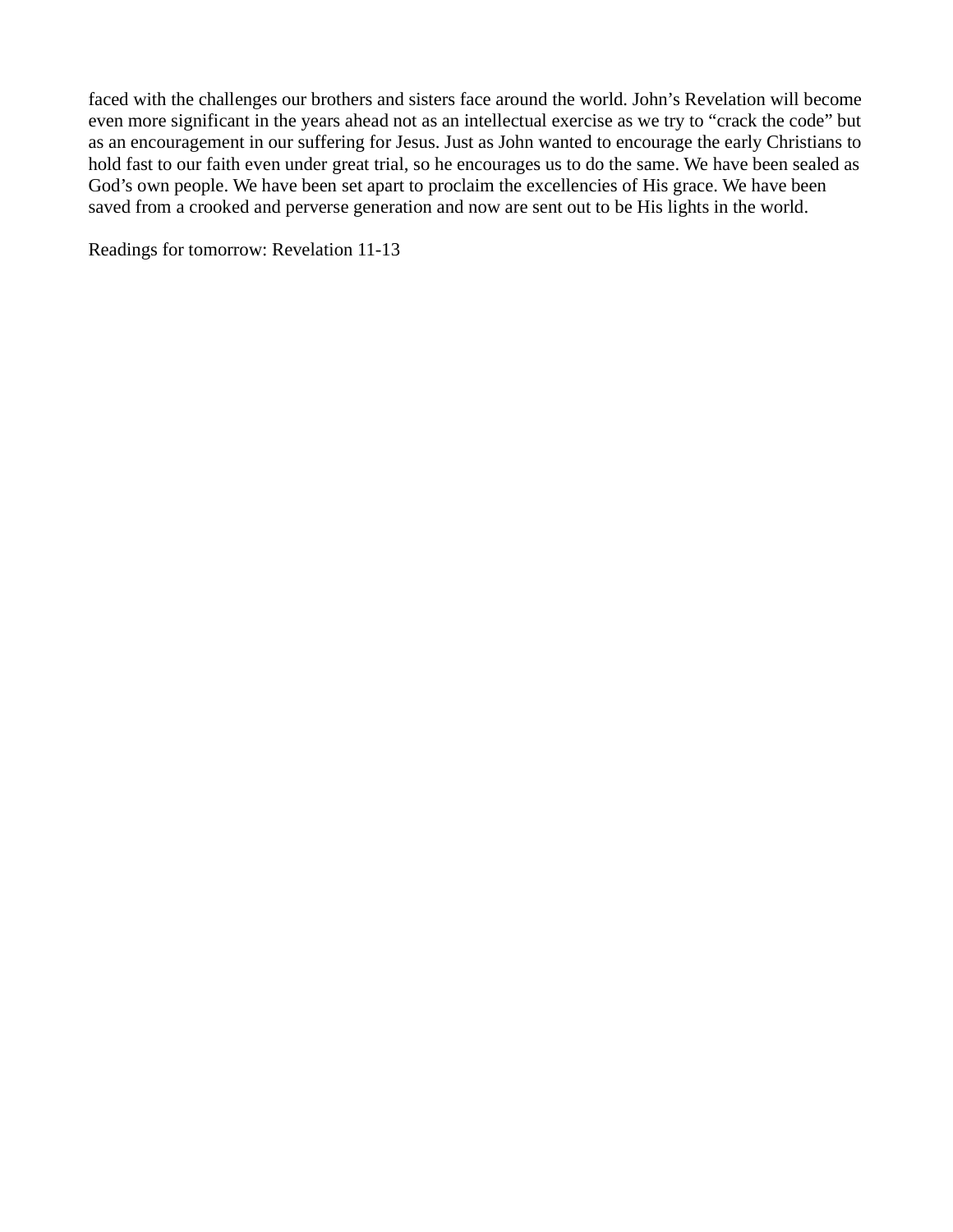faced with the challenges our brothers and sisters face around the world. John's Revelation will become even more significant in the years ahead not as an intellectual exercise as we try to "crack the code" but as an encouragement in our suffering for Jesus. Just as John wanted to encourage the early Christians to hold fast to our faith even under great trial, so he encourages us to do the same. We have been sealed as God's own people. We have been set apart to proclaim the excellencies of His grace. We have been saved from a crooked and perverse generation and now are sent out to be His lights in the world.

Readings for tomorrow: Revelation 11-13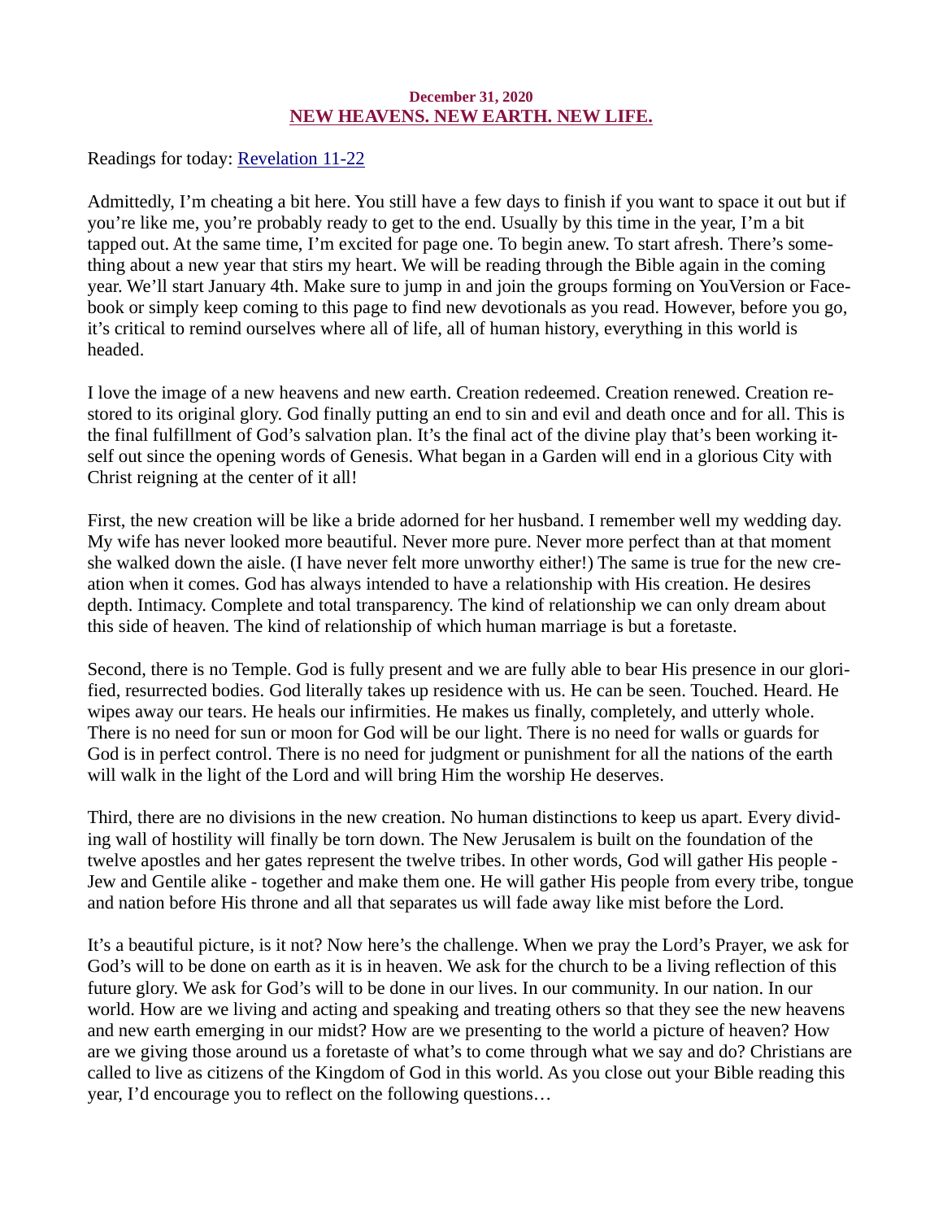**December 31, 2020**

## NEW HEAVENS. NEW EARTH. NEW LIFE.

Readings for today: Revelation 11-22

Admittedly, I'm cheating a bit here. You still have a few days to finish if you want to space it out but if you're like me, you're probably ready to get to the end. Usually by this time in the year, I'm a bit tapped out. At the same time, I'm excited for page one. To begin anew. To start afresh. There's something about a new year that stirs my heart. We will be reading through the Bible again in the coming year. We'll start January 4th. Make sure to jump in and join the groups forming on YouVersion or Facebook or simply keep coming to this page to find new devotionals as you read. However, before you go, it's critical to remind ourselves where all of life, all of human history, everything in this world is headed.

I love the image of a new heavens and new earth. Creation redeemed. Creation renewed. Creation restored to its original glory. God finally putting an end to sin and evil and death once and for all. This is the final fulfillment of God's salvation plan. It's the final act of the divine play that's been working itself out since the opening words of Genesis. What began in a Garden will end in a glorious City with Christ reigning at the center of it all!

First, the new creation will be like a bride adorned for her husband. I remember well my wedding day. My wife has never looked more beautiful. Never more pure. Never more perfect than at that moment she walked down the aisle. (I have never felt more unworthy either!) The same is true for the new creation when it comes. God has always intended to have a relationship with His creation. He desires depth. Intimacy. Complete and total transparency. The kind of relationship we can only dream about this side of heaven. The kind of relationship of which human marriage is but a foretaste.

Second, there is no Temple. God is fully present and we are fully able to bear His presence in our glorified, resurrected bodies. God literally takes up residence with us. He can be seen. Touched. Heard. He wipes away our tears. He heals our infirmities. He makes us finally, completely, and utterly whole. There is no need for sun or moon for God will be our light. There is no need for walls or guards for God is in perfect control. There is no need for judgment or punishment for all the nations of the earth will walk in the light of the Lord and will bring Him the worship He deserves.

Third, there are no divisions in the new creation. No human distinctions to keep us apart. Every dividing wall of hostility will finally be torn down. The New Jerusalem is built on the foundation of the twelve apostles and her gates represent the twelve tribes. In other words, God will gather His people - Jew and Gentile alike - together and make them one. He will gather His people from every tribe, tongue and nation before His throne and all that separates us will fade away like mist before the Lord.

It's a beautiful picture, is it not? Now here's the challenge. When we pray the Lord's Prayer, we ask for God's will to be done on earth as it is in heaven. We ask for the church to be a living reflection of this future glory. We ask for God's will to be done in our lives. In our community. In our nation. In our world. How are we living and acting and speaking and treating others so that they see the new heavens and new earth emerging in our midst? How are we presenting to the world a picture of heaven? How are we giving those around us a foretaste of what's to come through what we say and do? Christians are called to live as citizens of the Kingdom of God in this world. As you close out your Bible reading this year, I'd encourage you to reflect on the following questions…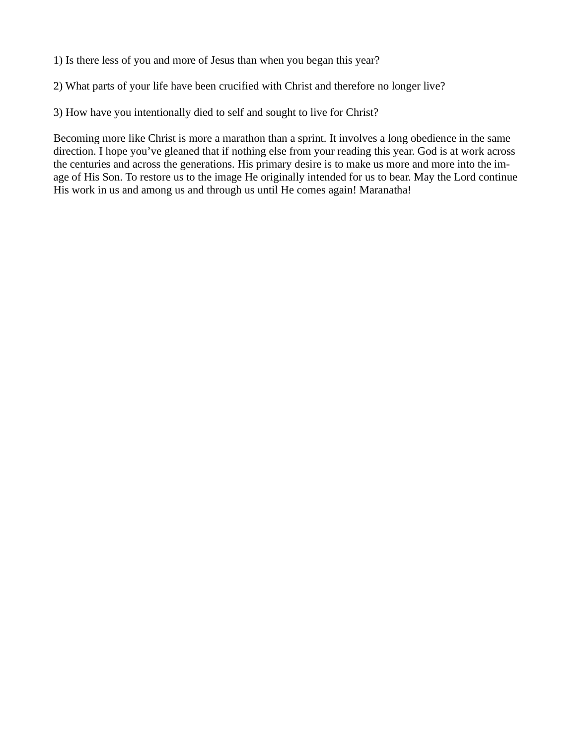1) Is there less of you and more of Jesus than when you began this year?

2) What parts of your life have been crucified with Christ and therefore no longer live?

3) How have you intentionally died to self and sought to live for Christ?

Becoming more like Christ is more a marathon than a sprint. It involves a long obedience in the same direction. I hope you've gleaned that if nothing else from your reading this year. God is at work across the centuries and across the generations. His primary desire is to make us more and more into the image of His Son. To restore us to the image He originally intended for us to bear. May the Lord continue His work in us and among us and through us until He comes again! Maranatha!